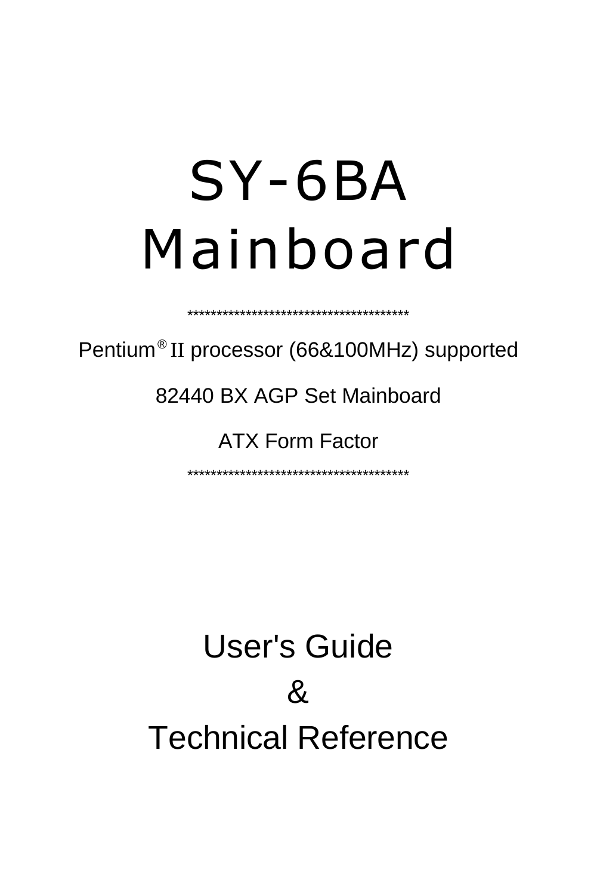# SY-6BA Mainboard

**************************************

Pentium® II processor (66&100MHz) supported

82440 BX AGP Set Mainboard

ATX Form Factor

**************************************

## User's Guide

## &

## Technical Reference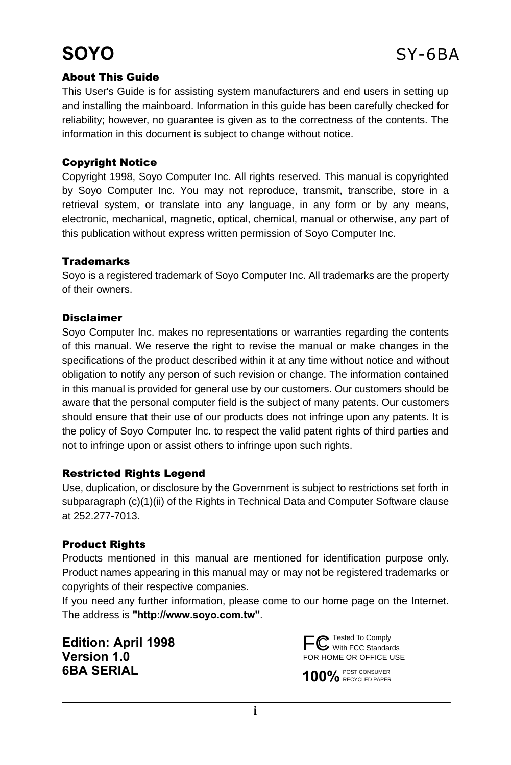## About This Guide

This User's Guide is for assisting system manufacturers and end users in setting up and installing the mainboard. Information in this guide has been carefully checked for reliability; however, no guarantee is given as to the correctness of the contents. The information in this document is subject to change without notice.

## Copyright Notice

Copyright 1998, Soyo Computer Inc. All rights reserved. This manual is copyrighted by Soyo Computer Inc. You may not reproduce, transmit, transcribe, store in a retrieval system, or translate into any language, in any form or by any means, electronic, mechanical, magnetic, optical, chemical, manual or otherwise, any part of this publication without express written permission of Soyo Computer Inc.

## Trademarks

Soyo is a registered trademark of Soyo Computer Inc. All trademarks are the property of their owners.

## Disclaimer

Soyo Computer Inc. makes no representations or warranties regarding the contents of this manual. We reserve the right to revise the manual or make changes in the specifications of the product described within it at any time without notice and without obligation to notify any person of such revision or change. The information contained in this manual is provided for general use by our customers. Our customers should be aware that the personal computer field is the subject of many patents. Our customers should ensure that their use of our products does not infringe upon any patents. It is the policy of Soyo Computer Inc. to respect the valid patent rights of third parties and not to infringe upon or assist others to infringe upon such rights.

## Restricted Rights Legend

Use, duplication, or disclosure by the Government is subject to restrictions set forth in subparagraph (c)(1)(ii) of the Rights in Technical Data and Computer Software clause at 252.277-7013.

## Product Rights

Products mentioned in this manual are mentioned for identification purpose only. Product names appearing in this manual may or may not be registered trademarks or copyrights of their respective companies.

If you need any further information, please come to our home page on the Internet. The address is **"http://www.soyo.com.tw"**.

**Edition: April 1998**
**Version 1.0**
**6BA SERIAL**

FC Tested To Comply With FCC Standards
FOR HOME OR OFFICE USE

**100%** POST CONSUMER RECYCLED PAPER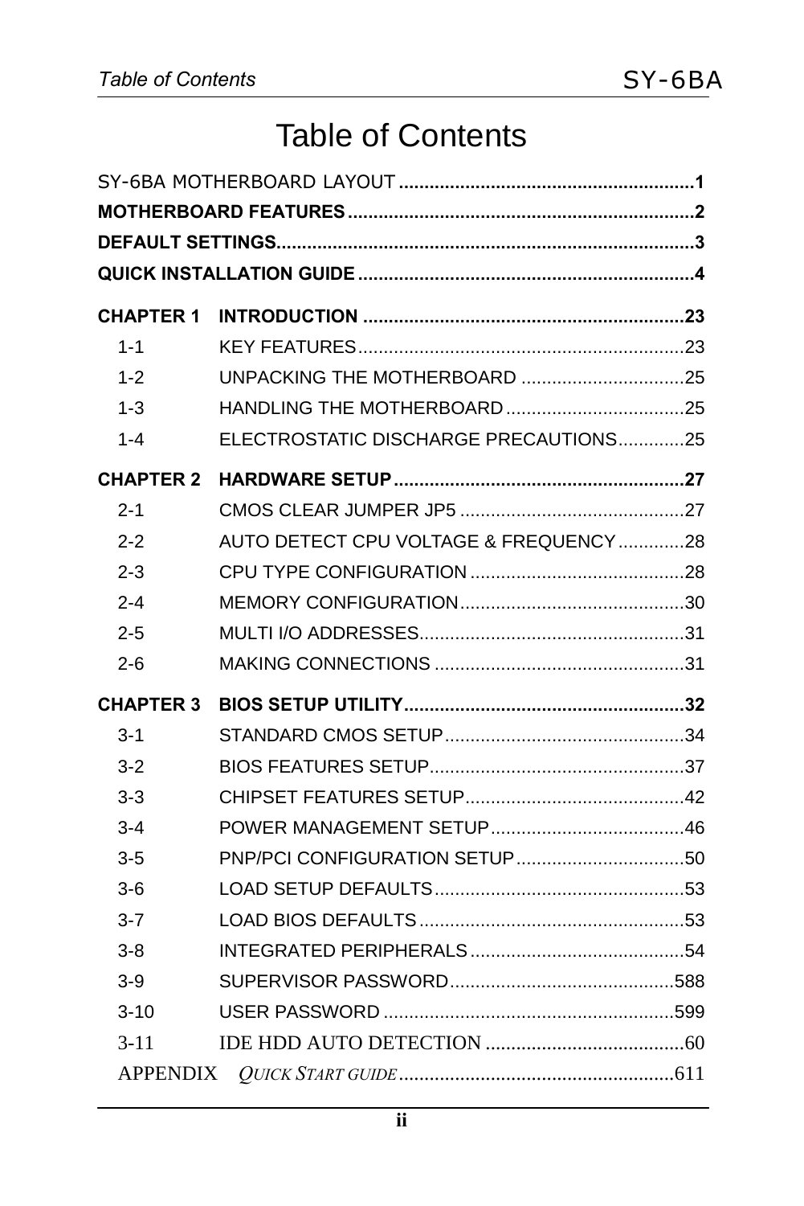# Table of Contents

SY-6BA MOTHERBOARD LAYOUT ..........................................................1
**MOTHERBOARD FEATURES** ....................................................................2
**DEFAULT SETTINGS**..................................................................................3
**QUICK INSTALLATION GUIDE** ..................................................................4

| | | |
|---|---|---|
| **CHAPTER 1** | **INTRODUCTION** | **23** |
| 1-1 | KEY FEATURES | 23 |
| 1-2 | UNPACKING THE MOTHERBOARD | 25 |
| 1-3 | HANDLING THE MOTHERBOARD | 25 |
| 1-4 | ELECTROSTATIC DISCHARGE PRECAUTIONS | 25 |
| **CHAPTER 2** | **HARDWARE SETUP** | **27** |
| 2-1 | CMOS CLEAR JUMPER JP5 | 27 |
| 2-2 | AUTO DETECT CPU VOLTAGE & FREQUENCY | 28 |
| 2-3 | CPU TYPE CONFIGURATION | 28 |
| 2-4 | MEMORY CONFIGURATION | 30 |
| 2-5 | MULTI I/O ADDRESSES | 31 |
| 2-6 | MAKING CONNECTIONS | 31 |
| **CHAPTER 3** | **BIOS SETUP UTILITY** | **32** |
| 3-1 | STANDARD CMOS SETUP | 34 |
| 3-2 | BIOS FEATURES SETUP | 37 |
| 3-3 | CHIPSET FEATURES SETUP | 42 |
| 3-4 | POWER MANAGEMENT SETUP | 46 |
| 3-5 | PNP/PCI CONFIGURATION SETUP | 50 |
| 3-6 | LOAD SETUP DEFAULTS | 53 |
| 3-7 | LOAD BIOS DEFAULTS | 53 |
| 3-8 | INTEGRATED PERIPHERALS | 54 |
| 3-9 | SUPERVISOR PASSWORD | 588 |
| 3-10 | USER PASSWORD | 599 |
| 3-11 | IDE HDD AUTO DETECTION | 60 |
| APPENDIX | *QUICK START GUIDE* | 611 |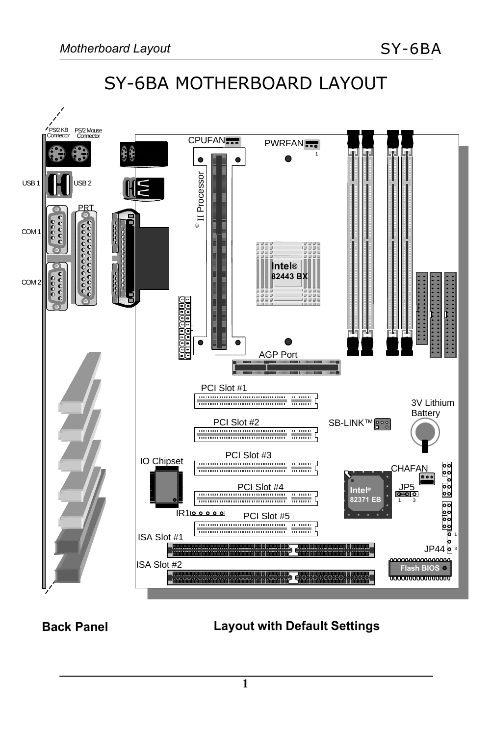# SY-6BA MOTHERBOARD LAYOUT

PS/2 KB Connector
PS/2 Mouse Connector
USB 1
USB 2
PRT
COM 1
COM 2
CPUFAN
PWRFAN
® II Processor
Intel®
82443 BX
AGP Port
PCI Slot #1
PCI Slot #2
PCI Slot #3
PCI Slot #4
PCI Slot #5
3V Lithium Battery
SB-LINK™
IO Chipset
CHAFAN
Intel®
82371 EB
JP5
IR1
ISA Slot #1
ISA Slot #2
JP44
Flash BIOS

**Back Panel** **Layout with Default Settings**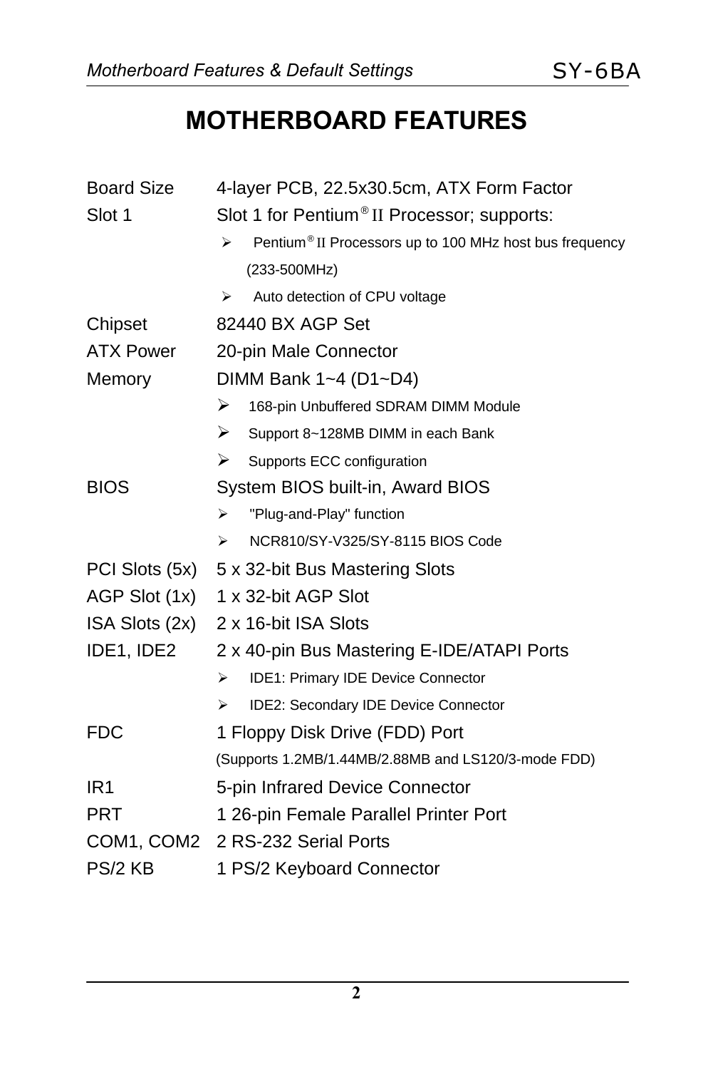# MOTHERBOARD FEATURES

| | |
|---|---|
| Board Size | 4-layer PCB, 22.5x30.5cm, ATX Form Factor |
| Slot 1 | Slot 1 for Pentium® II Processor; supports: |
| | ➢ Pentium® II Processors up to 100 MHz host bus frequency (233-500MHz) |
| | ➢ Auto detection of CPU voltage |
| Chipset | 82440 BX AGP Set |
| ATX Power | 20-pin Male Connector |
| Memory | DIMM Bank 1~4 (D1~D4) |
| | ➢ 168-pin Unbuffered SDRAM DIMM Module |
| | ➢ Support 8~128MB DIMM in each Bank |
| | ➢ Supports ECC configuration |
| BIOS | System BIOS built-in, Award BIOS |
| | ➢ "Plug-and-Play" function |
| | ➢ NCR810/SY-V325/SY-8115 BIOS Code |
| PCI Slots (5x) | 5 x 32-bit Bus Mastering Slots |
| AGP Slot (1x) | 1 x 32-bit AGP Slot |
| ISA Slots (2x) | 2 x 16-bit ISA Slots |
| IDE1, IDE2 | 2 x 40-pin Bus Mastering E-IDE/ATAPI Ports |
| | ➢ IDE1: Primary IDE Device Connector |
| | ➢ IDE2: Secondary IDE Device Connector |
| FDC | 1 Floppy Disk Drive (FDD) Port |
| | (Supports 1.2MB/1.44MB/2.88MB and LS120/3-mode FDD) |
| IR1 | 5-pin Infrared Device Connector |
| PRT | 1 26-pin Female Parallel Printer Port |
| COM1, COM2 | 2 RS-232 Serial Ports |
| PS/2 KB | 1 PS/2 Keyboard Connector |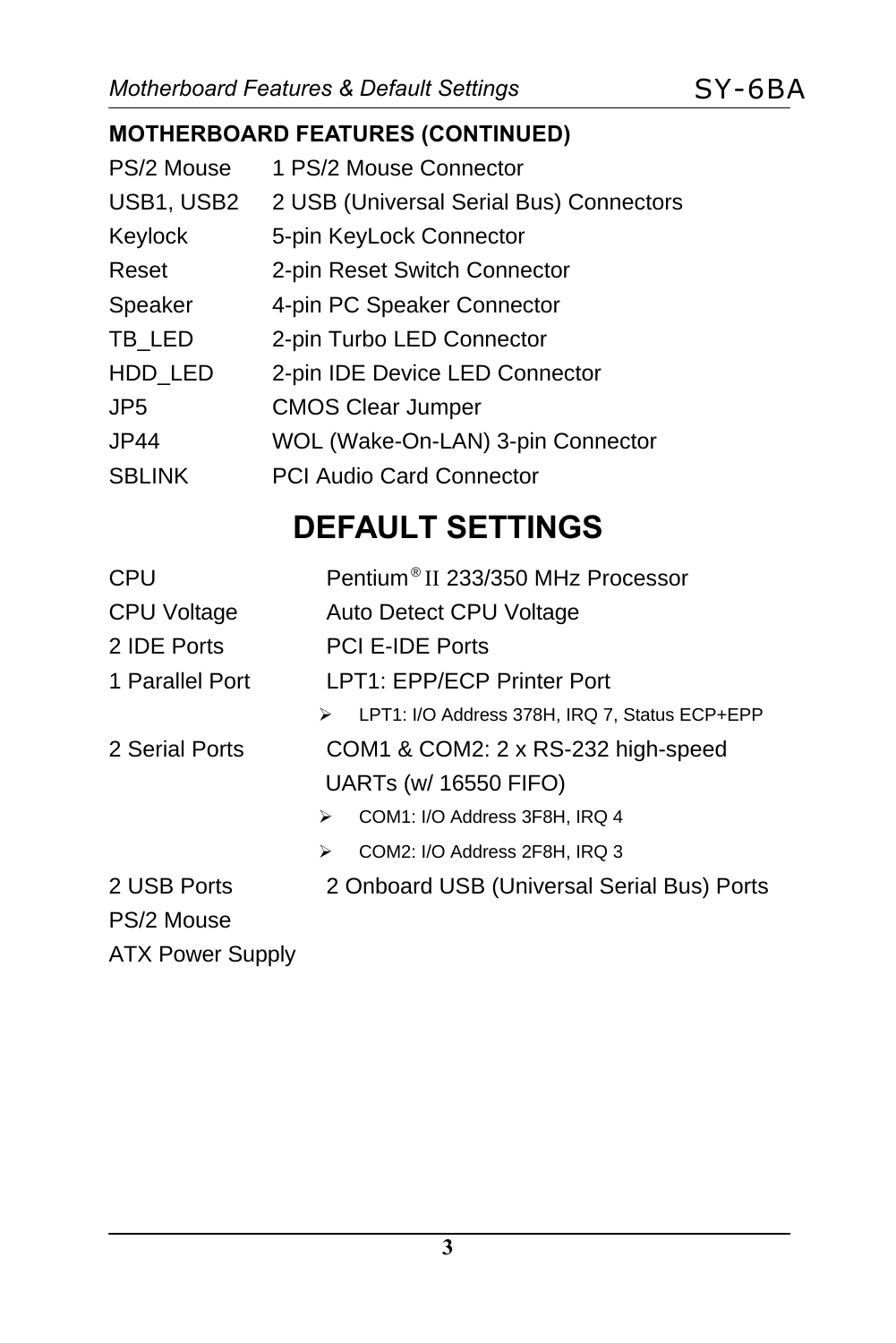### MOTHERBOARD FEATURES (CONTINUED)

| | |
|---|---|
| PS/2 Mouse | 1 PS/2 Mouse Connector |
| USB1, USB2 | 2 USB (Universal Serial Bus) Connectors |
| Keylock | 5-pin KeyLock Connector |
| Reset | 2-pin Reset Switch Connector |
| Speaker | 4-pin PC Speaker Connector |
| TB_LED | 2-pin Turbo LED Connector |
| HDD_LED | 2-pin IDE Device LED Connector |
| JP5 | CMOS Clear Jumper |
| JP44 | WOL (Wake-On-LAN) 3-pin Connector |
| SBLINK | PCI Audio Card Connector |

## DEFAULT SETTINGS

| | |
|---|---|
| CPU | Pentium® II 233/350 MHz Processor |
| CPU Voltage | Auto Detect CPU Voltage |
| 2 IDE Ports | PCI E-IDE Ports |
| 1 Parallel Port | LPT1: EPP/ECP Printer Port<br>➢ LPT1: I/O Address 378H, IRQ 7, Status ECP+EPP |
| 2 Serial Ports | COM1 & COM2: 2 x RS-232 high-speed UARTs (w/ 16550 FIFO)<br>➢ COM1: I/O Address 3F8H, IRQ 4<br>➢ COM2: I/O Address 2F8H, IRQ 3 |
| 2 USB Ports | 2 Onboard USB (Universal Serial Bus) Ports |
| PS/2 Mouse | |
| ATX Power Supply | |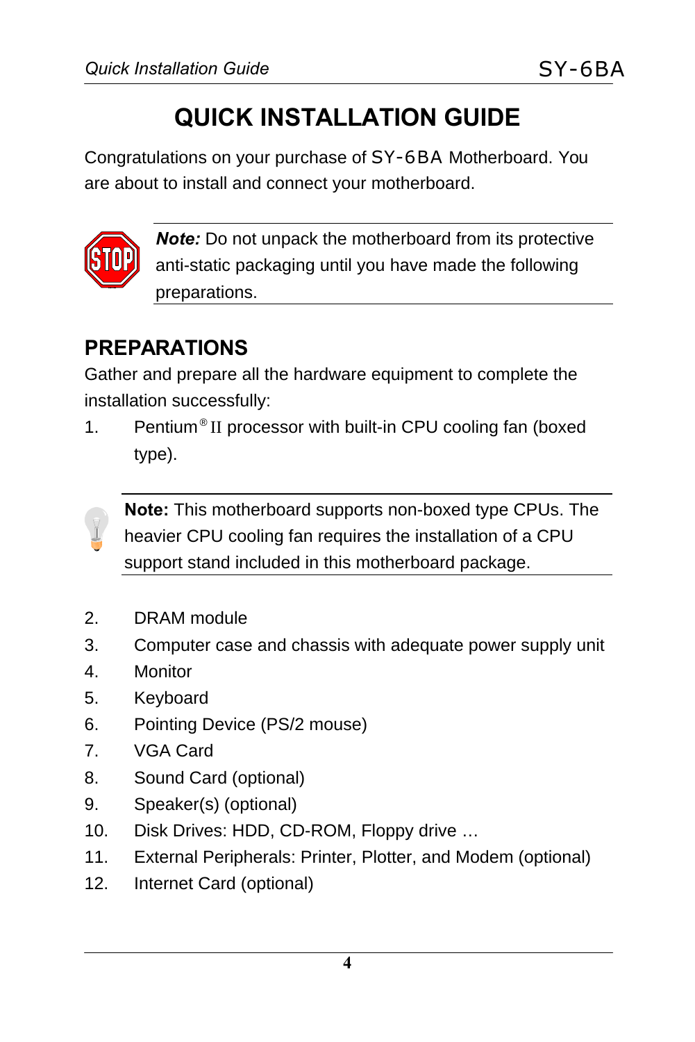# QUICK INSTALLATION GUIDE

Congratulations on your purchase of SY-6BA Motherboard. You are about to install and connect your motherboard.

***Note:*** Do not unpack the motherboard from its protective anti-static packaging until you have made the following preparations.

## PREPARATIONS

Gather and prepare all the hardware equipment to complete the installation successfully:

1. Pentium® II processor with built-in CPU cooling fan (boxed type).

**Note:** This motherboard supports non-boxed type CPUs. The heavier CPU cooling fan requires the installation of a CPU support stand included in this motherboard package.

2. DRAM module
3. Computer case and chassis with adequate power supply unit
4. Monitor
5. Keyboard
6. Pointing Device (PS/2 mouse)
7. VGA Card
8. Sound Card (optional)
9. Speaker(s) (optional)
10. Disk Drives: HDD, CD-ROM, Floppy drive …
11. External Peripherals: Printer, Plotter, and Modem (optional)
12. Internet Card (optional)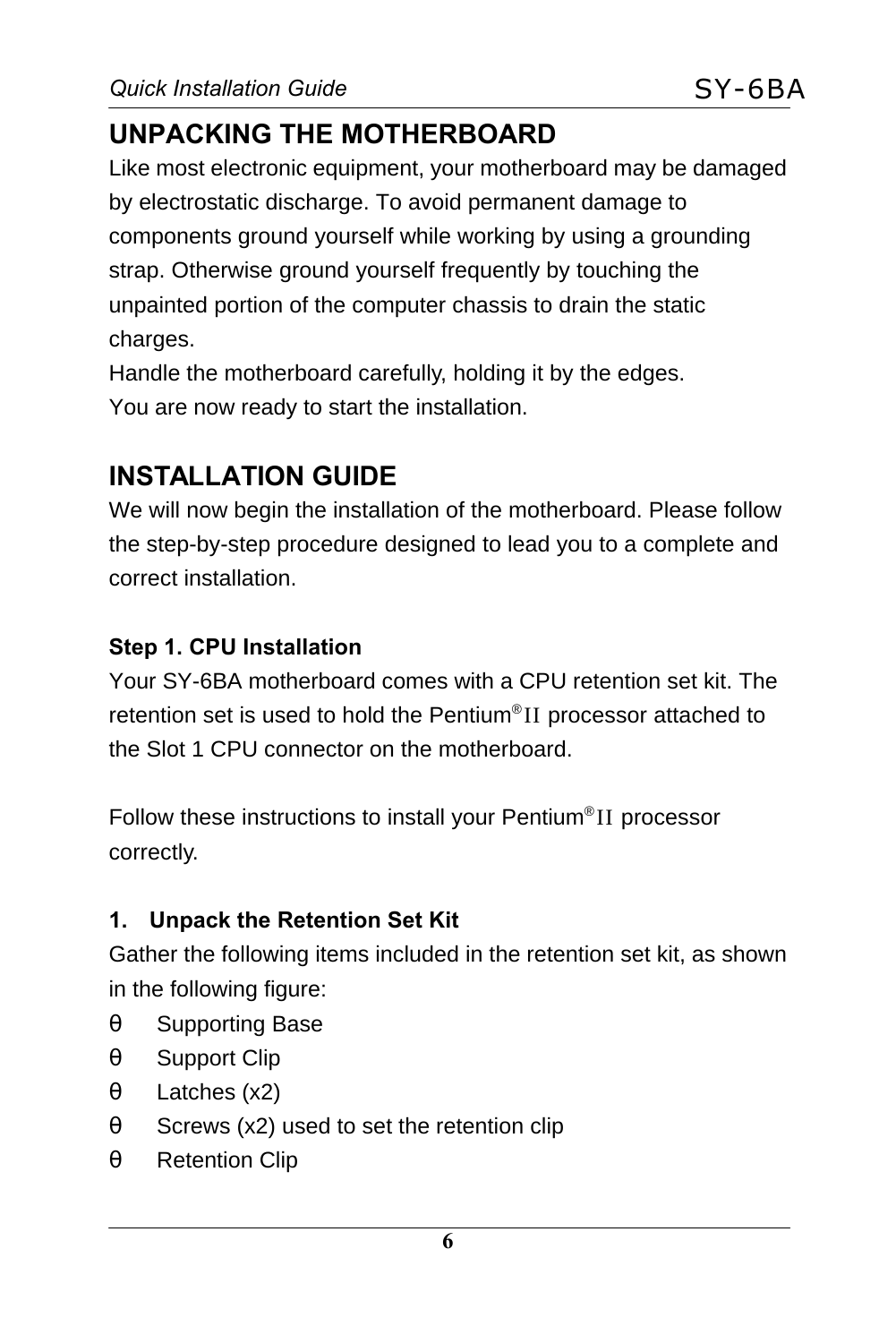## UNPACKING THE MOTHERBOARD

Like most electronic equipment, your motherboard may be damaged by electrostatic discharge. To avoid permanent damage to components ground yourself while working by using a grounding strap. Otherwise ground yourself frequently by touching the unpainted portion of the computer chassis to drain the static charges.

Handle the motherboard carefully, holding it by the edges.

You are now ready to start the installation.

## INSTALLATION GUIDE

We will now begin the installation of the motherboard. Please follow the step-by-step procedure designed to lead you to a complete and correct installation.

### Step 1. CPU Installation

Your SY-6BA motherboard comes with a CPU retention set kit. The retention set is used to hold the Pentium® II processor attached to the Slot 1 CPU connector on the motherboard.

Follow these instructions to install your Pentium® II processor correctly.

#### 1. Unpack the Retention Set Kit

Gather the following items included in the retention set kit, as shown in the following figure:

- Supporting Base
- Support Clip
- Latches (x2)
- Screws (x2) used to set the retention clip
- Retention Clip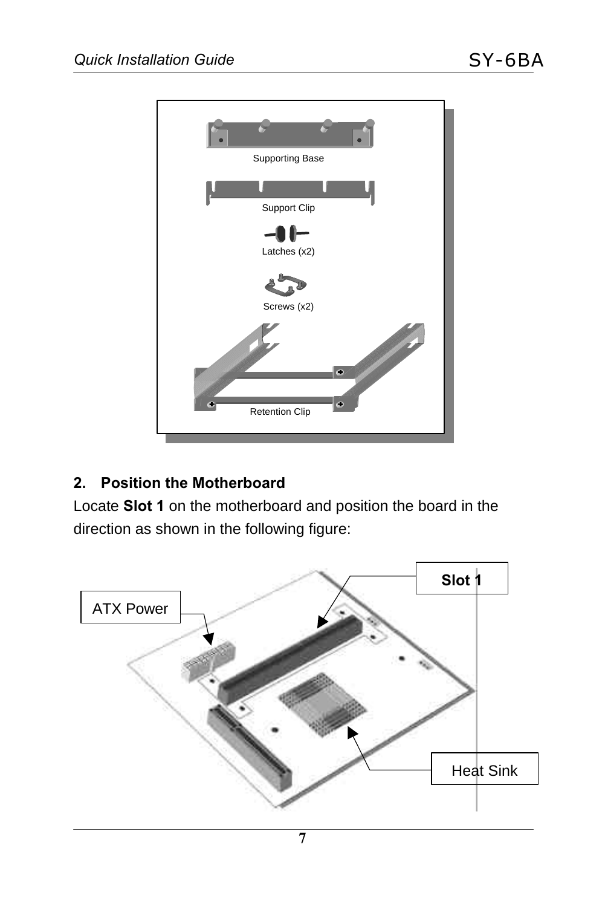Supporting Base

Support Clip

Latches (x2)

Screws (x2)

Retention Clip

**2. Position the Motherboard**

Locate **Slot 1** on the motherboard and position the board in the direction as shown in the following figure:

ATX Power

**Slot 1**

Heat Sink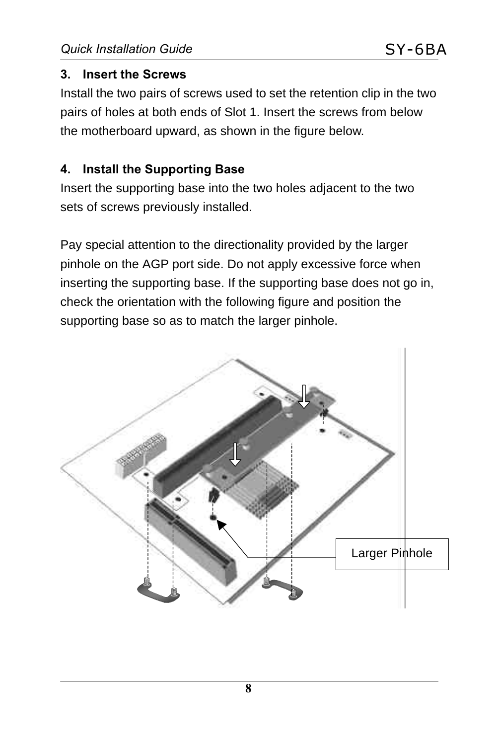### 3. Insert the Screws

Install the two pairs of screws used to set the retention clip in the two pairs of holes at both ends of Slot 1. Insert the screws from below the motherboard upward, as shown in the figure below.

### 4. Install the Supporting Base

Insert the supporting base into the two holes adjacent to the two sets of screws previously installed.

Pay special attention to the directionality provided by the larger pinhole on the AGP port side. Do not apply excessive force when inserting the supporting base. If the supporting base does not go in, check the orientation with the following figure and position the supporting base so as to match the larger pinhole.

Larger Pinhole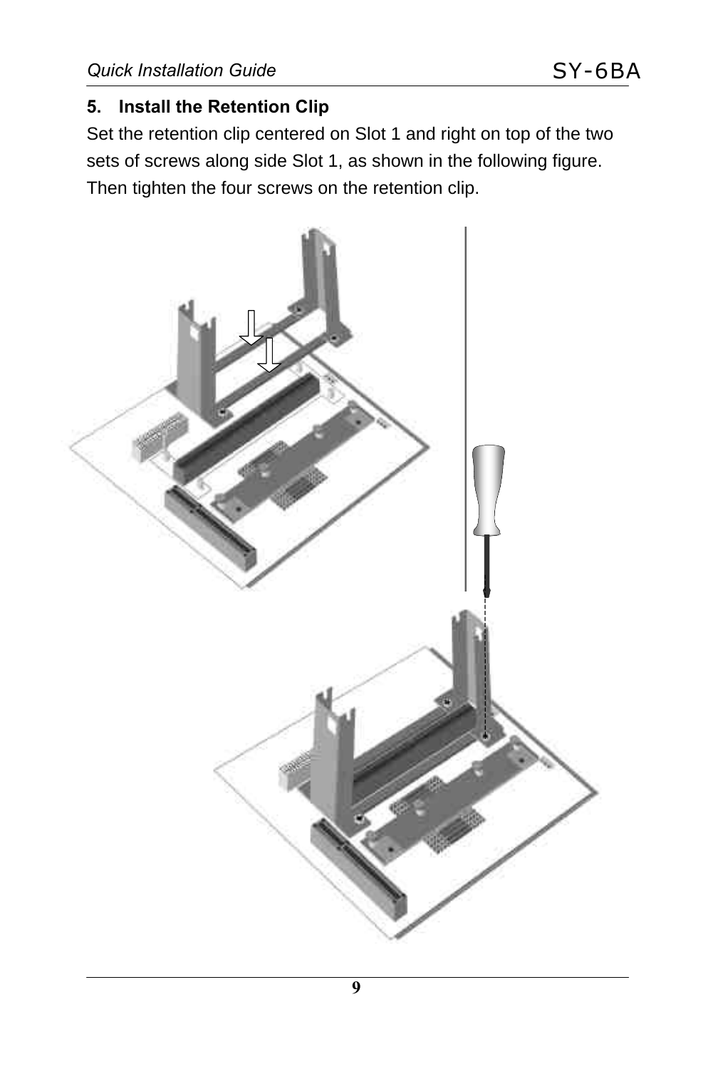### 5. Install the Retention Clip

Set the retention clip centered on Slot 1 and right on top of the two sets of screws along side Slot 1, as shown in the following figure. Then tighten the four screws on the retention clip.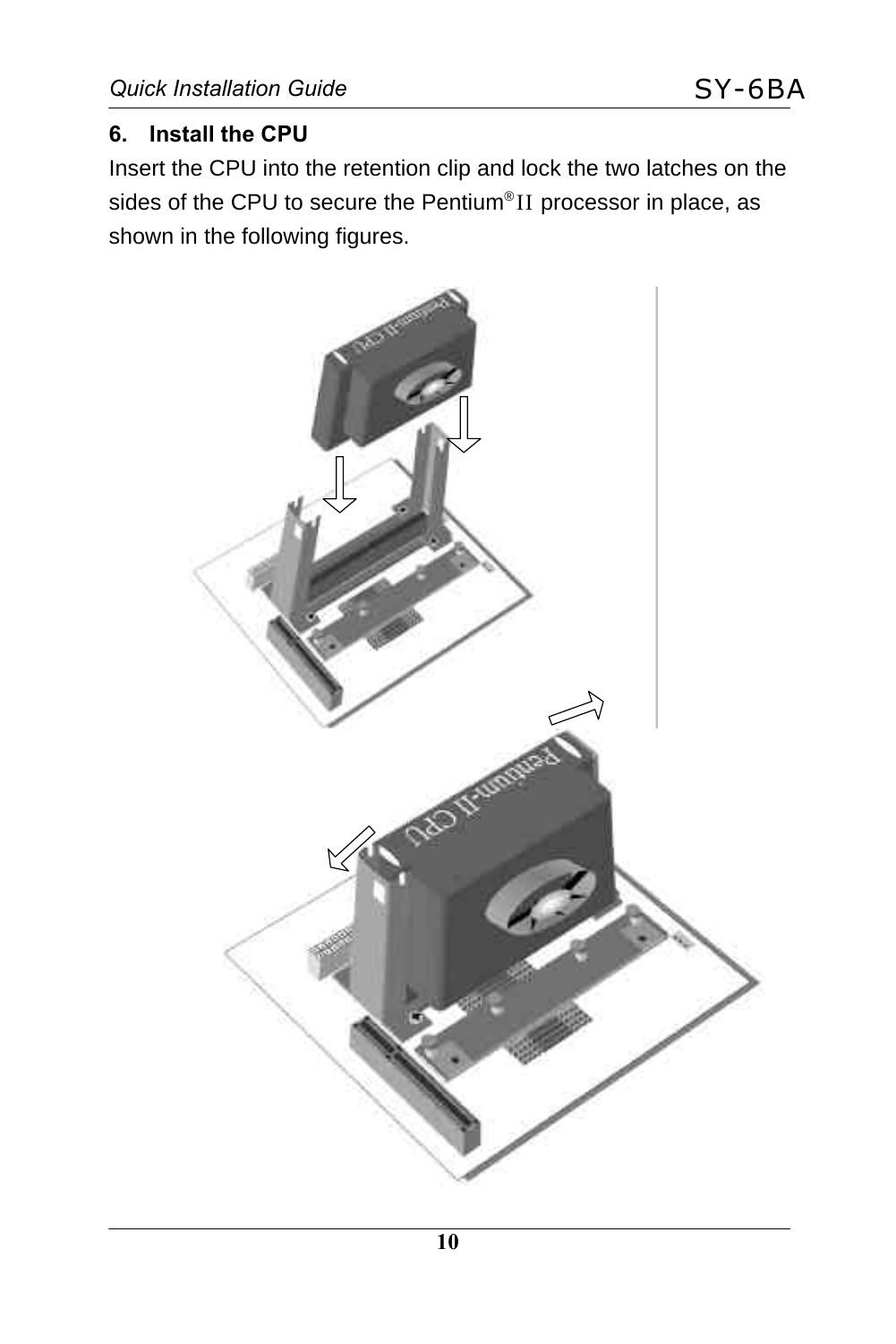## 6. Install the CPU

Insert the CPU into the retention clip and lock the two latches on the sides of the CPU to secure the Pentium® II processor in place, as shown in the following figures.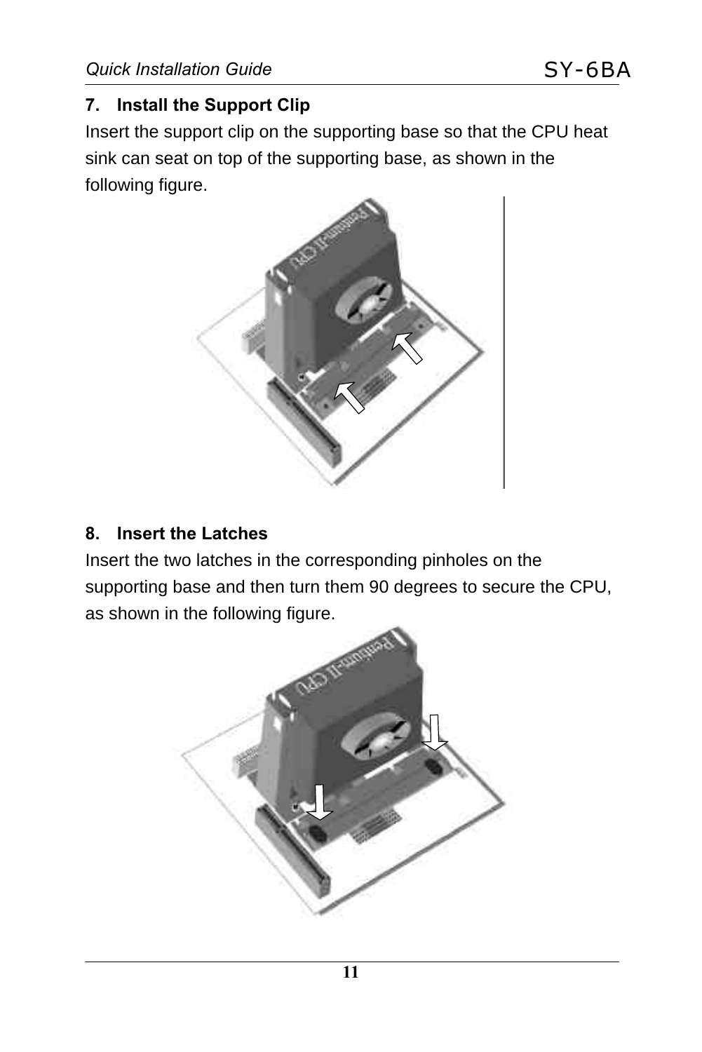## 7. Install the Support Clip

Insert the support clip on the supporting base so that the CPU heat sink can seat on top of the supporting base, as shown in the following figure.

## 8. Insert the Latches

Insert the two latches in the corresponding pinholes on the supporting base and then turn them 90 degrees to secure the CPU, as shown in the following figure.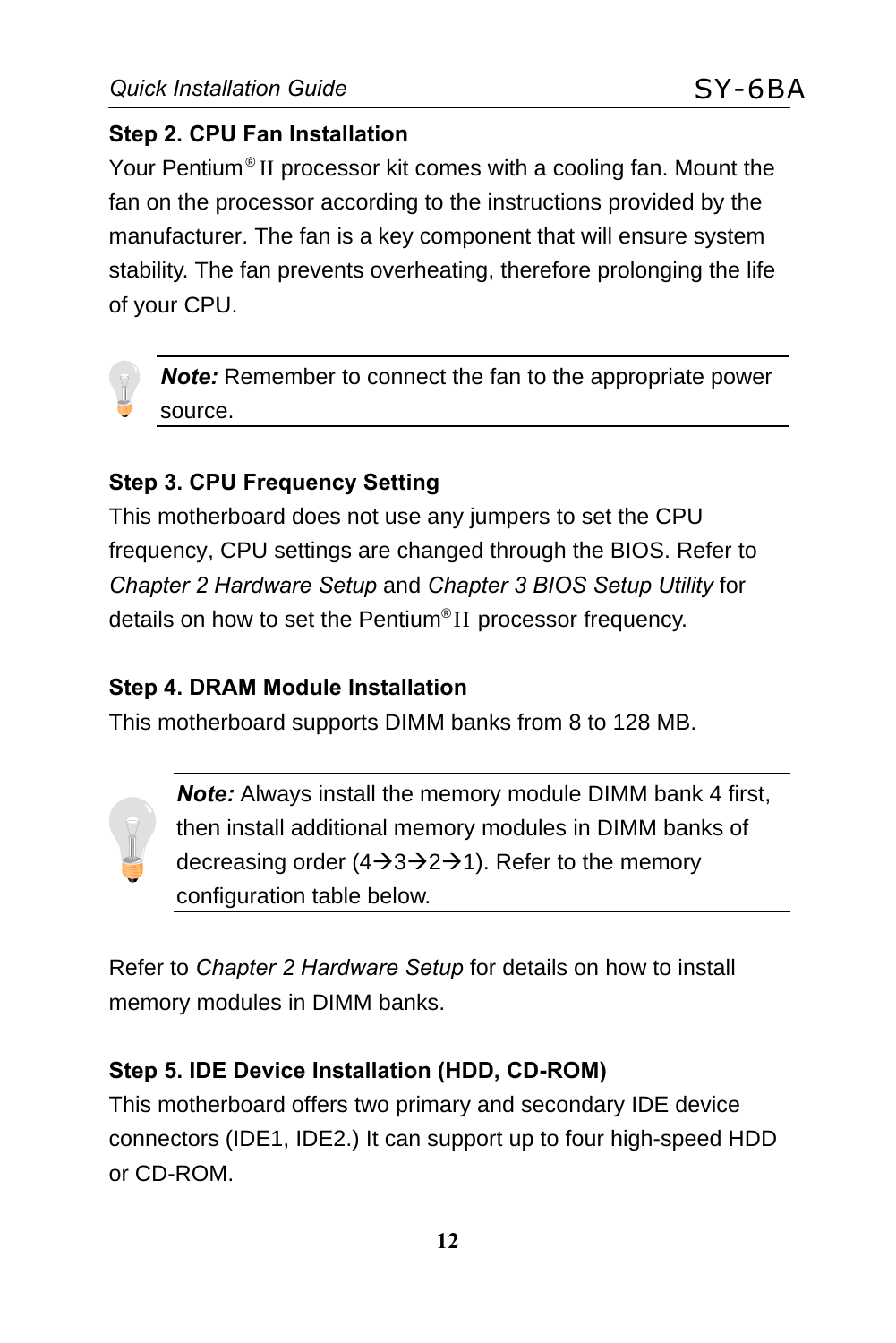### Step 2. CPU Fan Installation

Your Pentium® II processor kit comes with a cooling fan. Mount the fan on the processor according to the instructions provided by the manufacturer. The fan is a key component that will ensure system stability. The fan prevents overheating, therefore prolonging the life of your CPU.

> ***Note:*** Remember to connect the fan to the appropriate power source.

### Step 3. CPU Frequency Setting

This motherboard does not use any jumpers to set the CPU frequency, CPU settings are changed through the BIOS. Refer to *Chapter 2 Hardware Setup* and *Chapter 3 BIOS Setup Utility* for details on how to set the Pentium® II processor frequency.

### Step 4. DRAM Module Installation

This motherboard supports DIMM banks from 8 to 128 MB.

> ***Note:*** Always install the memory module DIMM bank 4 first, then install additional memory modules in DIMM banks of decreasing order (4→3→2→1). Refer to the memory configuration table below.

Refer to *Chapter 2 Hardware Setup* for details on how to install memory modules in DIMM banks.

### Step 5. IDE Device Installation (HDD, CD-ROM)

This motherboard offers two primary and secondary IDE device connectors (IDE1, IDE2.) It can support up to four high-speed HDD or CD-ROM.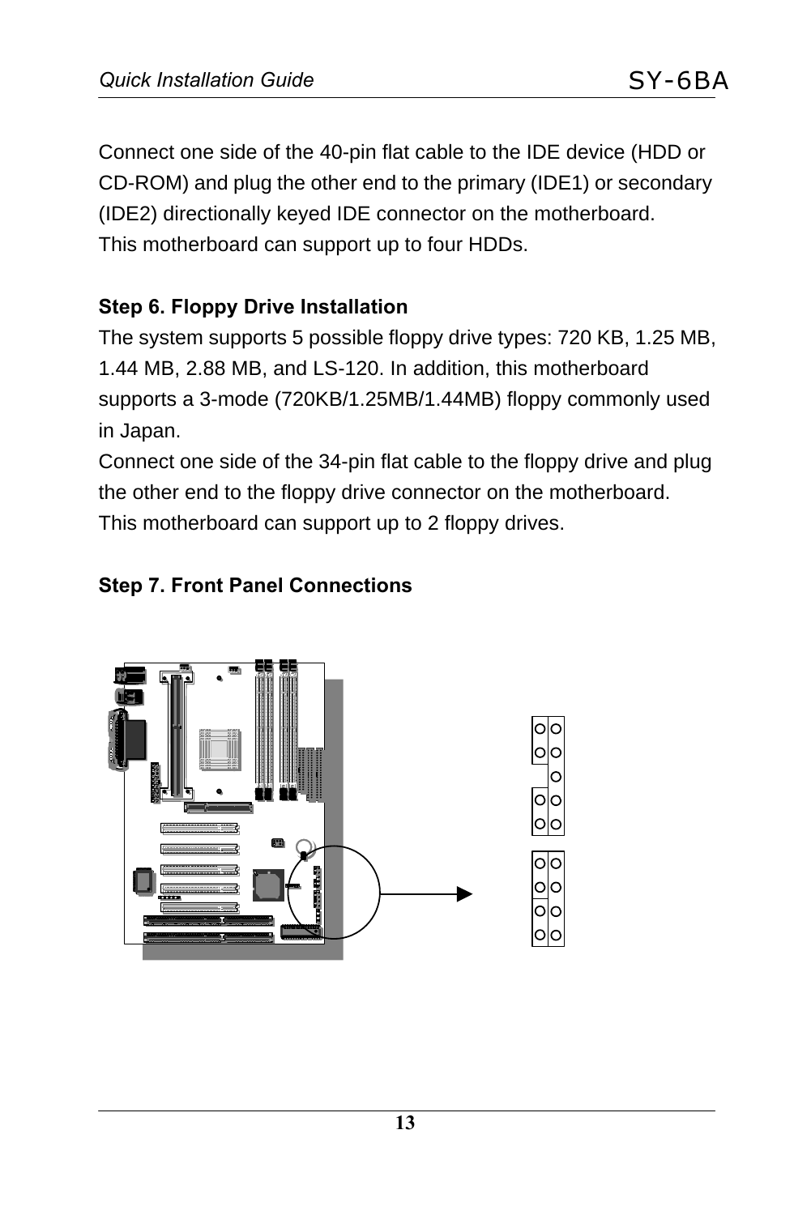Connect one side of the 40-pin flat cable to the IDE device (HDD or CD-ROM) and plug the other end to the primary (IDE1) or secondary (IDE2) directionally keyed IDE connector on the motherboard.
This motherboard can support up to four HDDs.

**Step 6. Floppy Drive Installation**

The system supports 5 possible floppy drive types: 720 KB, 1.25 MB, 1.44 MB, 2.88 MB, and LS-120. In addition, this motherboard supports a 3-mode (720KB/1.25MB/1.44MB) floppy commonly used in Japan.
Connect one side of the 34-pin flat cable to the floppy drive and plug the other end to the floppy drive connector on the motherboard.
This motherboard can support up to 2 floppy drives.

**Step 7. Front Panel Connections**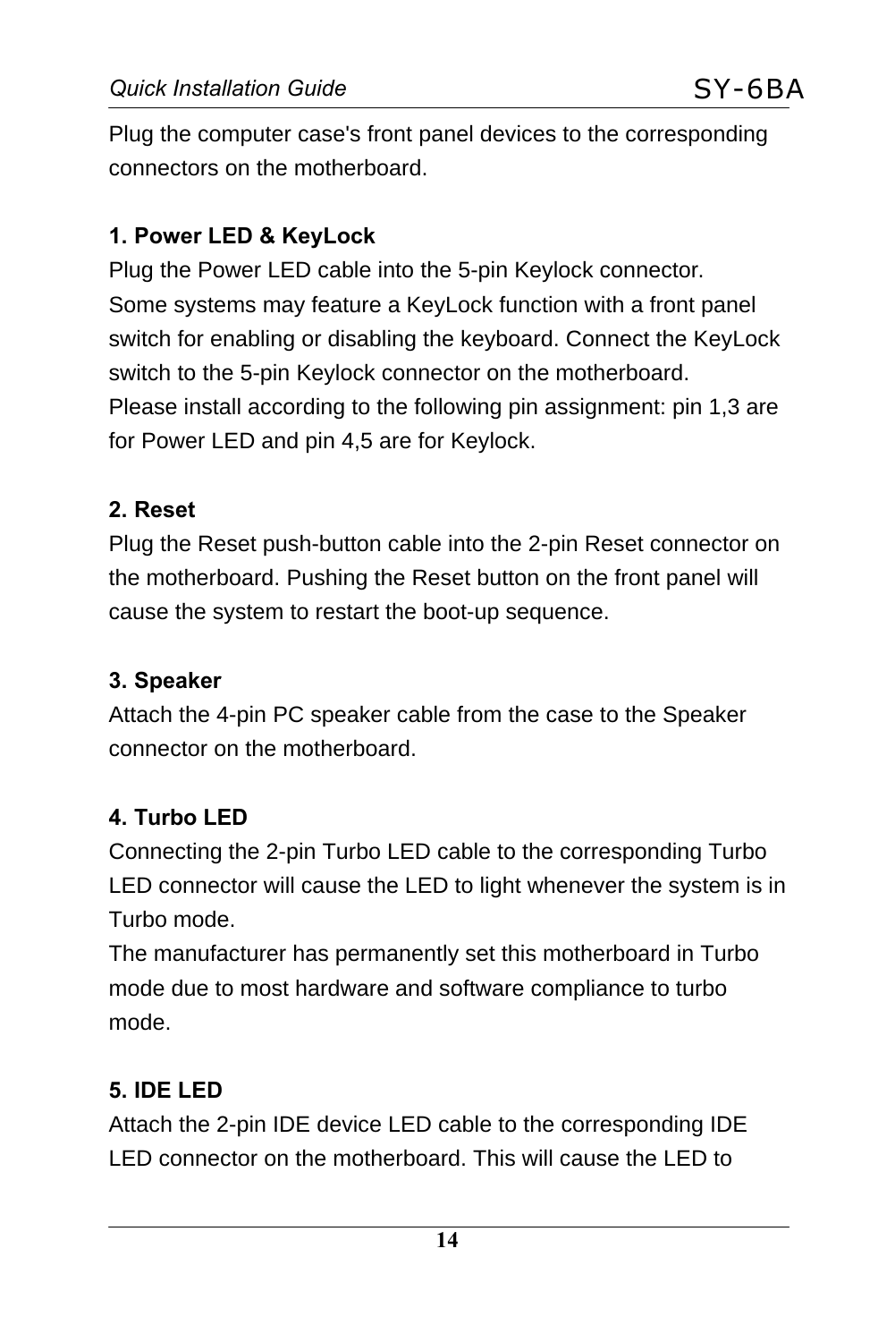Plug the computer case's front panel devices to the corresponding connectors on the motherboard.

**1. Power LED & KeyLock**

Plug the Power LED cable into the 5-pin Keylock connector.
Some systems may feature a KeyLock function with a front panel switch for enabling or disabling the keyboard. Connect the KeyLock switch to the 5-pin Keylock connector on the motherboard.
Please install according to the following pin assignment: pin 1,3 are for Power LED and pin 4,5 are for Keylock.

**2. Reset**

Plug the Reset push-button cable into the 2-pin Reset connector on the motherboard. Pushing the Reset button on the front panel will cause the system to restart the boot-up sequence.

**3. Speaker**

Attach the 4-pin PC speaker cable from the case to the Speaker connector on the motherboard.

**4. Turbo LED**

Connecting the 2-pin Turbo LED cable to the corresponding Turbo LED connector will cause the LED to light whenever the system is in Turbo mode.
The manufacturer has permanently set this motherboard in Turbo mode due to most hardware and software compliance to turbo mode.

**5. IDE LED**

Attach the 2-pin IDE device LED cable to the corresponding IDE LED connector on the motherboard. This will cause the LED to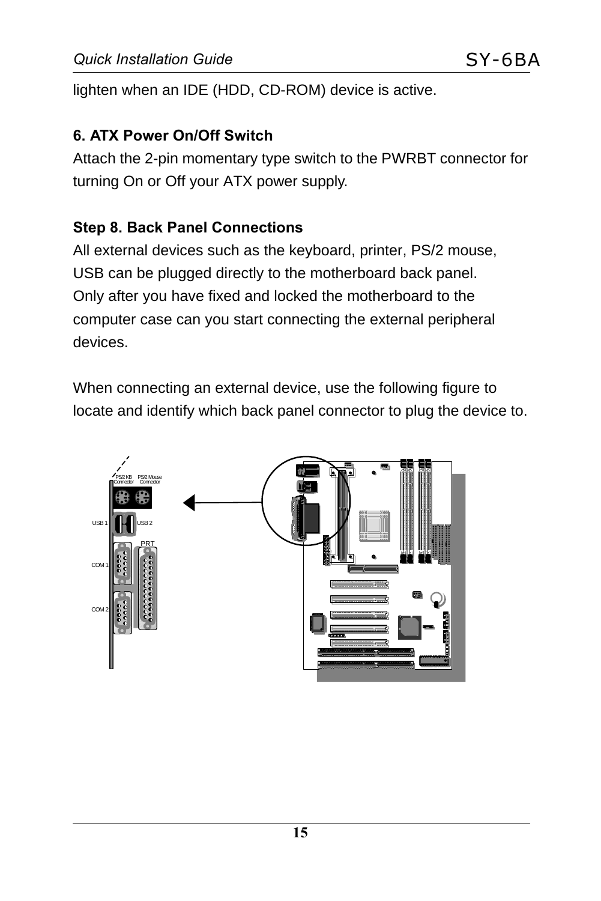lighten when an IDE (HDD, CD-ROM) device is active.

**6. ATX Power On/Off Switch**

Attach the 2-pin momentary type switch to the PWRBT connector for turning On or Off your ATX power supply.

## Step 8. Back Panel Connections

All external devices such as the keyboard, printer, PS/2 mouse, USB can be plugged directly to the motherboard back panel. Only after you have fixed and locked the motherboard to the computer case can you start connecting the external peripheral devices.

When connecting an external device, use the following figure to locate and identify which back panel connector to plug the device to.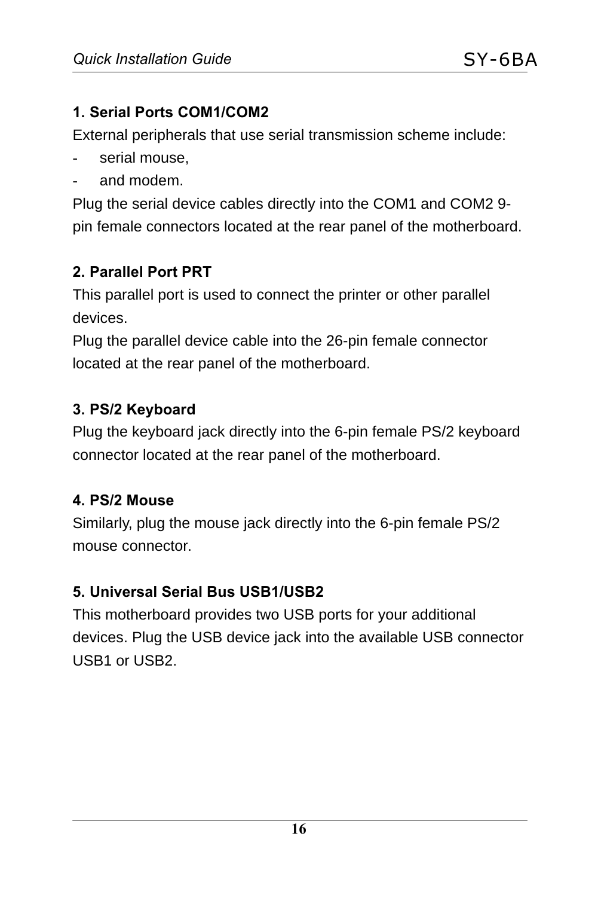**1. Serial Ports COM1/COM2**

External peripherals that use serial transmission scheme include:

- serial mouse,
- and modem.

Plug the serial device cables directly into the COM1 and COM2 9-pin female connectors located at the rear panel of the motherboard.

**2. Parallel Port PRT**

This parallel port is used to connect the printer or other parallel devices.

Plug the parallel device cable into the 26-pin female connector located at the rear panel of the motherboard.

**3. PS/2 Keyboard**

Plug the keyboard jack directly into the 6-pin female PS/2 keyboard connector located at the rear panel of the motherboard.

**4. PS/2 Mouse**

Similarly, plug the mouse jack directly into the 6-pin female PS/2 mouse connector.

**5. Universal Serial Bus USB1/USB2**

This motherboard provides two USB ports for your additional devices. Plug the USB device jack into the available USB connector USB1 or USB2.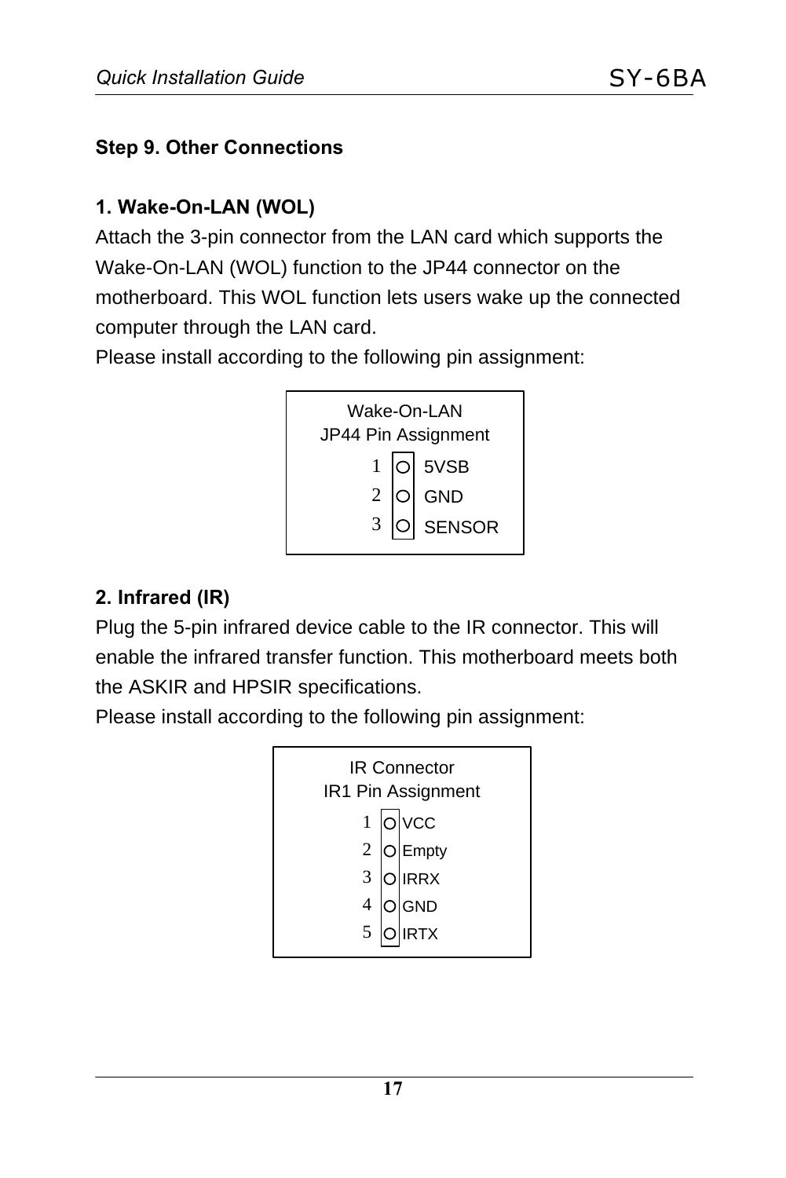## Step 9. Other Connections

### 1. Wake-On-LAN (WOL)

Attach the 3-pin connector from the LAN card which supports the Wake-On-LAN (WOL) function to the JP44 connector on the motherboard. This WOL function lets users wake up the connected computer through the LAN card.

Please install according to the following pin assignment:

Wake-On-LAN
JP44 Pin Assignment

| Pin | Assignment |
|---|---|
| 1 | 5VSB |
| 2 | GND |
| 3 | SENSOR |

### 2. Infrared (IR)

Plug the 5-pin infrared device cable to the IR connector. This will enable the infrared transfer function. This motherboard meets both the ASKIR and HPSIR specifications.

Please install according to the following pin assignment:

IR Connector
IR1 Pin Assignment

| Pin | Assignment |
|---|---|
| 1 | VCC |
| 2 | Empty |
| 3 | IRRX |
| 4 | GND |
| 5 | IRTX |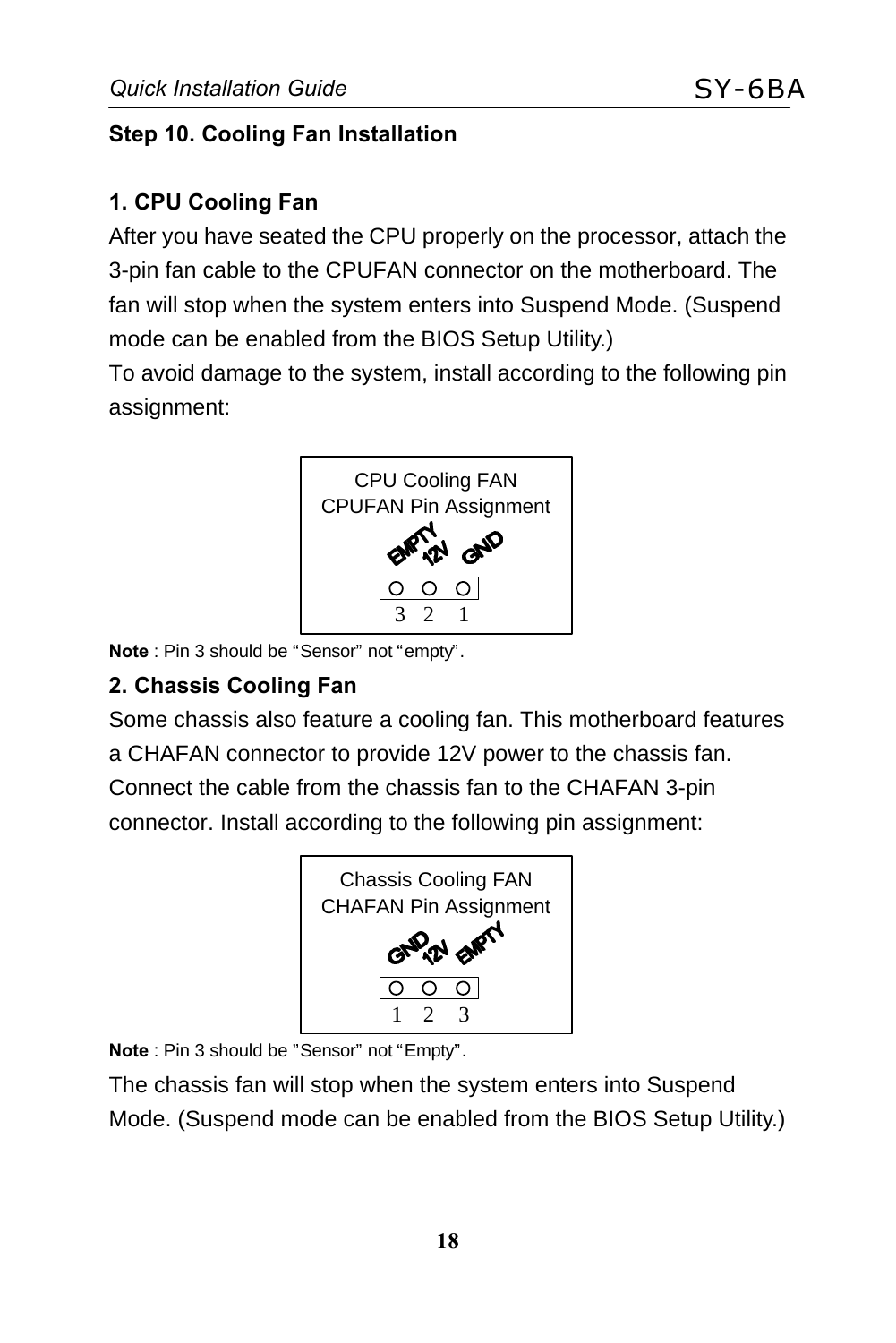## Step 10. Cooling Fan Installation

### 1. CPU Cooling Fan

After you have seated the CPU properly on the processor, attach the 3-pin fan cable to the CPUFAN connector on the motherboard. The fan will stop when the system enters into Suspend Mode. (Suspend mode can be enabled from the BIOS Setup Utility.)

To avoid damage to the system, install according to the following pin assignment:

CPU Cooling FAN
CPUFAN Pin Assignment

EMPTY 12V GND

3 2 1

**Note** : Pin 3 should be "Sensor" not "empty".

### 2. Chassis Cooling Fan

Some chassis also feature a cooling fan. This motherboard features a CHAFAN connector to provide 12V power to the chassis fan. Connect the cable from the chassis fan to the CHAFAN 3-pin connector. Install according to the following pin assignment:

Chassis Cooling FAN
CHAFAN Pin Assignment

GND 12V EMPTY

1 2 3

**Note** : Pin 3 should be "Sensor" not "Empty".

The chassis fan will stop when the system enters into Suspend Mode. (Suspend mode can be enabled from the BIOS Setup Utility.)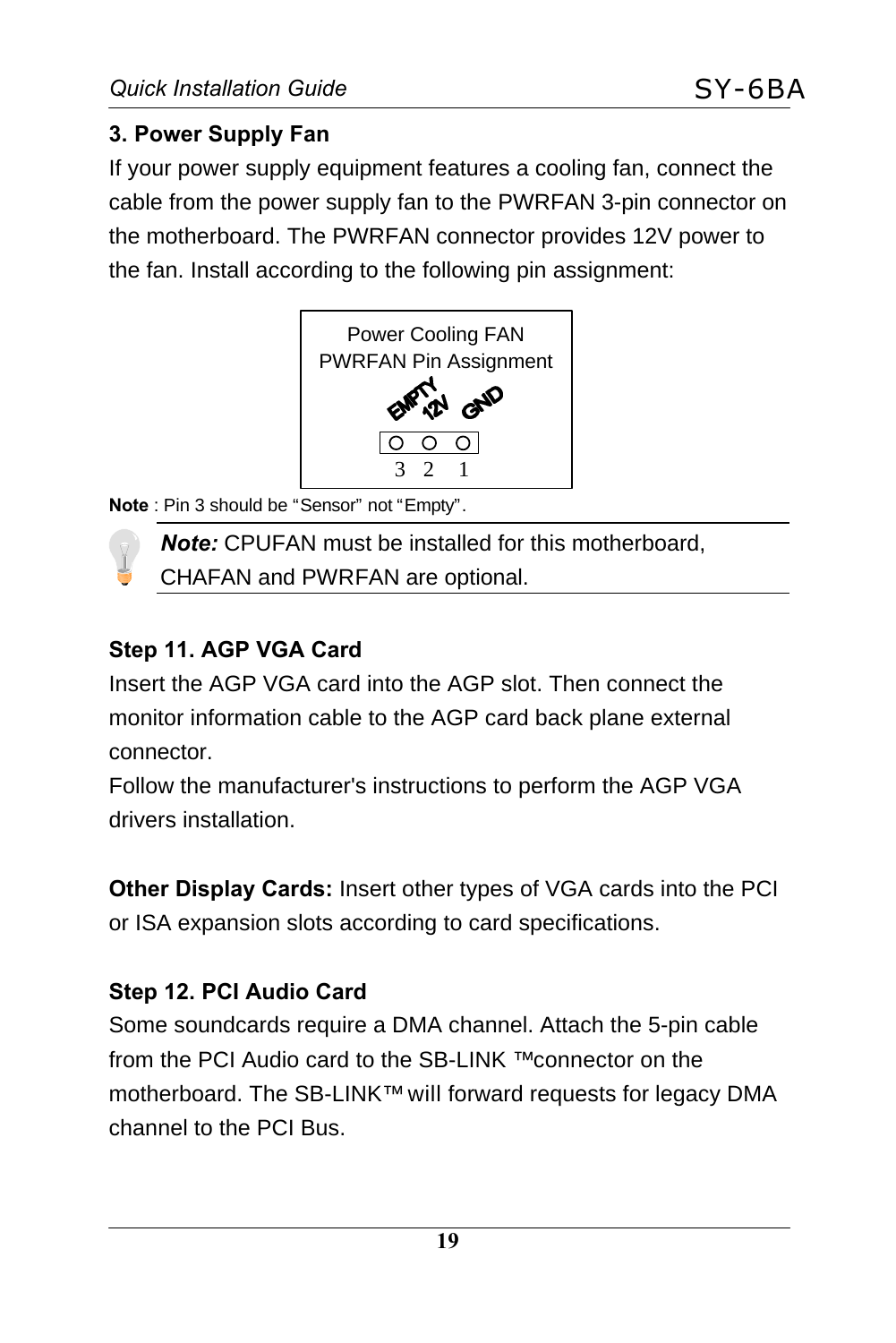### 3. Power Supply Fan

If your power supply equipment features a cooling fan, connect the cable from the power supply fan to the PWRFAN 3-pin connector on the motherboard. The PWRFAN connector provides 12V power to the fan. Install according to the following pin assignment:

Power Cooling FAN
PWRFAN Pin Assignment

EMPTY 12V GND

3 2 1

**Note** : Pin 3 should be "Sensor" not "Empty".

***Note:*** CPUFAN must be installed for this motherboard, CHAFAN and PWRFAN are optional.

### Step 11. AGP VGA Card

Insert the AGP VGA card into the AGP slot. Then connect the monitor information cable to the AGP card back plane external connector.

Follow the manufacturer's instructions to perform the AGP VGA drivers installation.

**Other Display Cards:** Insert other types of VGA cards into the PCI or ISA expansion slots according to card specifications.

### Step 12. PCI Audio Card

Some soundcards require a DMA channel. Attach the 5-pin cable from the PCI Audio card to the SB-LINK ™connector on the motherboard. The SB-LINK™ will forward requests for legacy DMA channel to the PCI Bus.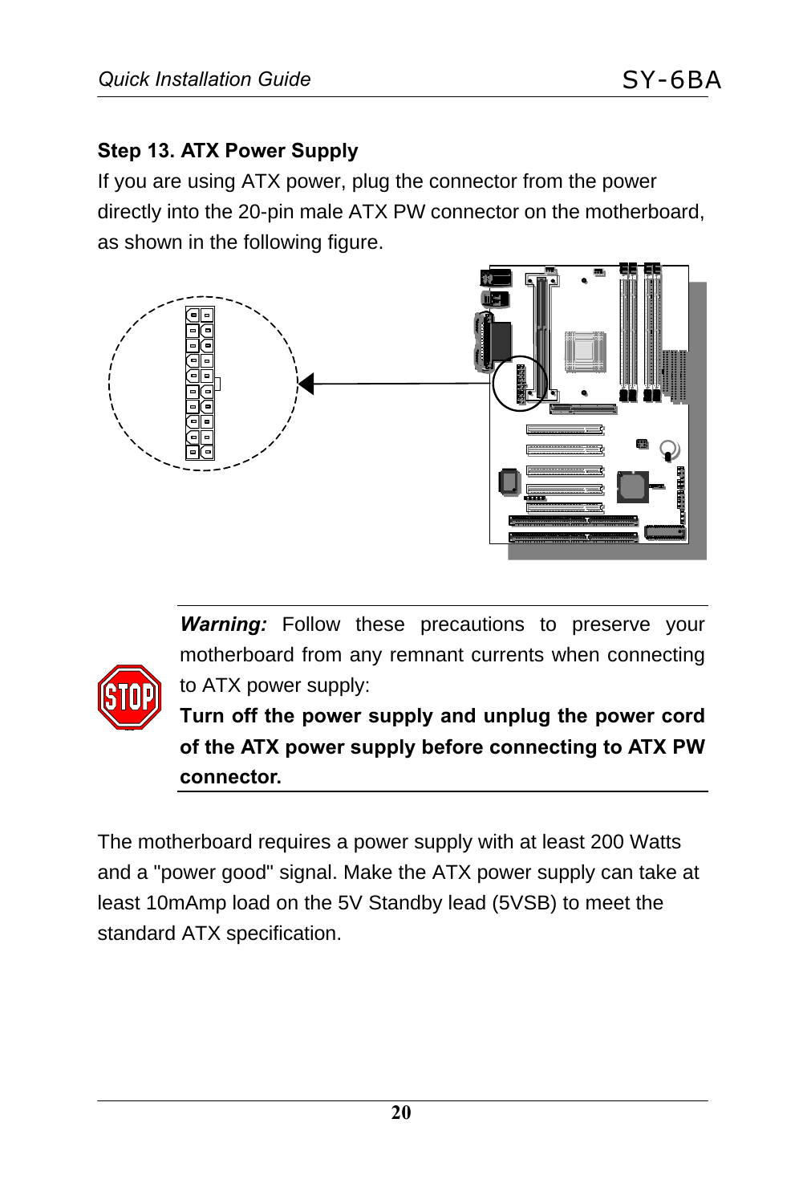### Step 13. ATX Power Supply

If you are using ATX power, plug the connector from the power directly into the 20-pin male ATX PW connector on the motherboard, as shown in the following figure.

***Warning:*** Follow these precautions to preserve your motherboard from any remnant currents when connecting to ATX power supply:

**Turn off the power supply and unplug the power cord of the ATX power supply before connecting to ATX PW connector.**

The motherboard requires a power supply with at least 200 Watts and a "power good" signal. Make the ATX power supply can take at least 10mAmp load on the 5V Standby lead (5VSB) to meet the standard ATX specification.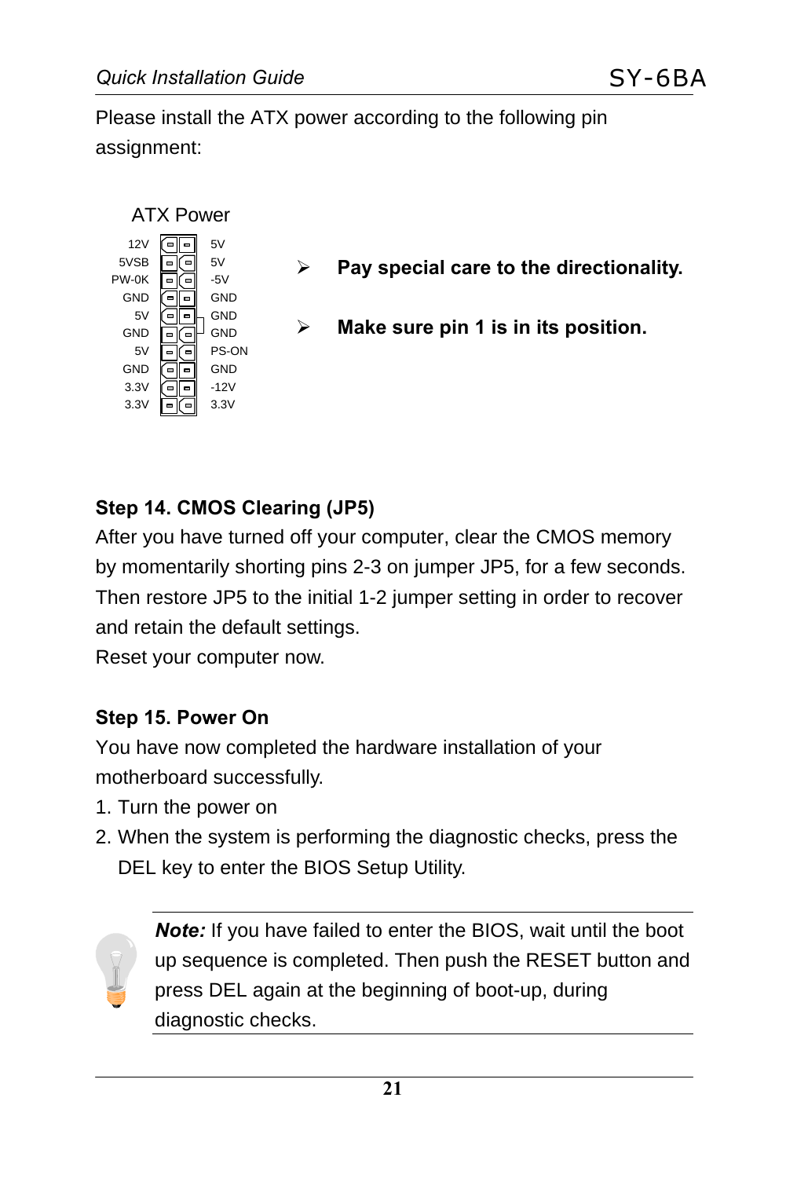Please install the ATX power according to the following pin assignment:

ATX Power

| | |
|---|---|
| 12V | 5V |
| 5VSB | 5V |
| PW-0K | -5V |
| GND | GND |
| 5V | GND |
| GND | GND |
| 5V | PS-ON |
| GND | GND |
| 3.3V | -12V |
| 3.3V | 3.3V |

- **Pay special care to the directionality.**
- **Make sure pin 1 is in its position.**

### Step 14. CMOS Clearing (JP5)

After you have turned off your computer, clear the CMOS memory by momentarily shorting pins 2-3 on jumper JP5, for a few seconds. Then restore JP5 to the initial 1-2 jumper setting in order to recover and retain the default settings.

Reset your computer now.

### Step 15. Power On

You have now completed the hardware installation of your motherboard successfully.

1. Turn the power on
2. When the system is performing the diagnostic checks, press the DEL key to enter the BIOS Setup Utility.

***Note:*** If you have failed to enter the BIOS, wait until the boot up sequence is completed. Then push the RESET button and press DEL again at the beginning of boot-up, during diagnostic checks.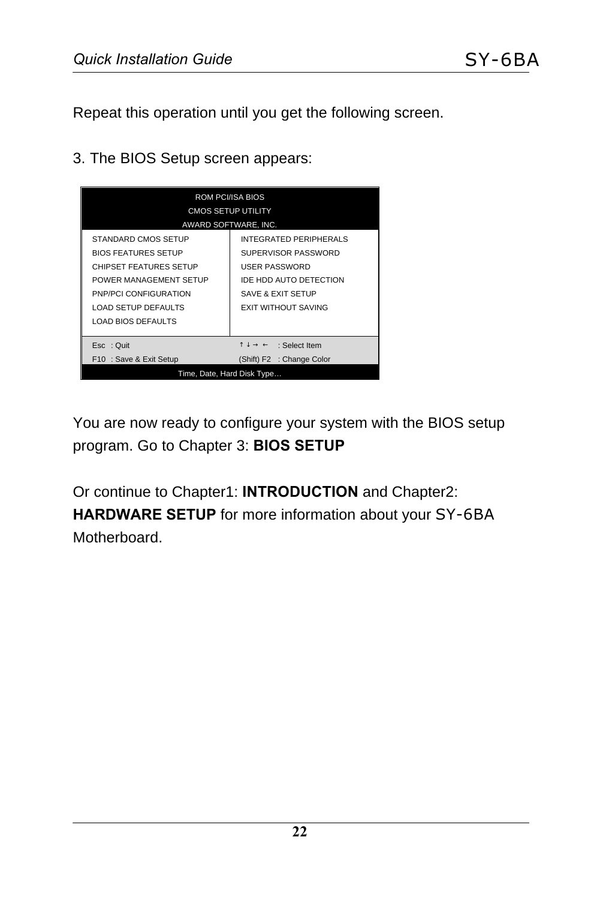Repeat this operation until you get the following screen.

3. The BIOS Setup screen appears:

```
                    ROM PCI/ISA BIOS
                   CMOS SETUP UTILITY
                 AWARD SOFTWARE, INC.
STANDARD CMOS SETUP          INTEGRATED PERIPHERALS
BIOS FEATURES SETUP          SUPERVISOR PASSWORD
CHIPSET FEATURES SETUP       USER PASSWORD
POWER MANAGEMENT SETUP       IDE HDD AUTO DETECTION
PNP/PCI CONFIGURATION        SAVE & EXIT SETUP
LOAD SETUP DEFAULTS          EXIT WITHOUT SAVING
LOAD BIOS DEFAULTS

Esc  : Quit                  ↑ ↓ → ←    : Select Item
F10  : Save & Exit Setup     (Shift) F2  : Change Color
                Time, Date, Hard Disk Type…
```

You are now ready to configure your system with the BIOS setup program. Go to Chapter 3: **BIOS SETUP**

Or continue to Chapter1: **INTRODUCTION** and Chapter2: **HARDWARE SETUP** for more information about your SY-6BA Motherboard.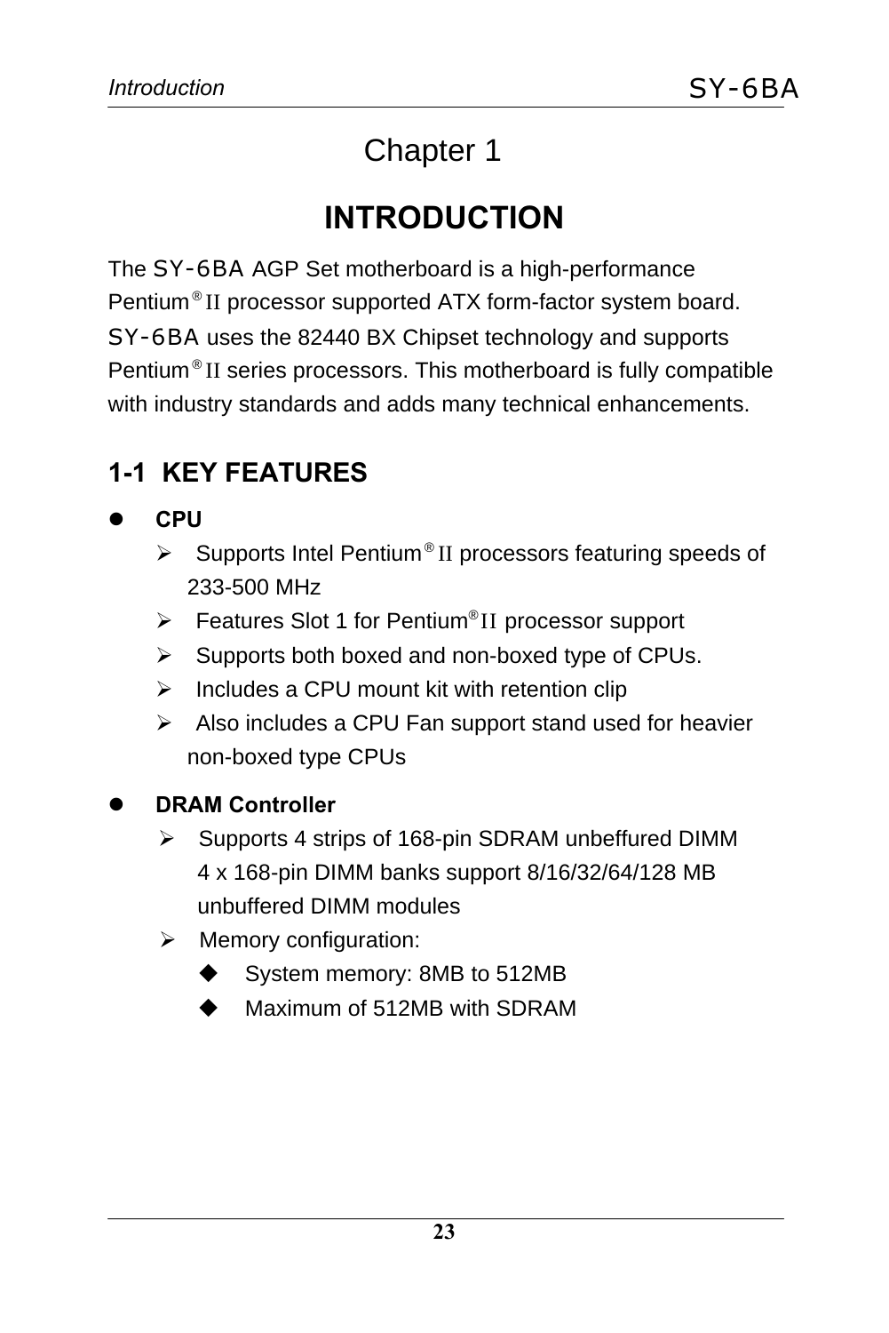# Chapter 1

# INTRODUCTION

The SY-6BA AGP Set motherboard is a high-performance Pentium® II processor supported ATX form-factor system board. SY-6BA uses the 82440 BX Chipset technology and supports Pentium® II series processors. This motherboard is fully compatible with industry standards and adds many technical enhancements.

## 1-1 KEY FEATURES

- **CPU**
  - Supports Intel Pentium® II processors featuring speeds of 233-500 MHz
  - Features Slot 1 for Pentium® II processor support
  - Supports both boxed and non-boxed type of CPUs.
  - Includes a CPU mount kit with retention clip
  - Also includes a CPU Fan support stand used for heavier non-boxed type CPUs

- **DRAM Controller**
  - Supports 4 strips of 168-pin SDRAM unbeffured DIMM 4 x 168-pin DIMM banks support 8/16/32/64/128 MB unbuffered DIMM modules
  - Memory configuration:
    - System memory: 8MB to 512MB
    - Maximum of 512MB with SDRAM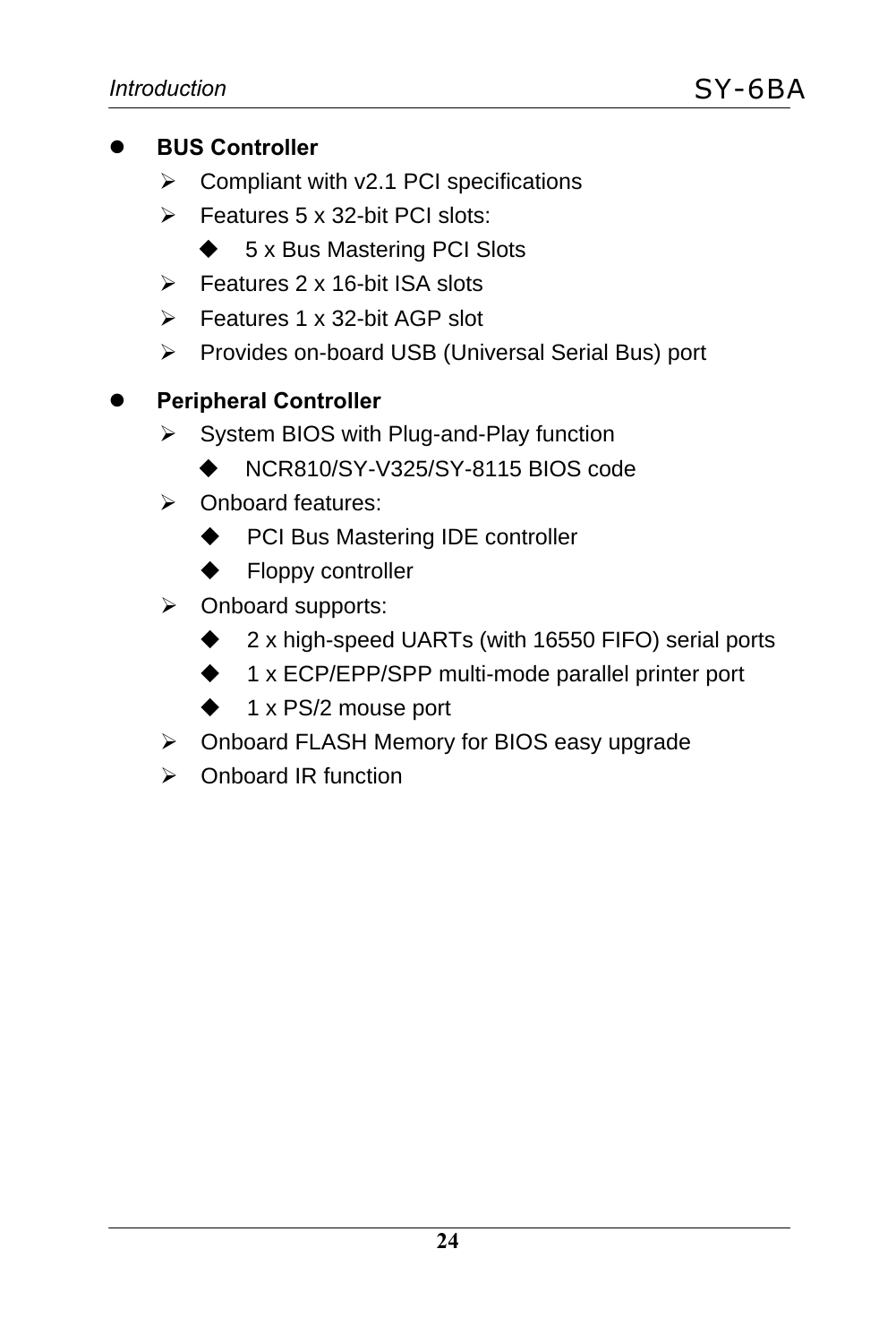- **BUS Controller**
  - Compliant with v2.1 PCI specifications
  - Features 5 x 32-bit PCI slots:
    - 5 x Bus Mastering PCI Slots
  - Features 2 x 16-bit ISA slots
  - Features 1 x 32-bit AGP slot
  - Provides on-board USB (Universal Serial Bus) port

- **Peripheral Controller**
  - System BIOS with Plug-and-Play function
    - NCR810/SY-V325/SY-8115 BIOS code
  - Onboard features:
    - PCI Bus Mastering IDE controller
    - Floppy controller
  - Onboard supports:
    - 2 x high-speed UARTs (with 16550 FIFO) serial ports
    - 1 x ECP/EPP/SPP multi-mode parallel printer port
    - 1 x PS/2 mouse port
  - Onboard FLASH Memory for BIOS easy upgrade
  - Onboard IR function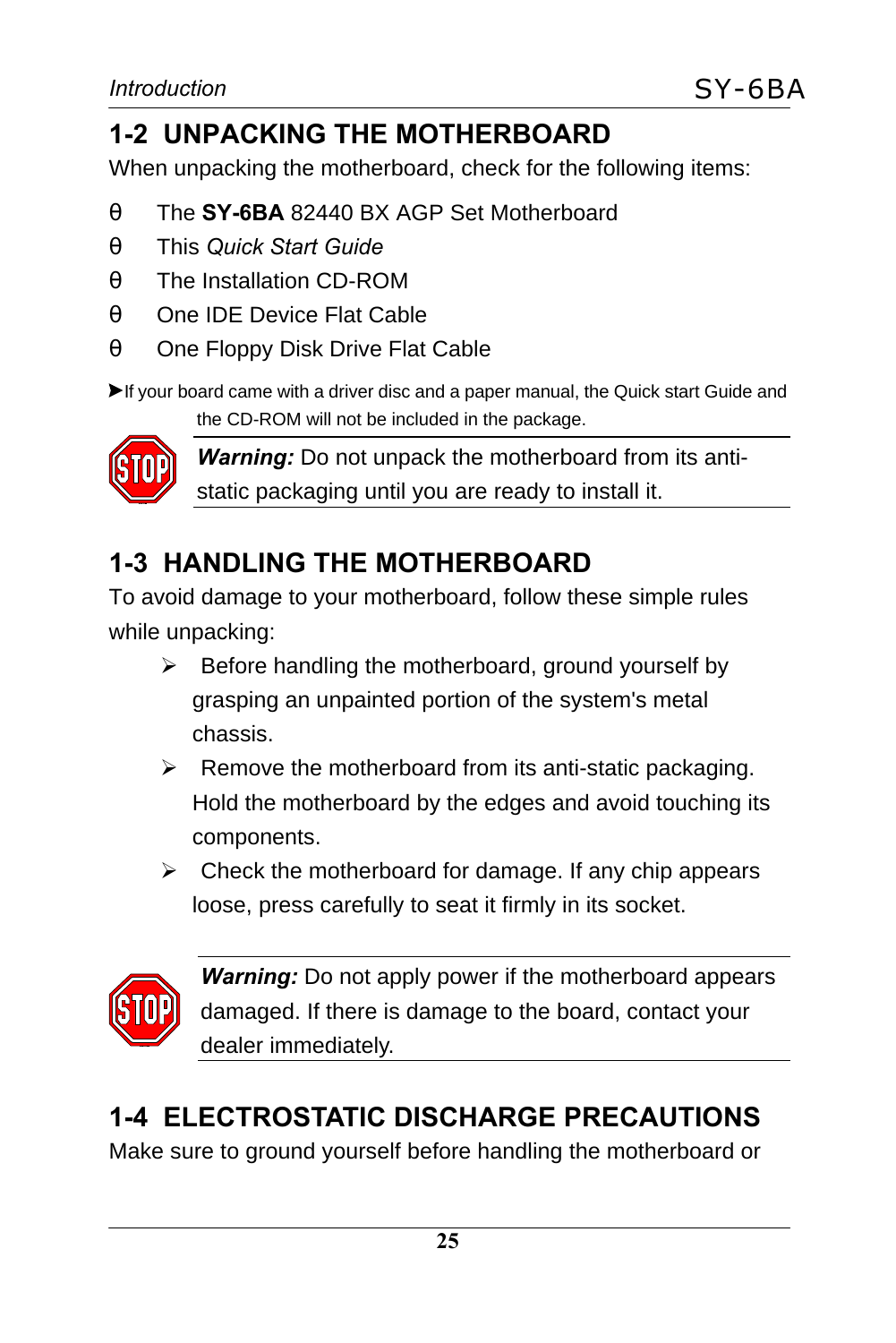## 1-2 UNPACKING THE MOTHERBOARD

When unpacking the motherboard, check for the following items:

- The **SY-6BA** 82440 BX AGP Set Motherboard
- This *Quick Start Guide*
- The Installation CD-ROM
- One IDE Device Flat Cable
- One Floppy Disk Drive Flat Cable

➤If your board came with a driver disc and a paper manual, the Quick start Guide and the CD-ROM will not be included in the package.

***Warning:*** Do not unpack the motherboard from its anti-static packaging until you are ready to install it.

## 1-3 HANDLING THE MOTHERBOARD

To avoid damage to your motherboard, follow these simple rules while unpacking:

- Before handling the motherboard, ground yourself by grasping an unpainted portion of the system's metal chassis.
- Remove the motherboard from its anti-static packaging. Hold the motherboard by the edges and avoid touching its components.
- Check the motherboard for damage. If any chip appears loose, press carefully to seat it firmly in its socket.

***Warning:*** Do not apply power if the motherboard appears damaged. If there is damage to the board, contact your dealer immediately.

## 1-4 ELECTROSTATIC DISCHARGE PRECAUTIONS

Make sure to ground yourself before handling the motherboard or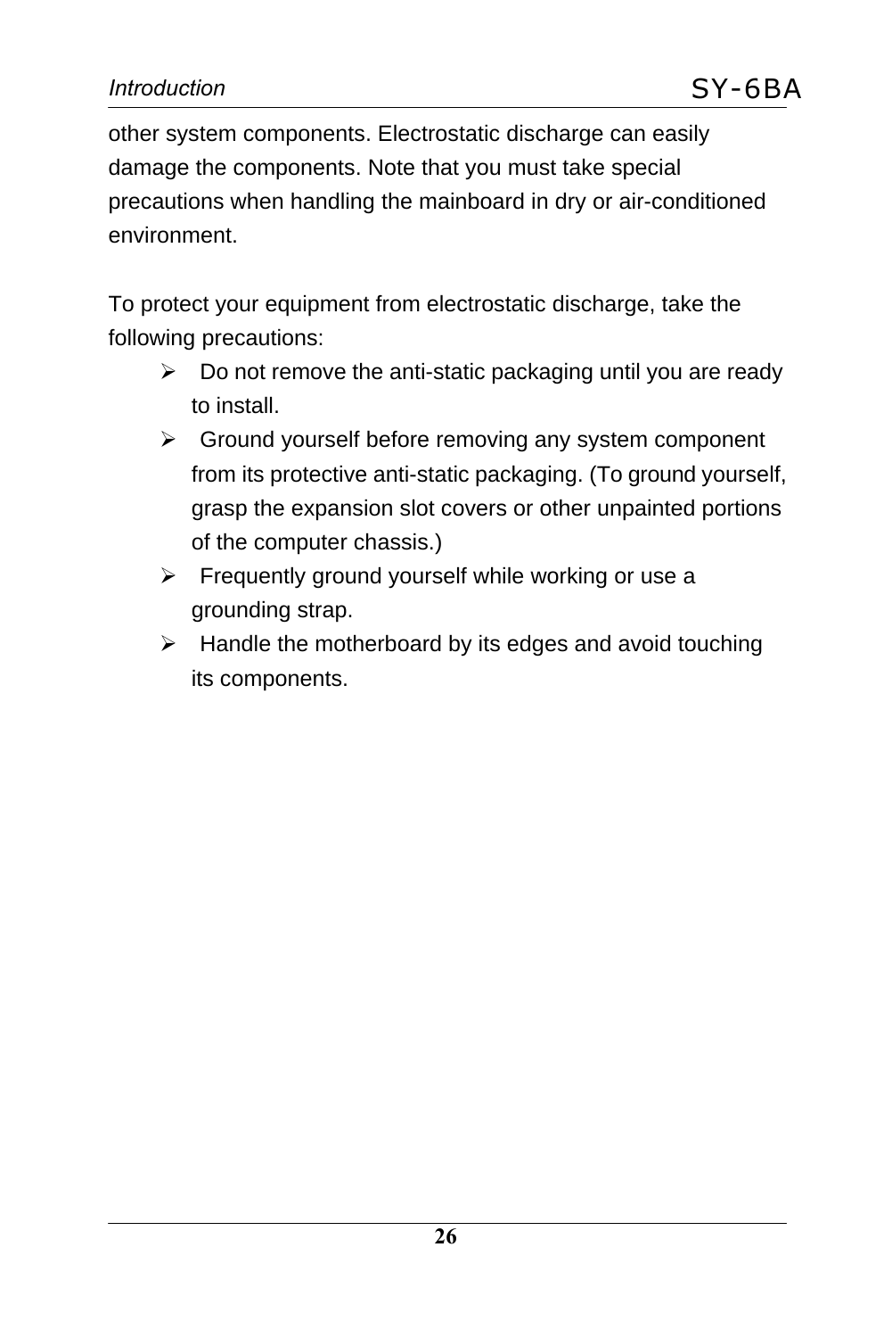other system components. Electrostatic discharge can easily damage the components. Note that you must take special precautions when handling the mainboard in dry or air-conditioned environment.

To protect your equipment from electrostatic discharge, take the following precautions:

- Do not remove the anti-static packaging until you are ready to install.
- Ground yourself before removing any system component from its protective anti-static packaging. (To ground yourself, grasp the expansion slot covers or other unpainted portions of the computer chassis.)
- Frequently ground yourself while working or use a grounding strap.
- Handle the motherboard by its edges and avoid touching its components.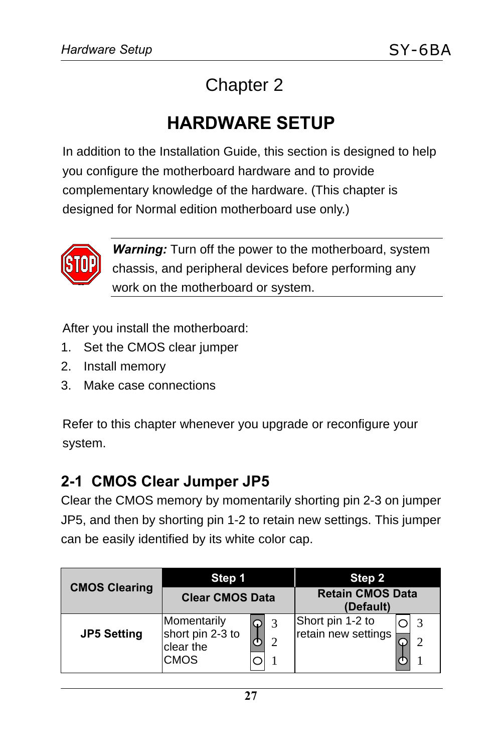# Chapter 2

# HARDWARE SETUP

In addition to the Installation Guide, this section is designed to help you configure the motherboard hardware and to provide complementary knowledge of the hardware. (This chapter is designed for Normal edition motherboard use only.)

***Warning:*** Turn off the power to the motherboard, system chassis, and peripheral devices before performing any work on the motherboard or system.

After you install the motherboard:

1. Set the CMOS clear jumper
2. Install memory
3. Make case connections

Refer to this chapter whenever you upgrade or reconfigure your system.

## 2-1 CMOS Clear Jumper JP5

Clear the CMOS memory by momentarily shorting pin 2-3 on jumper JP5, and then by shorting pin 1-2 to retain new settings. This jumper can be easily identified by its white color cap.

| CMOS Clearing | Step 1<br>Clear CMOS Data | Step 2<br>Retain CMOS Data (Default) |
|---|---|---|
| JP5 Setting | Momentarily short pin 2-3 to clear the CMOS | Short pin 1-2 to retain new settings |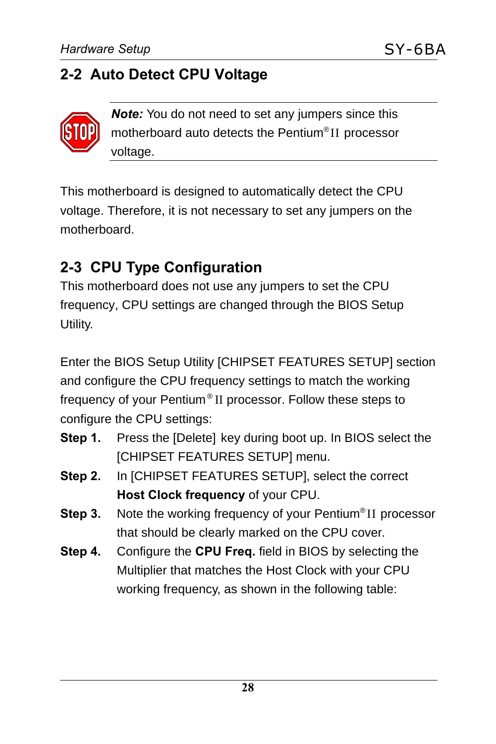## 2-2 Auto Detect CPU Voltage

***Note:*** You do not need to set any jumpers since this motherboard auto detects the Pentium® II processor voltage.

This motherboard is designed to automatically detect the CPU voltage. Therefore, it is not necessary to set any jumpers on the motherboard.

## 2-3 CPU Type Configuration

This motherboard does not use any jumpers to set the CPU frequency, CPU settings are changed through the BIOS Setup Utility.

Enter the BIOS Setup Utility [CHIPSET FEATURES SETUP] section and configure the CPU frequency settings to match the working frequency of your Pentium® II processor. Follow these steps to configure the CPU settings:

**Step 1.** Press the [Delete] key during boot up. In BIOS select the [CHIPSET FEATURES SETUP] menu.

**Step 2.** In [CHIPSET FEATURES SETUP], select the correct **Host Clock frequency** of your CPU.

**Step 3.** Note the working frequency of your Pentium® II processor that should be clearly marked on the CPU cover.

**Step 4.** Configure the **CPU Freq.** field in BIOS by selecting the Multiplier that matches the Host Clock with your CPU working frequency, as shown in the following table: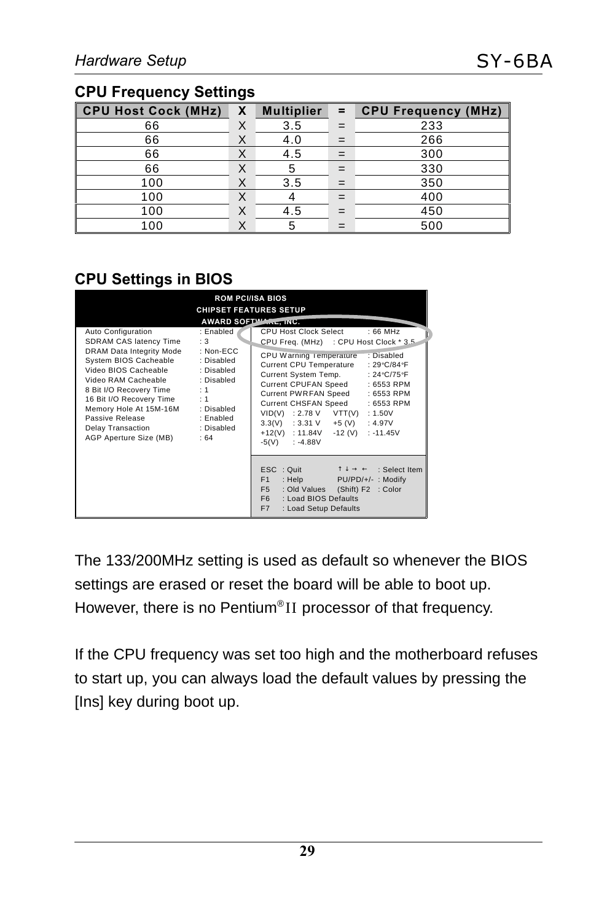## CPU Frequency Settings

| CPU Host Cock (MHz) | X | Multiplier | = | CPU Frequency (MHz) |
|---|---|---|---|---|
| 66 | X | 3.5 | = | 233 |
| 66 | X | 4.0 | = | 266 |
| 66 | X | 4.5 | = | 300 |
| 66 | X | 5 | = | 330 |
| 100 | X | 3.5 | = | 350 |
| 100 | X | 4 | = | 400 |
| 100 | X | 4.5 | = | 450 |
| 100 | X | 5 | = | 500 |

## CPU Settings in BIOS

```
                    ROM PCI/ISA BIOS
                CHIPSET FEATURES SETUP
                 AWARD SOFTWARE, INC.

Auto Configuration          : Enabled    CPU Host Clock Select       : 66 MHz
SDRAM CAS latency Time      : 3          CPU Freq. (MHz)    : CPU Host Clock * 3.5
DRAM Data Integrity Mode    : Non-ECC    CPU Warning Temperature     : Disabled
System BIOS Cacheable       : Disabled   Current CPU Temperature     : 29°C/84°F
Video BIOS Cacheable        : Disabled   Current System Temp.        : 24°C/75°F
Video RAM Cacheable         : Disabled   Current CPUFAN Speed        : 6553 RPM
8 Bit I/O Recovery Time     : 1          Current PWRFAN Speed        : 6553 RPM
16 Bit I/O Recovery Time    : 1          Current CHSFAN Speed        : 6553 RPM
Memory Hole At 15M-16M      : Disabled   VID(V)   : 2.78 V    VTT(V)   : 1.50V
Passive Release             : Enabled    3.3(V)   : 3.31 V    +5 (V)   : 4.97V
Delay Transaction           : Disabled   +12(V)   : 11.84V    -12 (V)  : -11.45V
AGP Aperture Size (MB)      : 64         -5(V)    : -4.88V

                                         ESC  : Quit           ↑ ↓ → ←   : Select Item
                                         F1   : Help           PU/PD/+/-  : Modify
                                         F5   : Old Values     (Shift) F2 : Color
                                         F6   : Load BIOS Defaults
                                         F7   : Load Setup Defaults
```

The 133/200MHz setting is used as default so whenever the BIOS settings are erased or reset the board will be able to boot up. However, there is no Pentium® II processor of that frequency.

If the CPU frequency was set too high and the motherboard refuses to start up, you can always load the default values by pressing the [Ins] key during boot up.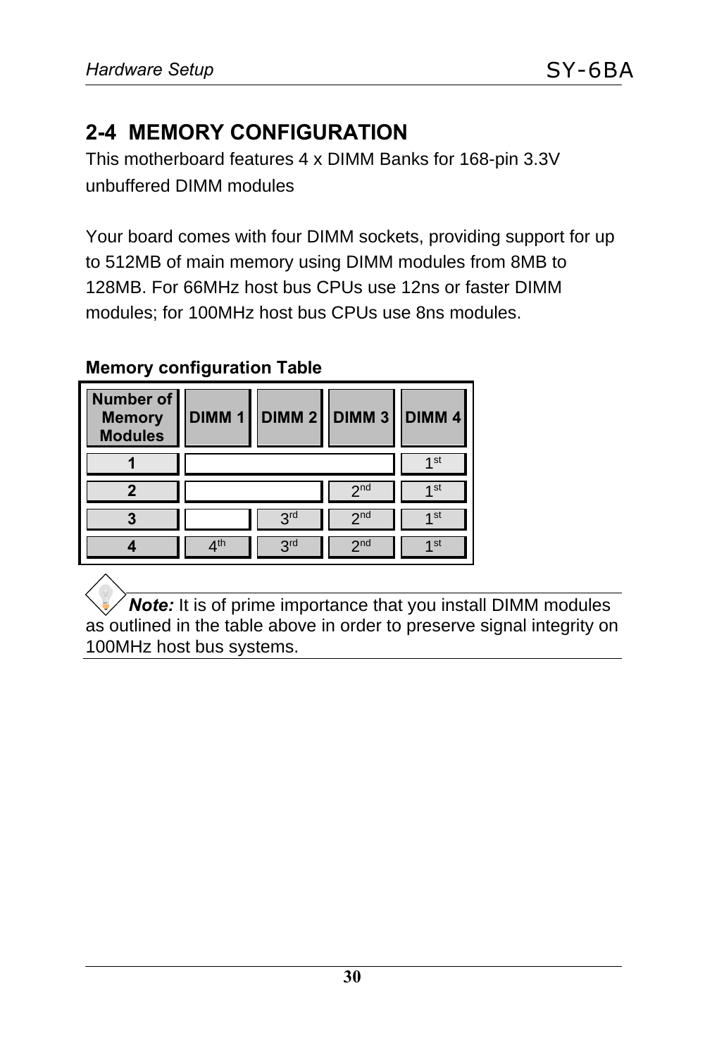## 2-4 MEMORY CONFIGURATION

This motherboard features 4 x DIMM Banks for 168-pin 3.3V unbuffered DIMM modules

Your board comes with four DIMM sockets, providing support for up to 512MB of main memory using DIMM modules from 8MB to 128MB. For 66MHz host bus CPUs use 12ns or faster DIMM modules; for 100MHz host bus CPUs use 8ns modules.

**Memory configuration Table**

| Number of Memory Modules | DIMM 1 | DIMM 2 | DIMM 3 | DIMM 4 |
|---|---|---|---|---|
| 1 | | | | 1st |
| 2 | | | 2nd | 1st |
| 3 | | 3rd | 2nd | 1st |
| 4 | 4th | 3rd | 2nd | 1st |

***Note:*** It is of prime importance that you install DIMM modules as outlined in the table above in order to preserve signal integrity on 100MHz host bus systems.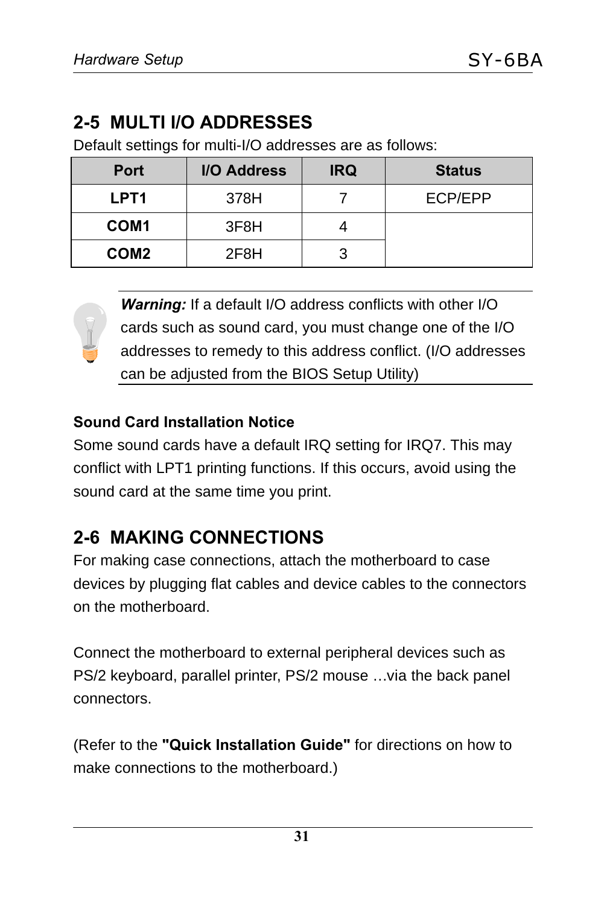## 2-5 MULTI I/O ADDRESSES

Default settings for multi-I/O addresses are as follows:

| Port | I/O Address | IRQ | Status |
|---|---|---|---|
| **LPT1** | 378H | 7 | ECP/EPP |
| **COM1** | 3F8H | 4 | |
| **COM2** | 2F8H | 3 | |

***Warning:*** If a default I/O address conflicts with other I/O cards such as sound card, you must change one of the I/O addresses to remedy to this address conflict. (I/O addresses can be adjusted from the BIOS Setup Utility)

**Sound Card Installation Notice**

Some sound cards have a default IRQ setting for IRQ7. This may conflict with LPT1 printing functions. If this occurs, avoid using the sound card at the same time you print.

## 2-6 MAKING CONNECTIONS

For making case connections, attach the motherboard to case devices by plugging flat cables and device cables to the connectors on the motherboard.

Connect the motherboard to external peripheral devices such as PS/2 keyboard, parallel printer, PS/2 mouse …via the back panel connectors.

(Refer to the **"Quick Installation Guide"** for directions on how to make connections to the motherboard.)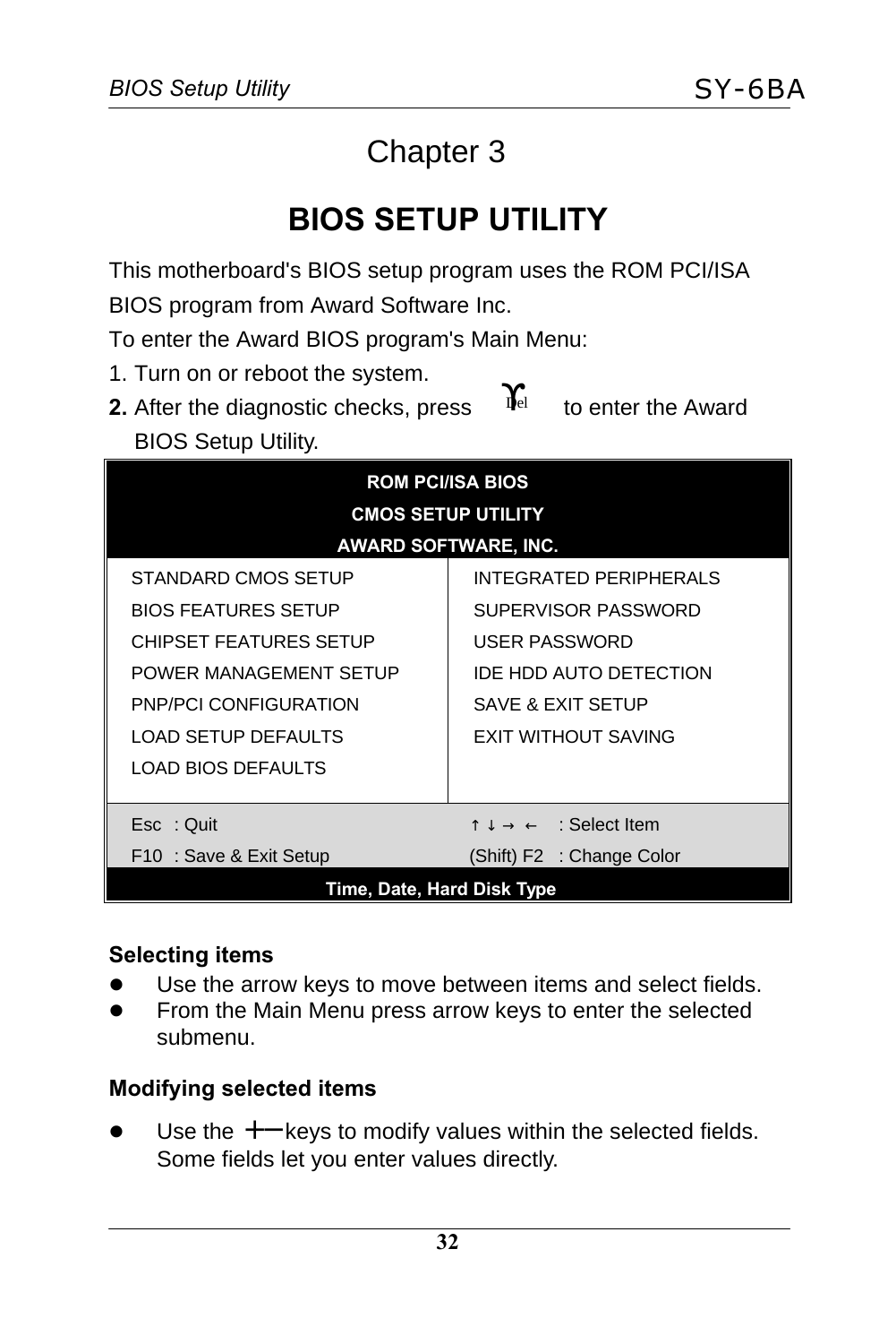# Chapter 3

## BIOS SETUP UTILITY

This motherboard's BIOS setup program uses the ROM PCI/ISA BIOS program from Award Software Inc.

To enter the Award BIOS program's Main Menu:

1. Turn on or reboot the system.
2. After the diagnostic checks, press Del to enter the Award BIOS Setup Utility.

| ROM PCI/ISA BIOS<br>CMOS SETUP UTILITY<br>AWARD SOFTWARE, INC. | |
|---|---|
| STANDARD CMOS SETUP | INTEGRATED PERIPHERALS |
| BIOS FEATURES SETUP | SUPERVISOR PASSWORD |
| CHIPSET FEATURES SETUP | USER PASSWORD |
| POWER MANAGEMENT SETUP | IDE HDD AUTO DETECTION |
| PNP/PCI CONFIGURATION | SAVE & EXIT SETUP |
| LOAD SETUP DEFAULTS | EXIT WITHOUT SAVING |
| LOAD BIOS DEFAULTS | |
| Esc : Quit | ↑ ↓ → ← : Select Item |
| F10 : Save & Exit Setup | (Shift) F2 : Change Color |
| Time, Date, Hard Disk Type | |

### Selecting items

- Use the arrow keys to move between items and select fields.
- From the Main Menu press arrow keys to enter the selected submenu.

### Modifying selected items

- Use the +− keys to modify values within the selected fields. Some fields let you enter values directly.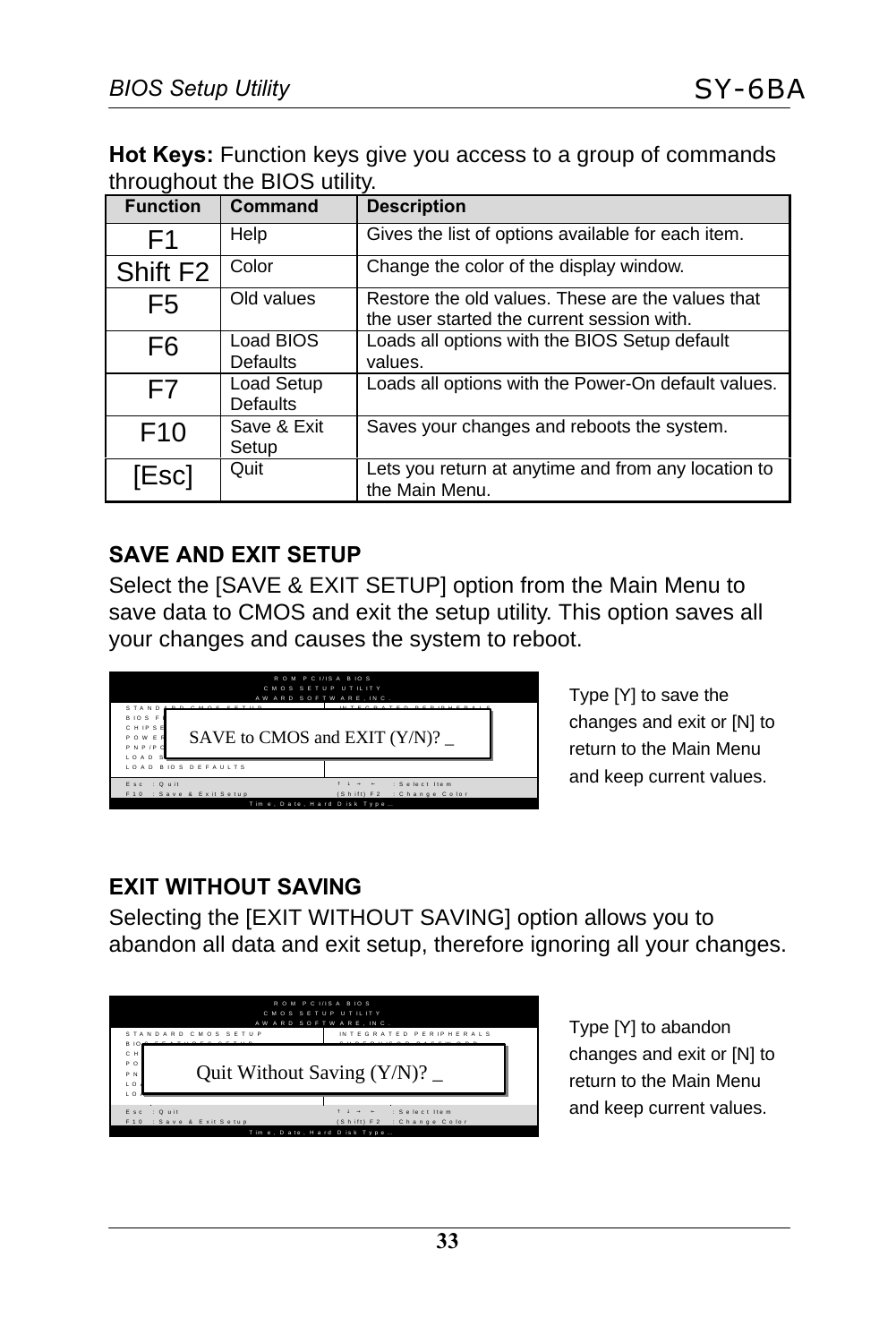**Hot Keys:** Function keys give you access to a group of commands throughout the BIOS utility.

| Function | Command | Description |
|---|---|---|
| F1 | Help | Gives the list of options available for each item. |
| Shift F2 | Color | Change the color of the display window. |
| F5 | Old values | Restore the old values. These are the values that the user started the current session with. |
| F6 | Load BIOS Defaults | Loads all options with the BIOS Setup default values. |
| F7 | Load Setup Defaults | Loads all options with the Power-On default values. |
| F10 | Save & Exit Setup | Saves your changes and reboots the system. |
| [Esc] | Quit | Lets you return at anytime and from any location to the Main Menu. |

## SAVE AND EXIT SETUP

Select the [SAVE & EXIT SETUP] option from the Main Menu to save data to CMOS and exit the setup utility. This option saves all your changes and causes the system to reboot.

```
ROM PCI/ISA BIOS
CMOS SETUP UTILITY
AWARD SOFTWARE, INC.

SAVE to CMOS and EXIT (Y/N)? _

LOAD BIOS DEFAULTS
Esc : Quit                    ↑ ↓ → ← : Select Item
F10 : Save & Exit Setup       (Shift) F2 : Change Color
Time, Date, Hard Disk Type...
```

Type [Y] to save the changes and exit or [N] to return to the Main Menu and keep current values.

## EXIT WITHOUT SAVING

Selecting the [EXIT WITHOUT SAVING] option allows you to abandon all data and exit setup, therefore ignoring all your changes.

```
ROM PCI/ISA BIOS
CMOS SETUP UTILITY
AWARD SOFTWARE, INC.
STANDARD CMOS SETUP           INTEGRATED PERIPHERALS

Quit Without Saving (Y/N)? _

Esc : Quit                    ↑ ↓ → ← : Select Item
F10 : Save & Exit Setup       (Shift) F2 : Change Color
Time, Date, Hard Disk Type...
```

Type [Y] to abandon changes and exit or [N] to return to the Main Menu and keep current values.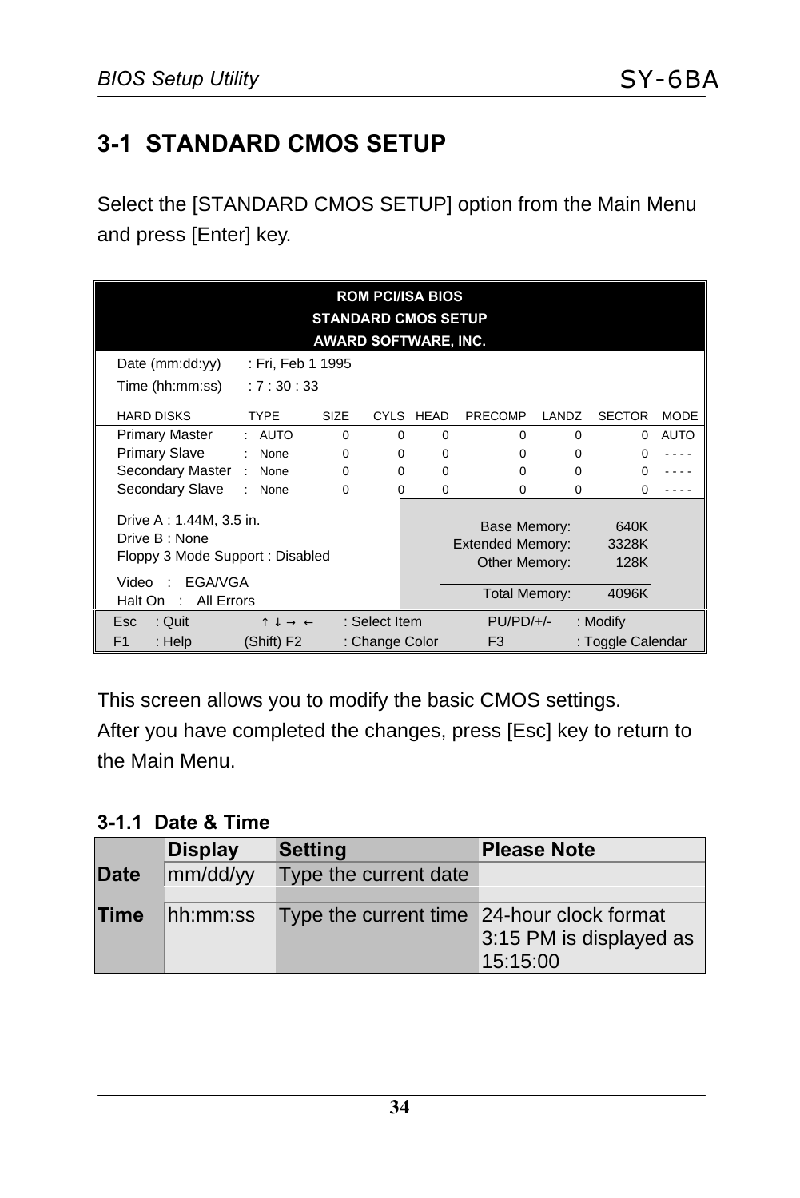## 3-1 STANDARD CMOS SETUP

Select the [STANDARD CMOS SETUP] option from the Main Menu and press [Enter] key.

```
                          ROM PCI/ISA BIOS
                        STANDARD CMOS SETUP
                        AWARD SOFTWARE, INC.

 Date (mm:dd:yy)    : Fri, Feb 1 1995
 Time (hh:mm:ss)    : 7 : 30 : 33

 HARD DISKS          TYPE      SIZE   CYLS  HEAD  PRECOMP  LANDZ  SECTOR  MODE
 Primary Master    : AUTO        0      0     0        0      0       0   AUTO
 Primary Slave     : None        0      0     0        0      0       0   ----
 Secondary Master  : None        0      0     0        0      0       0   ----
 Secondary Slave   : None        0      0     0        0      0       0   ----

 Drive A : 1.44M, 3.5 in.                   Base Memory:      640K
 Drive B : None                         Extended Memory:     3328K
 Floppy 3 Mode Support : Disabled          Other Memory:      128K

 Video   :  EGA/VGA                        -----------------------
 Halt On :  All Errors                     Total Memory:     4096K

 Esc  : Quit        ↑ ↓ → ←   : Select Item     PU/PD/+/-  : Modify
 F1   : Help       (Shift) F2 : Change Color    F3         : Toggle Calendar
```

This screen allows you to modify the basic CMOS settings.
After you have completed the changes, press [Esc] key to return to the Main Menu.

### 3-1.1 Date & Time

| | Display | Setting | Please Note |
|---|---|---|---|
| **Date** | mm/dd/yy | Type the current date | |
| **Time** | hh:mm:ss | Type the current time | 24-hour clock format 3:15 PM is displayed as 15:15:00 |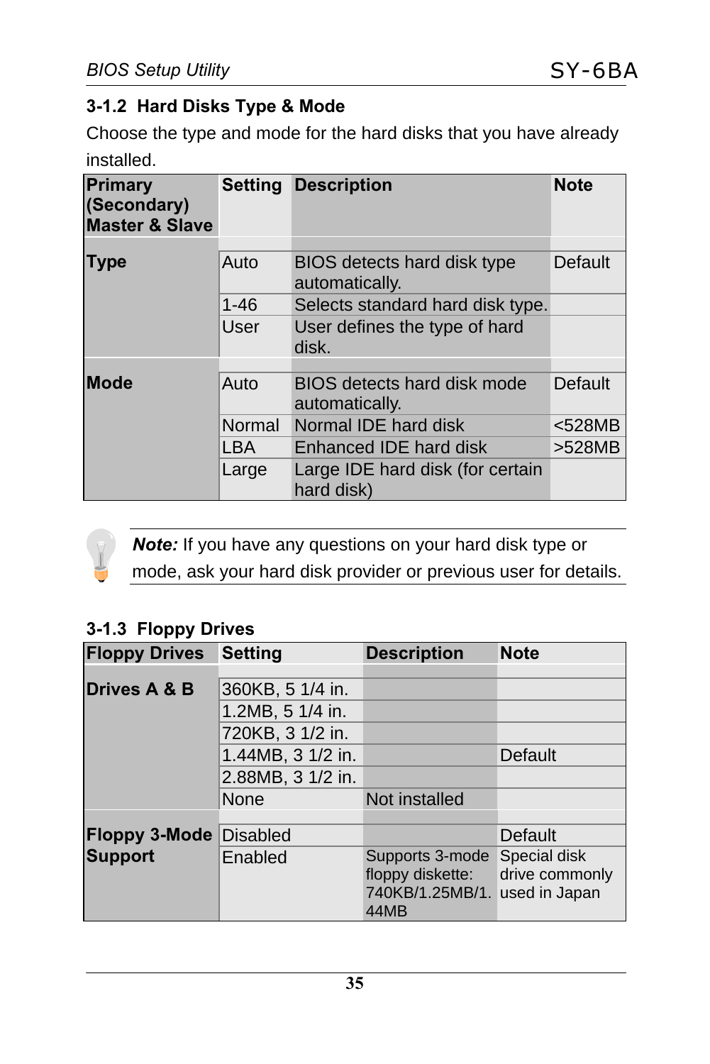### 3-1.2 Hard Disks Type & Mode

Choose the type and mode for the hard disks that you have already installed.

| Primary (Secondary) Master & Slave | Setting | Description | Note |
|---|---|---|---|
| **Type** | Auto | BIOS detects hard disk type automatically. | Default |
| | 1-46 | Selects standard hard disk type. | |
| | User | User defines the type of hard disk. | |
| **Mode** | Auto | BIOS detects hard disk mode automatically. | Default |
| | Normal | Normal IDE hard disk | <528MB |
| | LBA | Enhanced IDE hard disk | >528MB |
| | Large | Large IDE hard disk (for certain hard disk) | |

***Note:*** If you have any questions on your hard disk type or mode, ask your hard disk provider or previous user for details.

### 3-1.3 Floppy Drives

| Floppy Drives | Setting | Description | Note |
|---|---|---|---|
| **Drives A & B** | 360KB, 5 1/4 in. | | |
| | 1.2MB, 5 1/4 in. | | |
| | 720KB, 3 1/2 in. | | |
| | 1.44MB, 3 1/2 in. | | Default |
| | 2.88MB, 3 1/2 in. | | |
| | None | Not installed | |
| **Floppy 3-Mode Support** | Disabled | | Default |
| | Enabled | Supports 3-mode floppy diskette: 740KB/1.25MB/1.44MB | Special disk drive commonly used in Japan |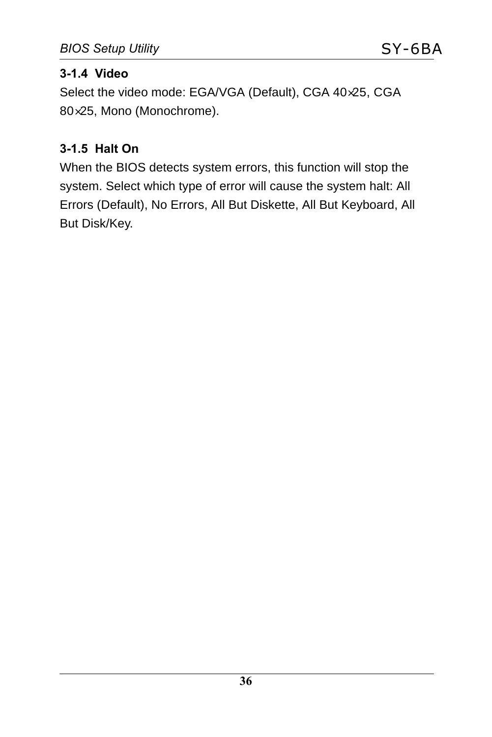### 3-1.4 Video

Select the video mode: EGA/VGA (Default), CGA 40×25, CGA 80×25, Mono (Monochrome).

### 3-1.5 Halt On

When the BIOS detects system errors, this function will stop the system. Select which type of error will cause the system halt: All Errors (Default), No Errors, All But Diskette, All But Keyboard, All But Disk/Key.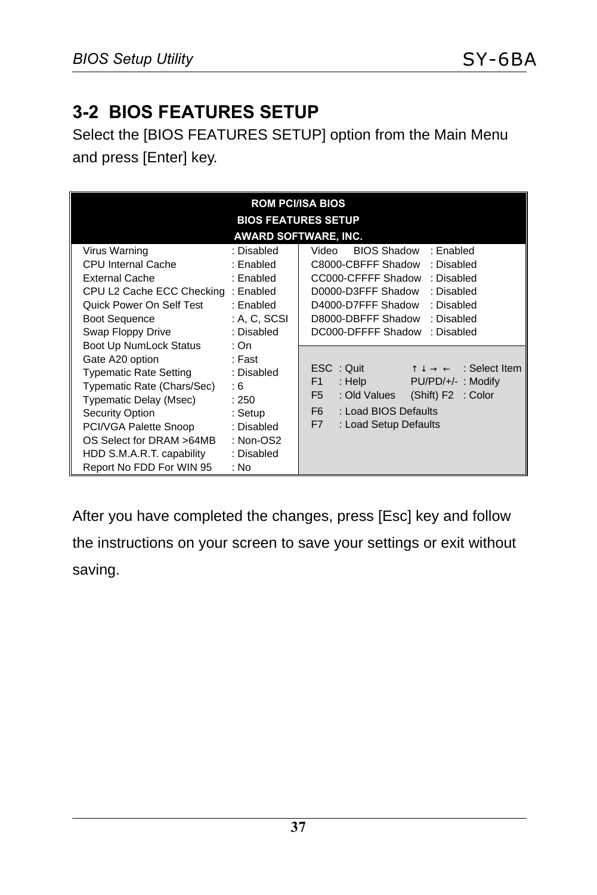## 3-2 BIOS FEATURES SETUP

Select the [BIOS FEATURES SETUP] option from the Main Menu and press [Enter] key.

```
                              ROM PCI/ISA BIOS
                            BIOS FEATURES SETUP
                           AWARD SOFTWARE, INC.
Virus Warning                : Disabled   | Video     BIOS Shadow   : Enabled
CPU Internal Cache           : Enabled    | C8000-CBFFF Shadow      : Disabled
External Cache               : Enabled    | CC000-CFFFF Shadow      : Disabled
CPU L2 Cache ECC Checking    : Enabled    | D0000-D3FFF Shadow      : Disabled
Quick Power On Self Test     : Enabled    | D4000-D7FFF Shadow      : Disabled
Boot Sequence                : A, C, SCSI | D8000-DBFFF Shadow      : Disabled
Swap Floppy Drive            : Disabled   | DC000-DFFFF Shadow      : Disabled
Boot Up NumLock Status       : On         |
Gate A20 option              : Fast       |
Typematic Rate Setting       : Disabled   | ESC  : Quit           ↑ ↓ → ←    : Select Item
Typematic Rate (Chars/Sec)   : 6          | F1   : Help           PU/PD/+/-  : Modify
Typematic Delay (Msec)       : 250        | F5   : Old Values     (Shift) F2 : Color
Security Option              : Setup      | F6   : Load BIOS Defaults
PCI/VGA Palette Snoop        : Disabled   | F7   : Load Setup Defaults
OS Select for DRAM >64MB     : Non-OS2    |
HDD S.M.A.R.T. capability    : Disabled   |
Report No FDD For WIN 95     : No         |
```

After you have completed the changes, press [Esc] key and follow the instructions on your screen to save your settings or exit without saving.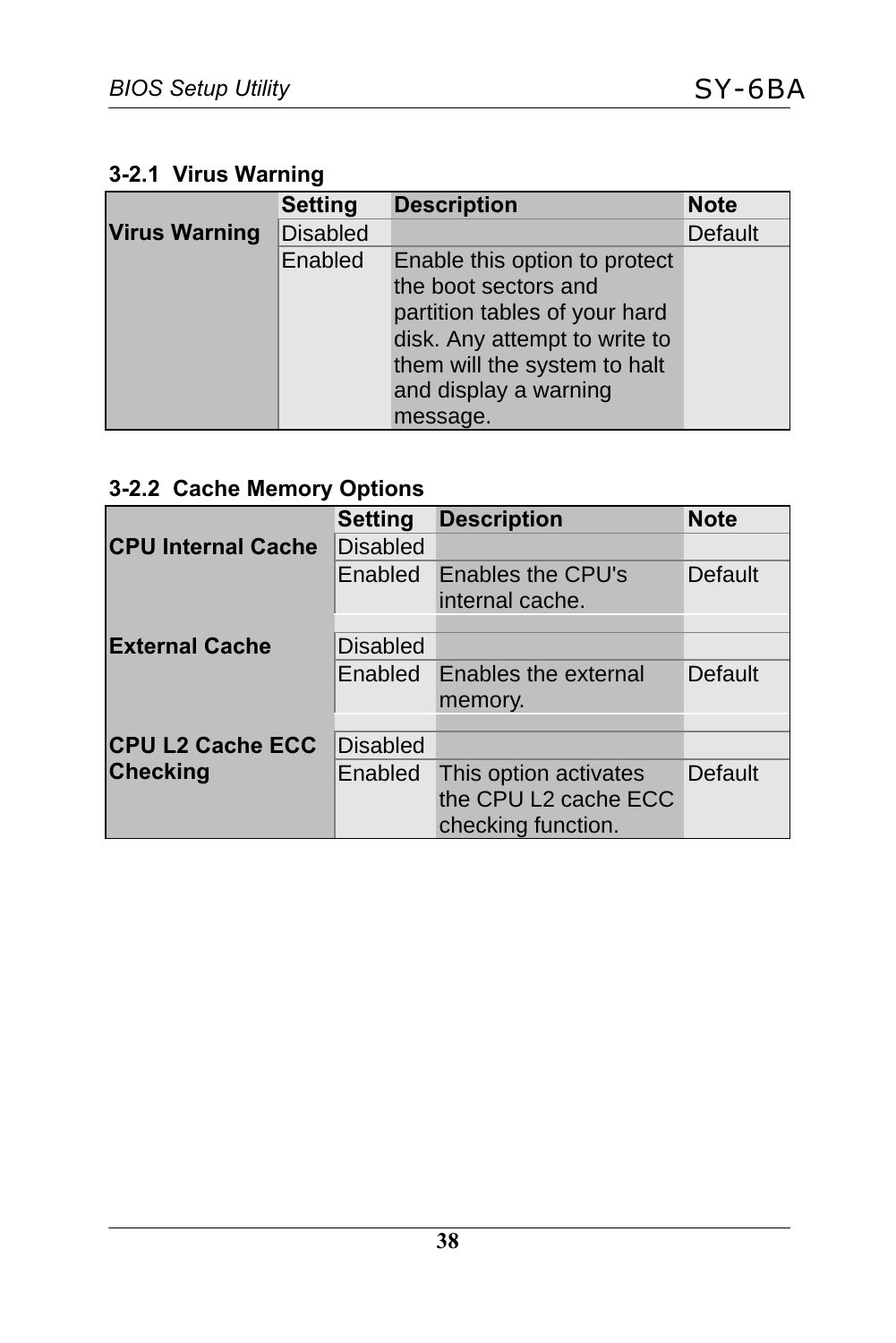### 3-2.1 Virus Warning

| | Setting | Description | Note |
|---|---|---|---|
| **Virus Warning** | Disabled | | Default |
| | Enabled | Enable this option to protect the boot sectors and partition tables of your hard disk. Any attempt to write to them will the system to halt and display a warning message. | |

### 3-2.2 Cache Memory Options

| | Setting | Description | Note |
|---|---|---|---|
| **CPU Internal Cache** | Disabled | | |
| | Enabled | Enables the CPU's internal cache. | Default |
| | | | |
| **External Cache** | Disabled | | |
| | Enabled | Enables the external memory. | Default |
| | | | |
| **CPU L2 Cache ECC Checking** | Disabled | | |
| | Enabled | This option activates the CPU L2 cache ECC checking function. | Default |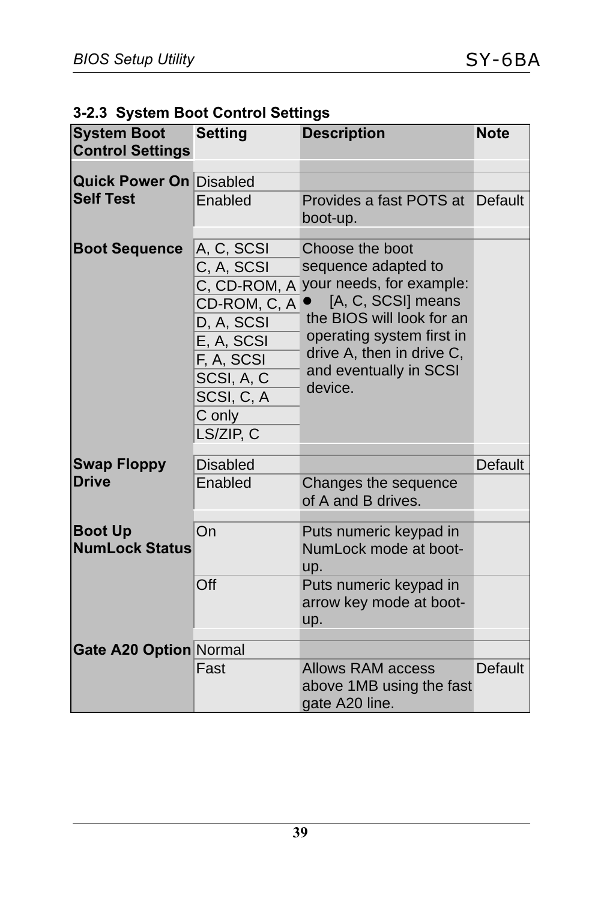### 3-2.3 System Boot Control Settings

| System Boot Control Settings | Setting | Description | Note |
|---|---|---|---|
| **Quick Power On Self Test** | Disabled | | |
| | Enabled | Provides a fast POTS at boot-up. | Default |
| **Boot Sequence** | A, C, SCSI | Choose the boot sequence adapted to your needs, for example: ● [A, C, SCSI] means the BIOS will look for an operating system first in drive A, then in drive C, and eventually in SCSI device. | |
| | C, A, SCSI | | |
| | C, CD-ROM, A | | |
| | CD-ROM, C, A | | |
| | D, A, SCSI | | |
| | E, A, SCSI | | |
| | F, A, SCSI | | |
| | SCSI, A, C | | |
| | SCSI, C, A | | |
| | C only | | |
| | LS/ZIP, C | | |
| **Swap Floppy Drive** | Disabled | | Default |
| | Enabled | Changes the sequence of A and B drives. | |
| **Boot Up NumLock Status** | On | Puts numeric keypad in NumLock mode at boot-up. | |
| | Off | Puts numeric keypad in arrow key mode at boot-up. | |
| **Gate A20 Option** | Normal | | |
| | Fast | Allows RAM access above 1MB using the fast gate A20 line. | Default |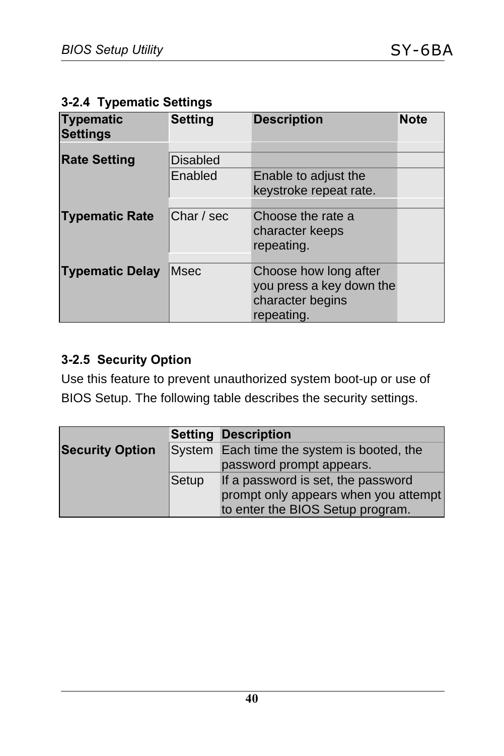### 3-2.4 Typematic Settings

| Typematic Settings | Setting | Description | Note |
|---|---|---|---|
| Rate Setting | Disabled | | |
| | Enabled | Enable to adjust the keystroke repeat rate. | |
| Typematic Rate | Char / sec | Choose the rate a character keeps repeating. | |
| Typematic Delay | Msec | Choose how long after you press a key down the character begins repeating. | |

### 3-2.5 Security Option

Use this feature to prevent unauthorized system boot-up or use of BIOS Setup. The following table describes the security settings.

| | Setting | Description |
|---|---|---|
| Security Option | System | Each time the system is booted, the password prompt appears. |
| | Setup | If a password is set, the password prompt only appears when you attempt to enter the BIOS Setup program. |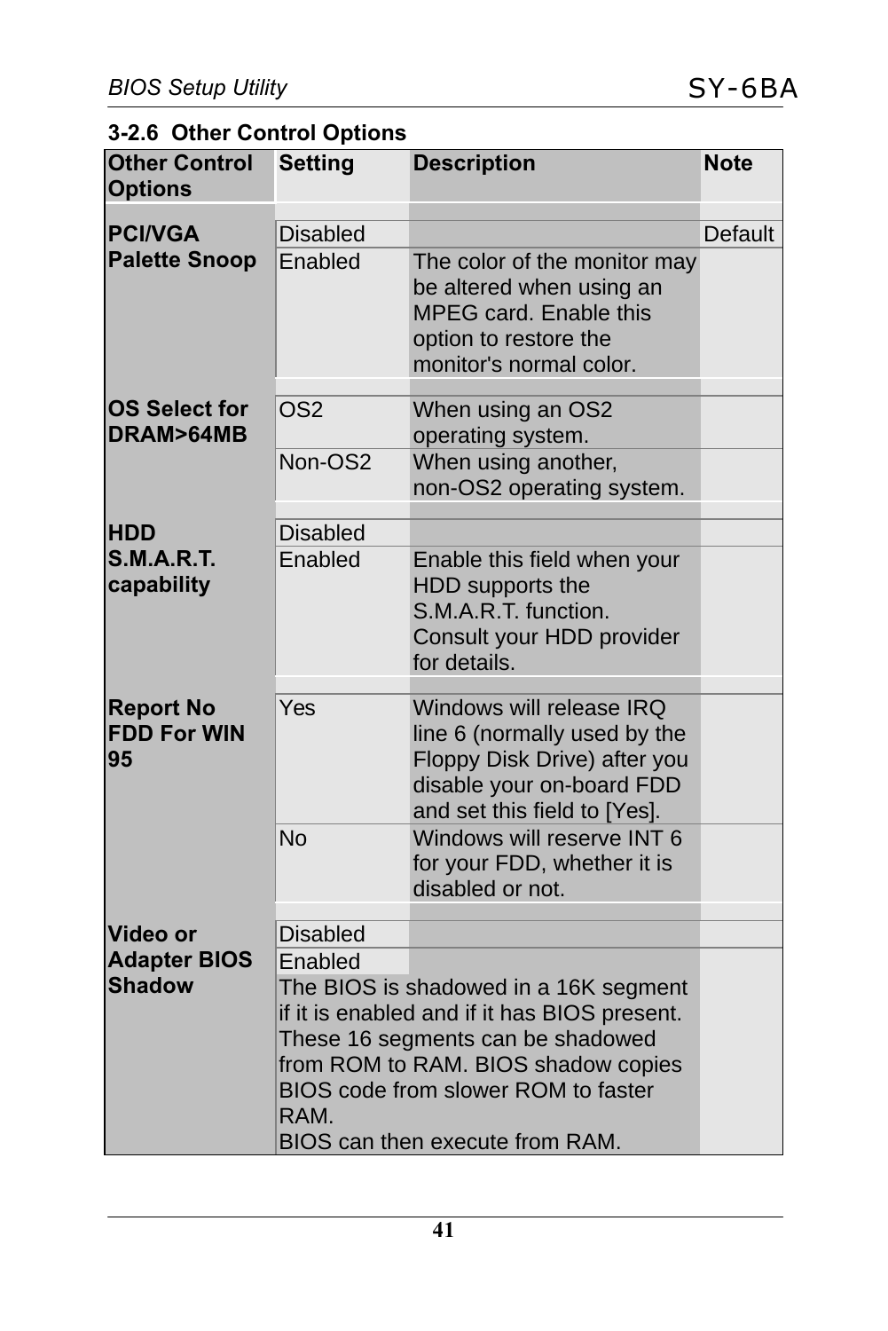### 3-2.6 Other Control Options

| Other Control Options | Setting | Description | Note |
|---|---|---|---|
| **PCI/VGA Palette Snoop** | Disabled | | Default |
| | Enabled | The color of the monitor may be altered when using an MPEG card. Enable this option to restore the monitor's normal color. | |
| **OS Select for DRAM>64MB** | OS2 | When using an OS2 operating system. | |
| | Non-OS2 | When using another, non-OS2 operating system. | |
| **HDD S.M.A.R.T. capability** | Disabled | | |
| | Enabled | Enable this field when your HDD supports the S.M.A.R.T. function. Consult your HDD provider for details. | |
| **Report No FDD For WIN 95** | Yes | Windows will release IRQ line 6 (normally used by the Floppy Disk Drive) after you disable your on-board FDD and set this field to [Yes]. | |
| | No | Windows will reserve INT 6 for your FDD, whether it is disabled or not. | |
| **Video or Adapter BIOS Shadow** | Disabled | | |
| | Enabled | | |
| | The BIOS is shadowed in a 16K segment if it is enabled and if it has BIOS present. These 16 segments can be shadowed from ROM to RAM. BIOS shadow copies BIOS code from slower ROM to faster RAM. BIOS can then execute from RAM. | | |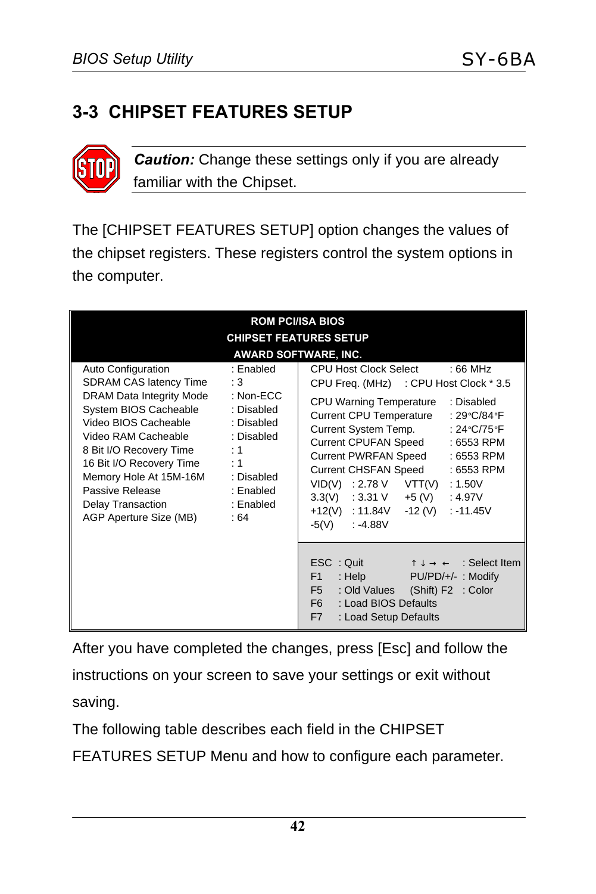## 3-3 CHIPSET FEATURES SETUP

***Caution:*** Change these settings only if you are already familiar with the Chipset.

The [CHIPSET FEATURES SETUP] option changes the values of the chipset registers. These registers control the system options in the computer.

**ROM PCI/ISA BIOS**
**CHIPSET FEATURES SETUP**
**AWARD SOFTWARE, INC.**

| | | | |
|---|---|---|---|
| Auto Configuration | : Enabled | CPU Host Clock Select | : 66 MHz |
| SDRAM CAS latency Time | : 3 | CPU Freq. (MHz) | : CPU Host Clock * 3.5 |
| DRAM Data Integrity Mode | : Non-ECC | CPU Warning Temperature | : Disabled |
| System BIOS Cacheable | : Disabled | Current CPU Temperature | : 29°C/84°F |
| Video BIOS Cacheable | : Disabled | Current System Temp. | : 24°C/75°F |
| Video RAM Cacheable | : Disabled | Current CPUFAN Speed | : 6553 RPM |
| 8 Bit I/O Recovery Time | : 1 | Current PWRFAN Speed | : 6553 RPM |
| 16 Bit I/O Recovery Time | : 1 | Current CHSFAN Speed | : 6553 RPM |
| Memory Hole At 15M-16M | : Disabled | VID(V) : 2.78 V | VTT(V) : 1.50V |
| Passive Release | : Enabled | 3.3(V) : 3.31 V | +5 (V) : 4.97V |
| Delay Transaction | : Enabled | +12(V) : 11.84V | -12 (V) : -11.45V |
| AGP Aperture Size (MB) | : 64 | -5(V) : -4.88V | |
| | | ESC : Quit | ↑ ↓ → ← : Select Item |
| | | F1 : Help | PU/PD/+/- : Modify |
| | | F5 : Old Values | (Shift) F2 : Color |
| | | F6 : Load BIOS Defaults | |
| | | F7 : Load Setup Defaults | |

After you have completed the changes, press [Esc] and follow the instructions on your screen to save your settings or exit without saving.

The following table describes each field in the CHIPSET FEATURES SETUP Menu and how to configure each parameter.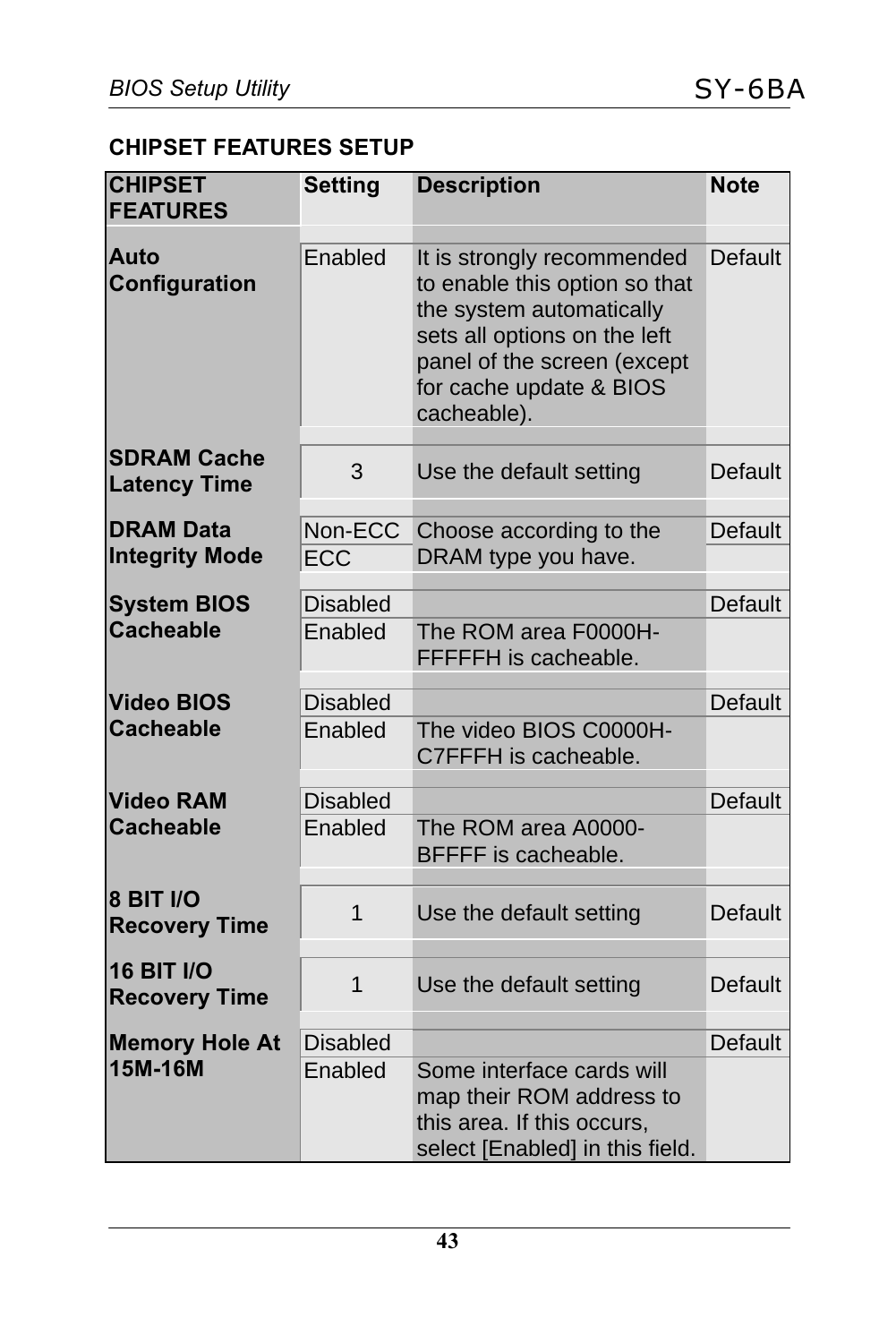## CHIPSET FEATURES SETUP

| CHIPSET FEATURES | Setting | Description | Note |
|---|---|---|---|
| Auto Configuration | Enabled | It is strongly recommended to enable this option so that the system automatically sets all options on the left panel of the screen (except for cache update & BIOS cacheable). | Default |
| SDRAM Cache Latency Time | 3 | Use the default setting | Default |
| DRAM Data Integrity Mode | Non-ECC | Choose according to the DRAM type you have. | Default |
| | ECC | | |
| System BIOS Cacheable | Disabled | | Default |
| | Enabled | The ROM area F0000H-FFFFFH is cacheable. | |
| Video BIOS Cacheable | Disabled | | Default |
| | Enabled | The video BIOS C0000H-C7FFFH is cacheable. | |
| Video RAM Cacheable | Disabled | | Default |
| | Enabled | The ROM area A0000-BFFFF is cacheable. | |
| 8 BIT I/O Recovery Time | 1 | Use the default setting | Default |
| 16 BIT I/O Recovery Time | 1 | Use the default setting | Default |
| Memory Hole At 15M-16M | Disabled | | Default |
| | Enabled | Some interface cards will map their ROM address to this area. If this occurs, select [Enabled] in this field. | |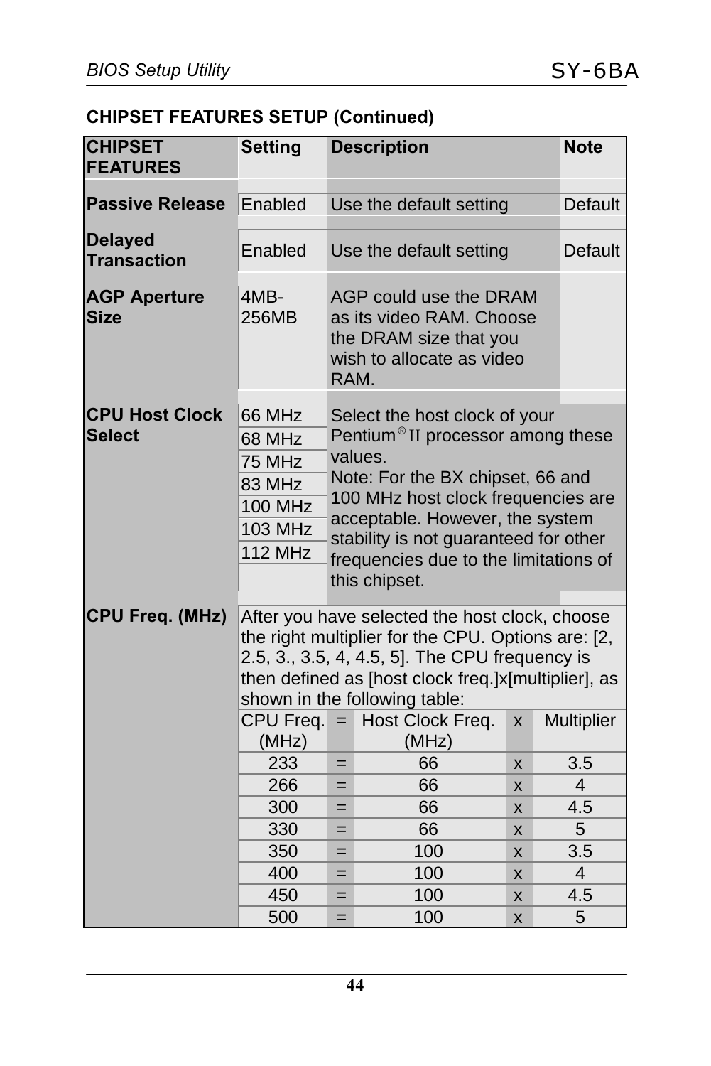## CHIPSET FEATURES SETUP (Continued)

| CHIPSET FEATURES | Setting | Description | Note |
|---|---|---|---|
| Passive Release | Enabled | Use the default setting | Default |
| Delayed Transaction | Enabled | Use the default setting | Default |
| AGP Aperture Size | 4MB-256MB | AGP could use the DRAM as its video RAM. Choose the DRAM size that you wish to allocate as video RAM. | |
| CPU Host Clock Select | 66 MHz<br>68 MHz<br>75 MHz<br>83 MHz<br>100 MHz<br>103 MHz<br>112 MHz | Select the host clock of your Pentium® II processor among these values.<br>Note: For the BX chipset, 66 and 100 MHz host clock frequencies are acceptable. However, the system stability is not guaranteed for other frequencies due to the limitations of this chipset. | |
| CPU Freq. (MHz) | After you have selected the host clock, choose the right multiplier for the CPU. Options are: [2, 2.5, 3., 3.5, 4, 4.5, 5]. The CPU frequency is then defined as [host clock freq.]x[multiplier], as shown in the following table: | | |

| CPU Freq. (MHz) | = | Host Clock Freq. (MHz) | x | Multiplier |
|---|---|---|---|---|
| 233 | = | 66 | x | 3.5 |
| 266 | = | 66 | x | 4 |
| 300 | = | 66 | x | 4.5 |
| 330 | = | 66 | x | 5 |
| 350 | = | 100 | x | 3.5 |
| 400 | = | 100 | x | 4 |
| 450 | = | 100 | x | 4.5 |
| 500 | = | 100 | x | 5 |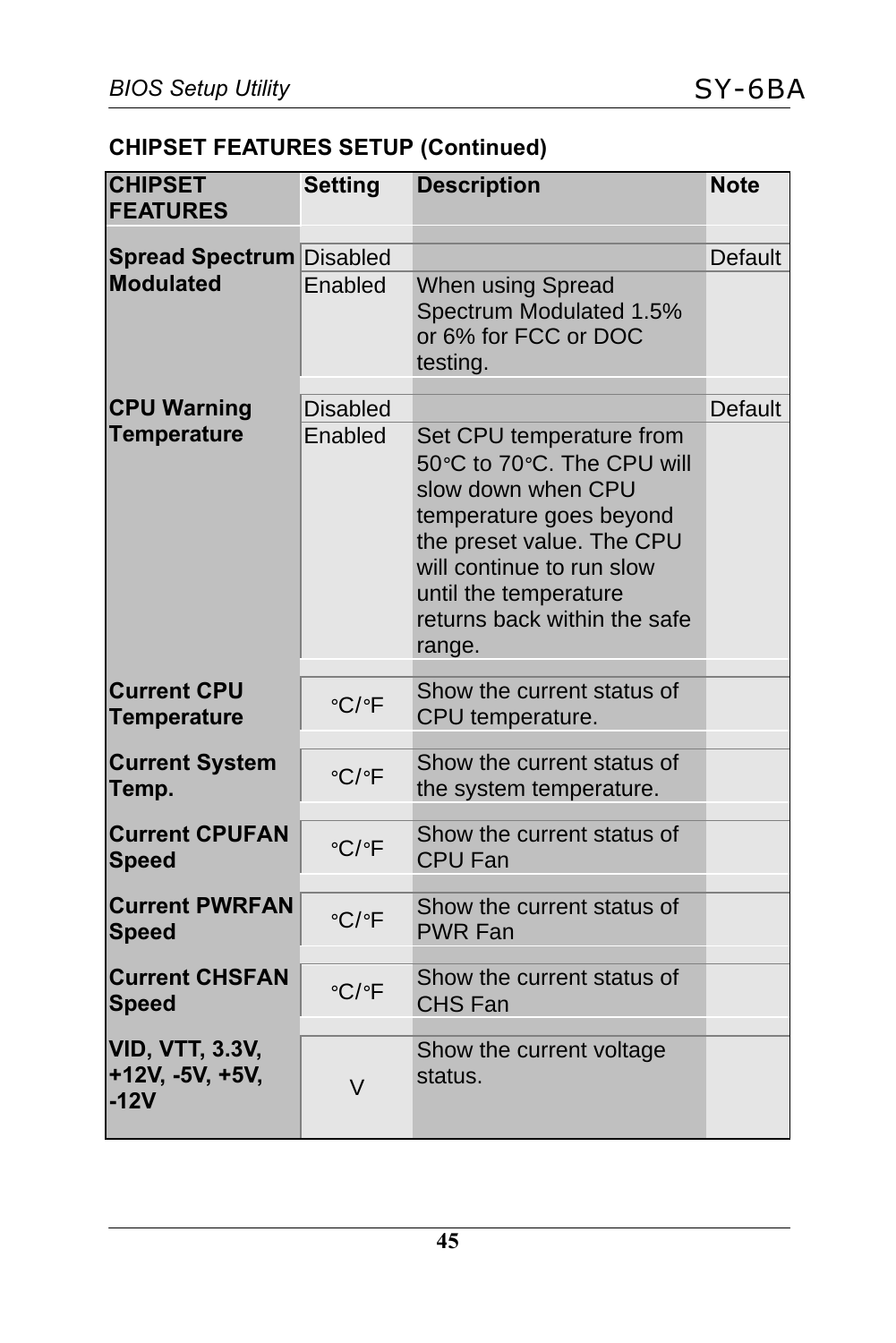## CHIPSET FEATURES SETUP (Continued)

| CHIPSET FEATURES | Setting | Description | Note |
|---|---|---|---|
| **Spread Spectrum Modulated** | Disabled | | Default |
| | Enabled | When using Spread Spectrum Modulated 1.5% or 6% for FCC or DOC testing. | |
| **CPU Warning Temperature** | Disabled | | Default |
| | Enabled | Set CPU temperature from 50°C to 70°C. The CPU will slow down when CPU temperature goes beyond the preset value. The CPU will continue to run slow until the temperature returns back within the safe range. | |
| **Current CPU Temperature** | °C/°F | Show the current status of CPU temperature. | |
| **Current System Temp.** | °C/°F | Show the current status of the system temperature. | |
| **Current CPUFAN Speed** | °C/°F | Show the current status of CPU Fan | |
| **Current PWRFAN Speed** | °C/°F | Show the current status of PWR Fan | |
| **Current CHSFAN Speed** | °C/°F | Show the current status of CHS Fan | |
| **VID, VTT, 3.3V, +12V, -5V, +5V, -12V** | V | Show the current voltage status. | |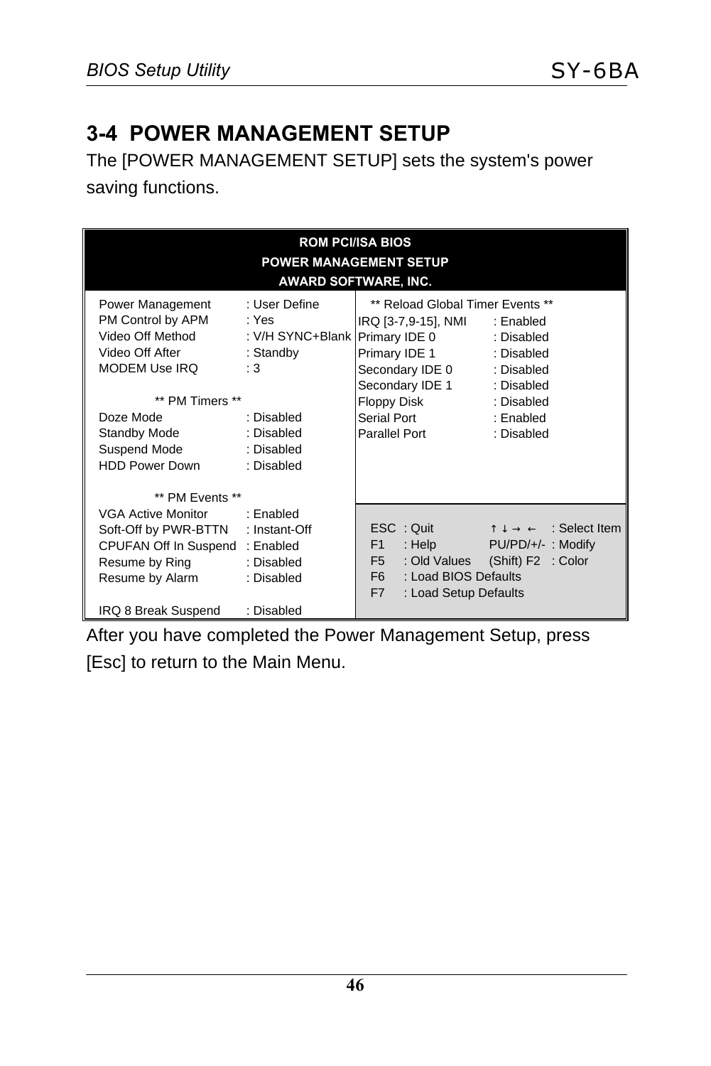## 3-4 POWER MANAGEMENT SETUP

The [POWER MANAGEMENT SETUP] sets the system's power saving functions.

```
                              ROM PCI/ISA BIOS
                          POWER MANAGEMENT SETUP
                           AWARD SOFTWARE, INC.

Power Management       : User Define        ** Reload Global Timer Events **
PM Control by APM      : Yes               IRQ [3-7,9-15], NMI   : Enabled
Video Off Method       : V/H SYNC+Blank    Primary IDE 0         : Disabled
Video Off After        : Standby           Primary IDE 1         : Disabled
MODEM Use IRQ          : 3                 Secondary IDE 0       : Disabled
                                           Secondary IDE 1       : Disabled
        ** PM Timers **                    Floppy Disk           : Disabled
Doze Mode              : Disabled          Serial Port           : Enabled
Standby Mode           : Disabled          Parallel Port         : Disabled
Suspend Mode           : Disabled
HDD Power Down         : Disabled

        ** PM Events **
VGA Active Monitor     : Enabled
Soft-Off by PWR-BTTN   : Instant-Off        ESC : Quit          ↑ ↓ → ←   : Select Item
CPUFAN Off In Suspend  : Enabled            F1  : Help          PU/PD/+/- : Modify
Resume by Ring         : Disabled           F5  : Old Values    (Shift) F2 : Color
Resume by Alarm        : Disabled           F6  : Load BIOS Defaults
                                            F7  : Load Setup Defaults
IRQ 8 Break Suspend    : Disabled
```

After you have completed the Power Management Setup, press [Esc] to return to the Main Menu.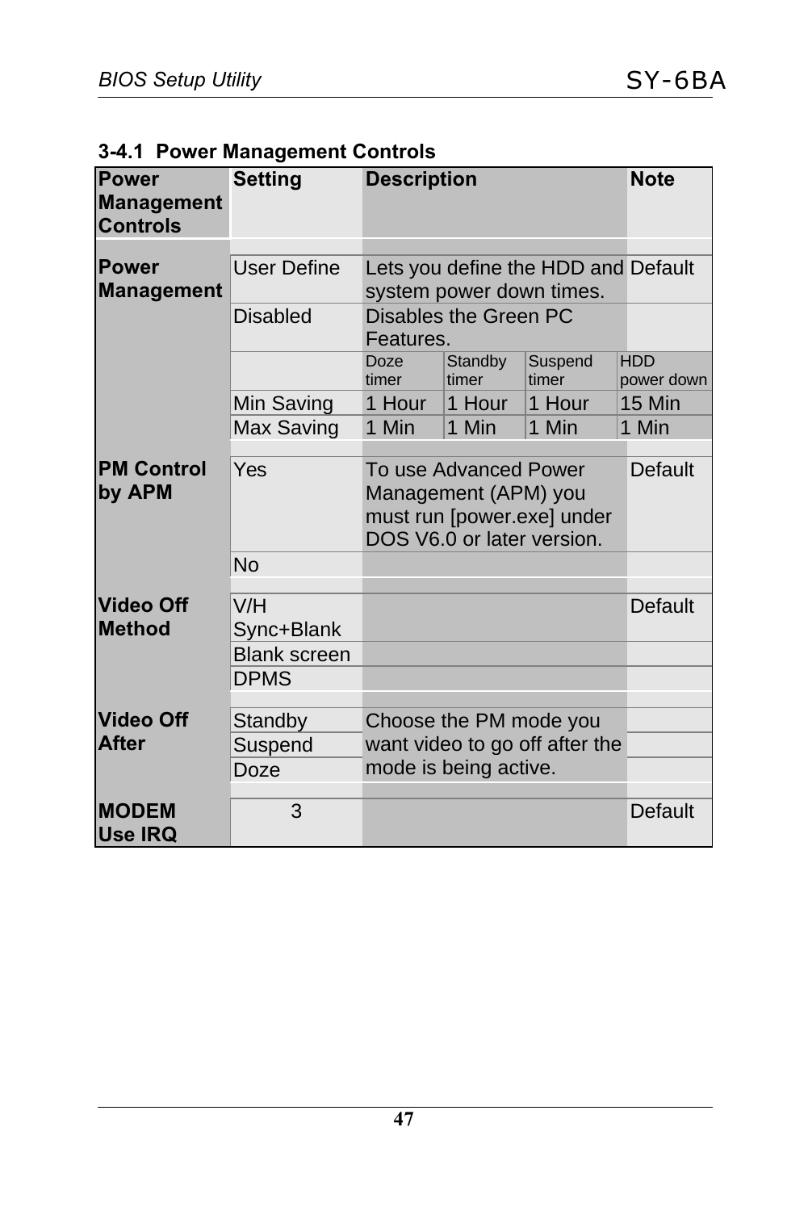### 3-4.1 Power Management Controls

| Power Management Controls | Setting | Description | | | | Note |
|---|---|---|---|---|---|---|
| **Power Management** | User Define | Lets you define the HDD and system power down times. | | | | Default |
| | Disabled | Disables the Green PC Features. | | | | |
| | | Doze timer | Standby timer | Suspend timer | HDD power down | |
| | Min Saving | 1 Hour | 1 Hour | 1 Hour | 15 Min | |
| | Max Saving | 1 Min | 1 Min | 1 Min | 1 Min | |
| **PM Control by APM** | Yes | To use Advanced Power Management (APM) you must run [power.exe] under DOS V6.0 or later version. | | | | Default |
| | No | | | | | |
| **Video Off Method** | V/H Sync+Blank | | | | | Default |
| | Blank screen | | | | | |
| | DPMS | | | | | |
| **Video Off After** | Standby | Choose the PM mode you want video to go off after the mode is being active. | | | | |
| | Suspend | | | | | |
| | Doze | | | | | |
| **MODEM Use IRQ** | 3 | | | | | Default |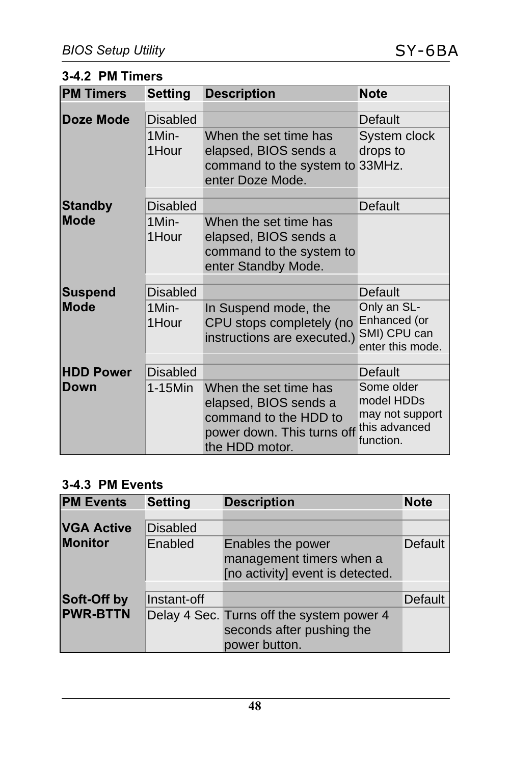### 3-4.2 PM Timers

| PM Timers | Setting | Description | Note |
|---|---|---|---|
| Doze Mode | Disabled | | Default |
| | 1Min-1Hour | When the set time has elapsed, BIOS sends a command to the system to enter Doze Mode. | System clock drops to 33MHz. |
| Standby Mode | Disabled | | Default |
| | 1Min-1Hour | When the set time has elapsed, BIOS sends a command to the system to enter Standby Mode. | |
| Suspend Mode | Disabled | | Default |
| | 1Min-1Hour | In Suspend mode, the CPU stops completely (no instructions are executed.) | Only an SL-Enhanced (or SMI) CPU can enter this mode. |
| HDD Power Down | Disabled | | Default |
| | 1-15Min | When the set time has elapsed, BIOS sends a command to the HDD to power down. This turns off the HDD motor. | Some older model HDDs may not support this advanced function. |

### 3-4.3 PM Events

| PM Events | Setting | Description | Note |
|---|---|---|---|
| VGA Active Monitor | Disabled | | |
| | Enabled | Enables the power management timers when a [no activity] event is detected. | Default |
| Soft-Off by PWR-BTTN | Instant-off | | Default |
| | Delay 4 Sec. | Turns off the system power 4 seconds after pushing the power button. | |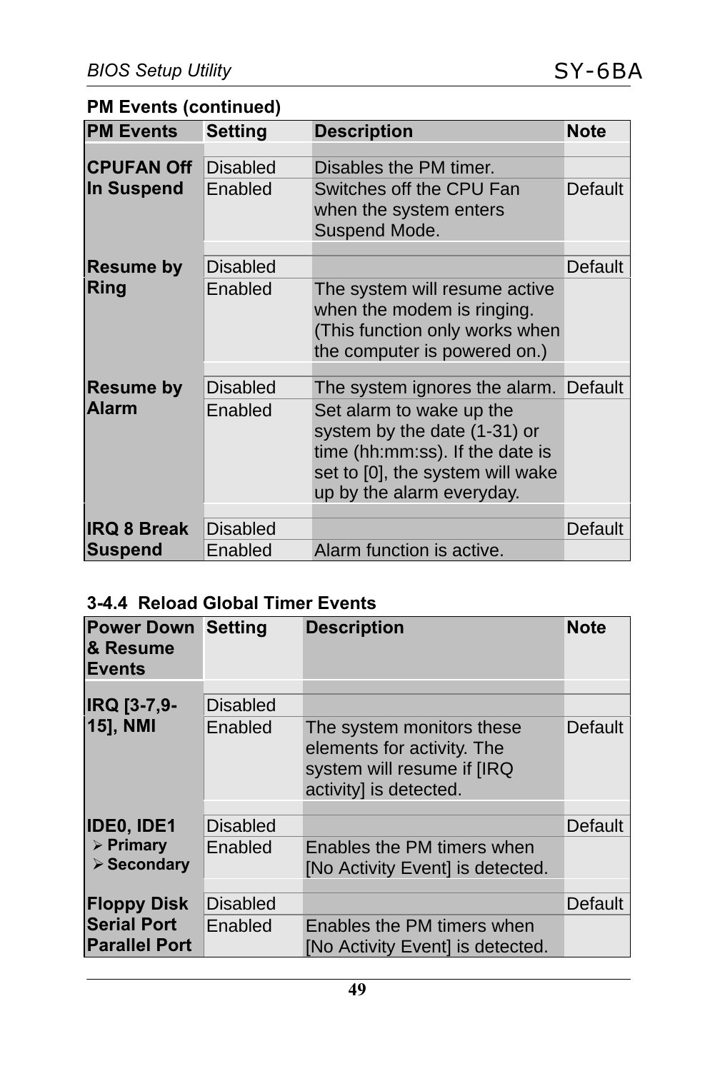**PM Events (continued)**

| PM Events | Setting | Description | Note |
|---|---|---|---|
| **CPUFAN Off In Suspend** | Disabled | Disables the PM timer. | |
| | Enabled | Switches off the CPU Fan when the system enters Suspend Mode. | Default |
| **Resume by Ring** | Disabled | | Default |
| | Enabled | The system will resume active when the modem is ringing. (This function only works when the computer is powered on.) | |
| **Resume by Alarm** | Disabled | The system ignores the alarm. | Default |
| | Enabled | Set alarm to wake up the system by the date (1-31) or time (hh:mm:ss). If the date is set to [0], the system will wake up by the alarm everyday. | |
| **IRQ 8 Break Suspend** | Disabled | | Default |
| | Enabled | Alarm function is active. | |

### 3-4.4 Reload Global Timer Events

| Power Down & Resume Events | Setting | Description | Note |
|---|---|---|---|
| **IRQ [3-7,9-15], NMI** | Disabled | | |
| | Enabled | The system monitors these elements for activity. The system will resume if [IRQ activity] is detected. | Default |
| **IDE0, IDE1** ➢ **Primary** ➢ **Secondary** | Disabled | | Default |
| | Enabled | Enables the PM timers when [No Activity Event] is detected. | |
| **Floppy Disk Serial Port Parallel Port** | Disabled | | Default |
| | Enabled | Enables the PM timers when [No Activity Event] is detected. | |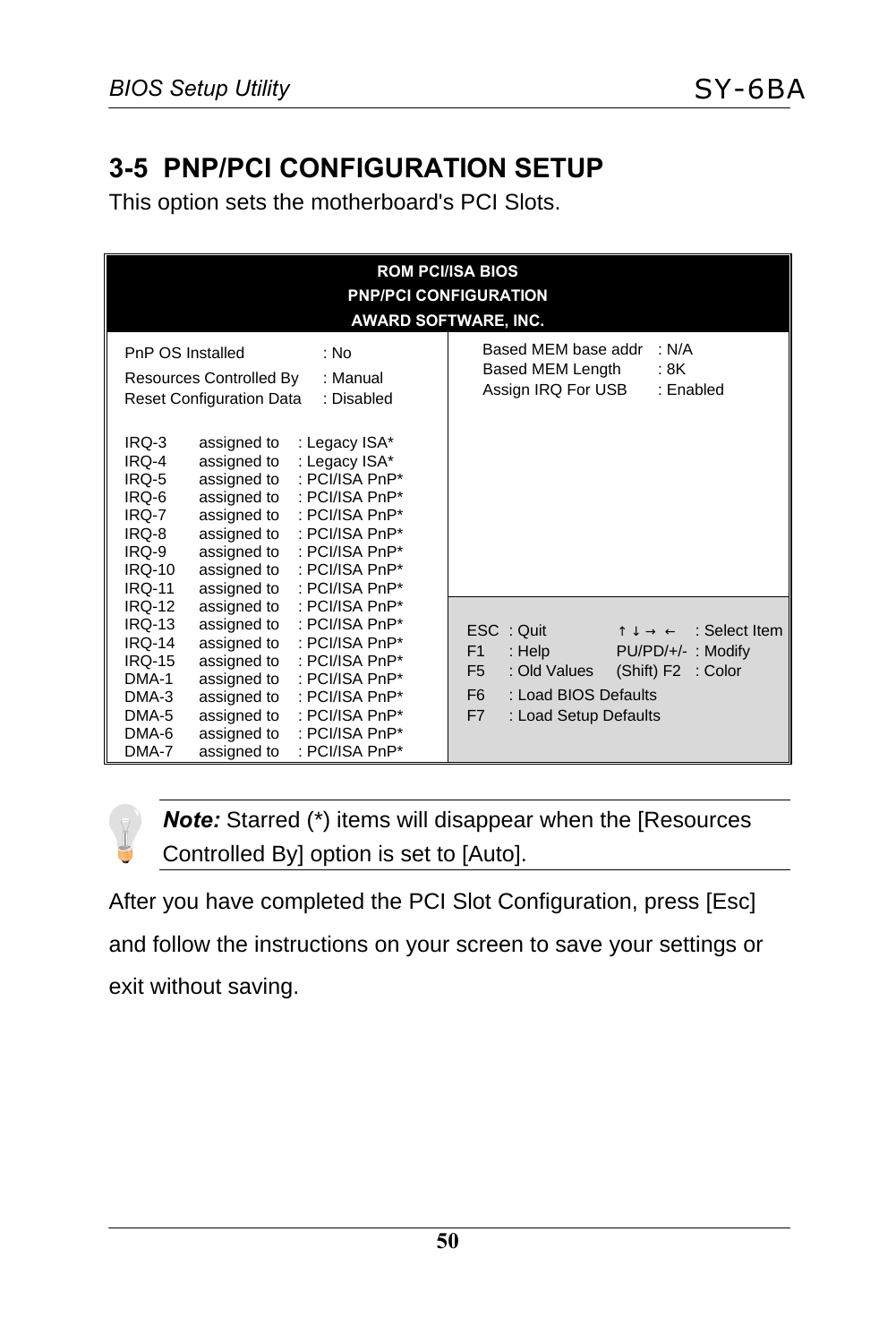## 3-5 PNP/PCI CONFIGURATION SETUP

This option sets the motherboard's PCI Slots.

```
                         ROM PCI/ISA BIOS
                     PNP/PCI CONFIGURATION
                     AWARD SOFTWARE, INC.

PnP OS Installed             : No              Based MEM base addr   : N/A
                                               Based MEM Length      : 8K
Resources Controlled By      : Manual          Assign IRQ For USB    : Enabled
Reset Configuration Data     : Disabled

IRQ-3    assigned to   : Legacy ISA*
IRQ-4    assigned to   : Legacy ISA*
IRQ-5    assigned to   : PCI/ISA PnP*
IRQ-6    assigned to   : PCI/ISA PnP*
IRQ-7    assigned to   : PCI/ISA PnP*
IRQ-8    assigned to   : PCI/ISA PnP*
IRQ-9    assigned to   : PCI/ISA PnP*
IRQ-10   assigned to   : PCI/ISA PnP*
IRQ-11   assigned to   : PCI/ISA PnP*
IRQ-12   assigned to   : PCI/ISA PnP*
IRQ-13   assigned to   : PCI/ISA PnP*     ESC  : Quit          ↑ ↓ → ←    : Select Item
IRQ-14   assigned to   : PCI/ISA PnP*     F1   : Help          PU/PD/+/-  : Modify
IRQ-15   assigned to   : PCI/ISA PnP*     F5   : Old Values    (Shift) F2 : Color
DMA-1    assigned to   : PCI/ISA PnP*     F6   : Load BIOS Defaults
DMA-3    assigned to   : PCI/ISA PnP*     F7   : Load Setup Defaults
DMA-5    assigned to   : PCI/ISA PnP*
DMA-6    assigned to   : PCI/ISA PnP*
DMA-7    assigned to   : PCI/ISA PnP*
```

***Note:*** Starred (*) items will disappear when the [Resources Controlled By] option is set to [Auto].

After you have completed the PCI Slot Configuration, press [Esc] and follow the instructions on your screen to save your settings or exit without saving.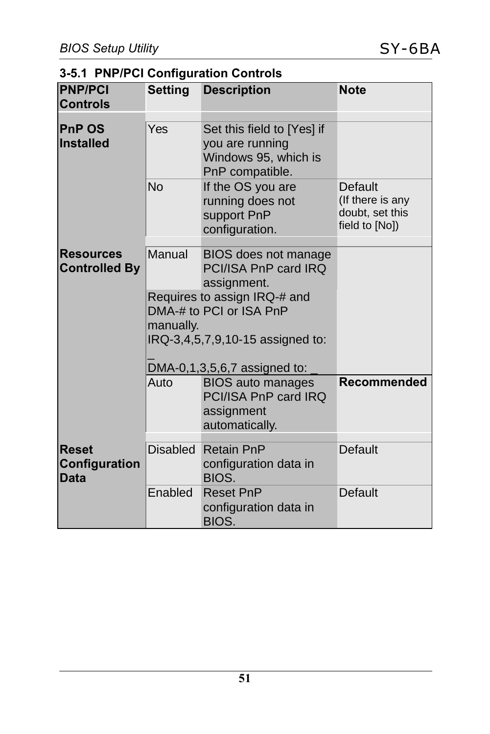### 3-5.1 PNP/PCI Configuration Controls

| PNP/PCI Controls | Setting | Description | Note |
|---|---|---|---|
| **PnP OS Installed** | Yes | Set this field to [Yes] if you are running Windows 95, which is PnP compatible. | |
| | No | If the OS you are running does not support PnP configuration. | Default (If there is any doubt, set this field to [No]) |
| **Resources Controlled By** | Manual | BIOS does not manage PCI/ISA PnP card IRQ assignment. | |
| | Requires to assign IRQ-# and DMA-# to PCI or ISA PnP manually. IRQ-3,4,5,7,9,10-15 assigned to: _ DMA-0,1,3,5,6,7 assigned to: _ | | |
| | Auto | BIOS auto manages PCI/ISA PnP card IRQ assignment automatically. | **Recommended** |
| **Reset Configuration Data** | Disabled | Retain PnP configuration data in BIOS. | Default |
| | Enabled | Reset PnP configuration data in BIOS. | Default |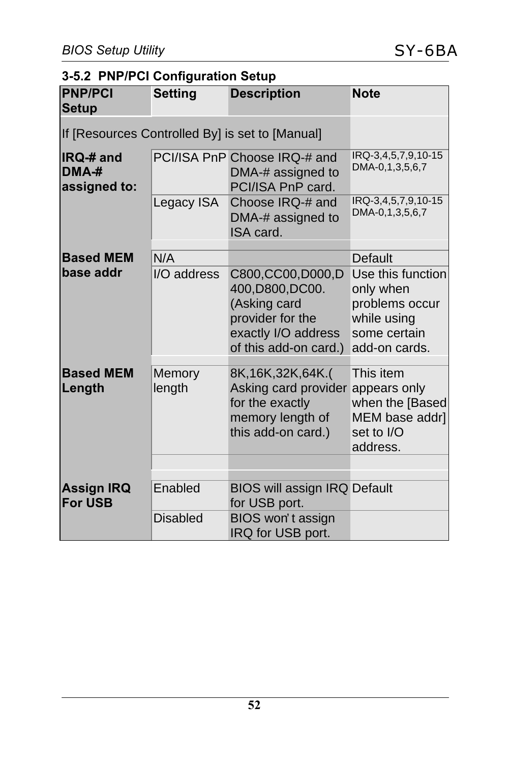### 3-5.2 PNP/PCI Configuration Setup

| PNP/PCI Setup | Setting | Description | Note |
|---|---|---|---|
| If [Resources Controlled By] is set to [Manual] | | | |
| **IRQ-# and DMA-# assigned to:** | PCI/ISA PnP | Choose IRQ-# and DMA-# assigned to PCI/ISA PnP card. | IRQ-3,4,5,7,9,10-15 DMA-0,1,3,5,6,7 |
| | Legacy ISA | Choose IRQ-# and DMA-# assigned to ISA card. | IRQ-3,4,5,7,9,10-15 DMA-0,1,3,5,6,7 |
| **Based MEM base addr** | N/A | | Default |
| | I/O address | C800,CC00,D000,D400,D800,DC00. (Asking card provider for the exactly I/O address of this add-on card.) | Use this function only when problems occur while using some certain add-on cards. |
| **Based MEM Length** | Memory length | 8K,16K,32K,64K.( Asking card provider for the exactly memory length of this add-on card.) | This item appears only when the [Based MEM base addr] set to I/O address. |
| **Assign IRQ For USB** | Enabled | BIOS will assign IRQ for USB port. | Default |
| | Disabled | BIOS won't assign IRQ for USB port. | |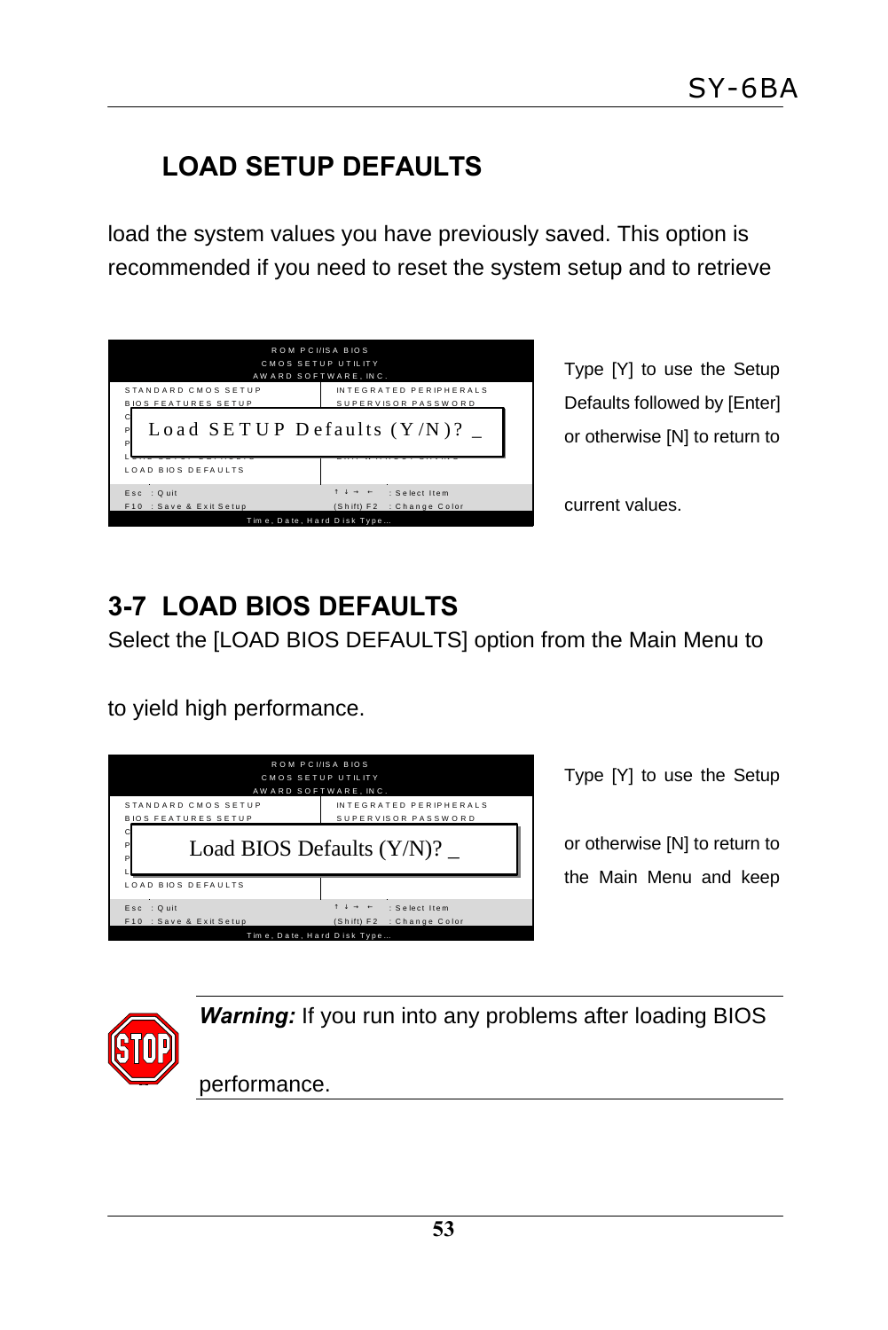## LOAD SETUP DEFAULTS

load the system values you have previously saved. This option is recommended if you need to reset the system setup and to retrieve

```
ROM PCI/ISA BIOS
CMOS SETUP UTILITY
AWARD SOFTWARE, INC.
STANDARD CMOS SETUP          INTEGRATED PERIPHERALS
BIOS FEATURES SETUP          SUPERVISOR PASSWORD
     Load SETUP Defaults (Y/N)? _
LOAD BIOS DEFAULTS
Esc : Quit                   ↑ ↓ → ← : Select Item
F10 : Save & Exit Setup      (Shift) F2 : Change Color
Time, Date, Hard Disk Type...
```

Type [Y] to use the Setup Defaults followed by [Enter] or otherwise [N] to return to

current values.

## 3-7 LOAD BIOS DEFAULTS

Select the [LOAD BIOS DEFAULTS] option from the Main Menu to

to yield high performance.

```
ROM PCI/ISA BIOS
CMOS SETUP UTILITY
AWARD SOFTWARE, INC.
STANDARD CMOS SETUP          INTEGRATED PERIPHERALS
BIOS FEATURES SETUP          SUPERVISOR PASSWORD
     Load BIOS Defaults (Y/N)? _
LOAD BIOS DEFAULTS
Esc : Quit                   ↑ ↓ → ← : Select Item
F10 : Save & Exit Setup      (Shift) F2 : Change Color
Time, Date, Hard Disk Type...
```

Type [Y] to use the Setup

or otherwise [N] to return to the Main Menu and keep

***Warning:*** If you run into any problems after loading BIOS

performance.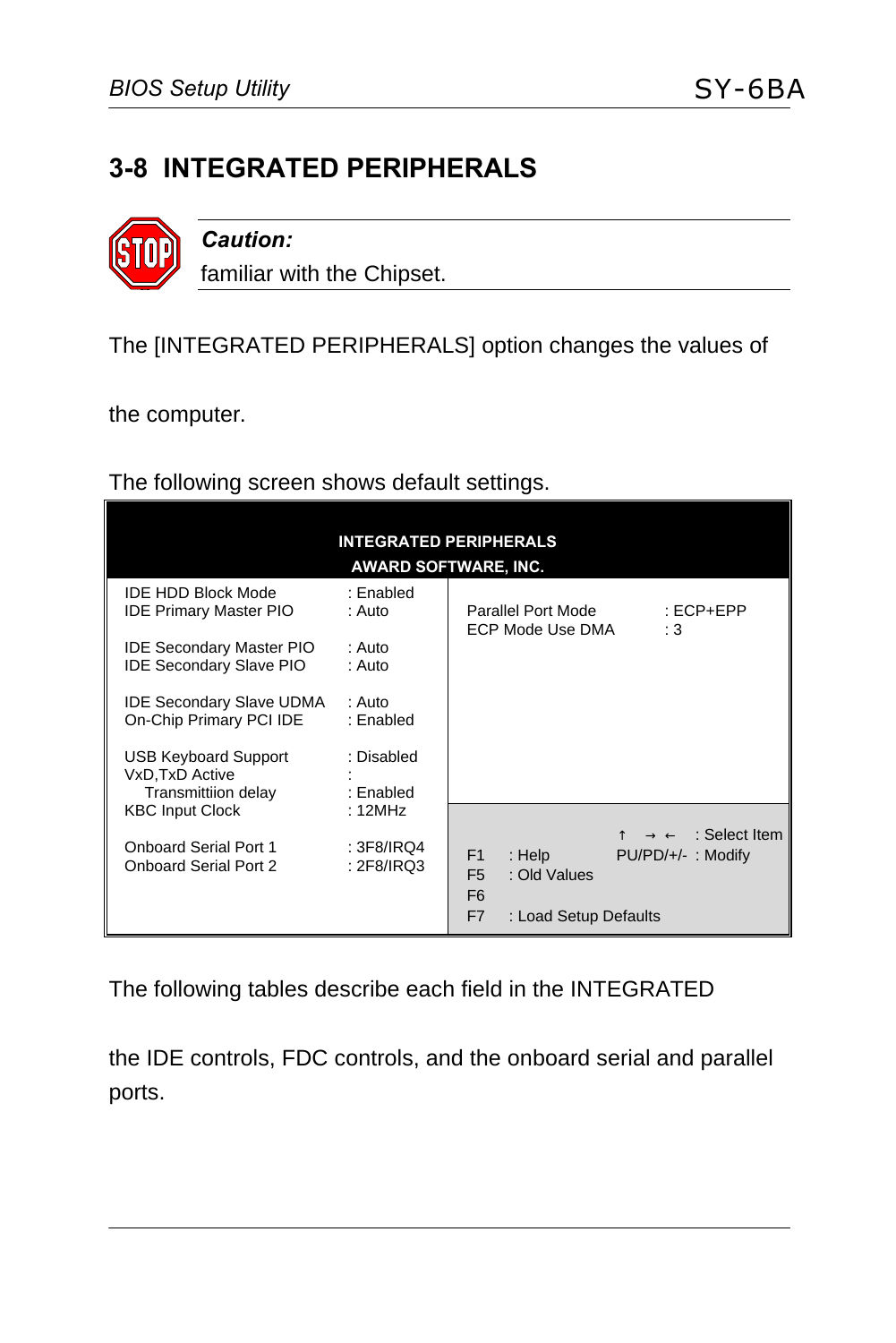# 3-8 INTEGRATED PERIPHERALS

***Caution:***

familiar with the Chipset.

The [INTEGRATED PERIPHERALS] option changes the values of

the computer.

The following screen shows default settings.

| INTEGRATED PERIPHERALS AWARD SOFTWARE, INC. | | | |
|---|---|---|---|
| IDE HDD Block Mode | : Enabled | Parallel Port Mode | : ECP+EPP |
| IDE Primary Master PIO | : Auto | ECP Mode Use DMA | : 3 |
| IDE Secondary Master PIO | : Auto | | |
| IDE Secondary Slave PIO | : Auto | | |
| IDE Secondary Slave UDMA | : Auto | | |
| On-Chip Primary PCI IDE | : Enabled | | |
| USB Keyboard Support | : Disabled | | |
| VxD,TxD Active | : | | |
| Transmittiion delay | : Enabled | | |
| KBC Input Clock | : 12MHz | ↑ → ← : Select Item | |
| Onboard Serial Port 1 | : 3F8/IRQ4 | F1 : Help | PU/PD/+/- : Modify |
| Onboard Serial Port 2 | : 2F8/IRQ3 | F5 : Old Values | |
| | | F6 | |
| | | F7 : Load Setup Defaults | |

The following tables describe each field in the INTEGRATED

the IDE controls, FDC controls, and the onboard serial and parallel ports.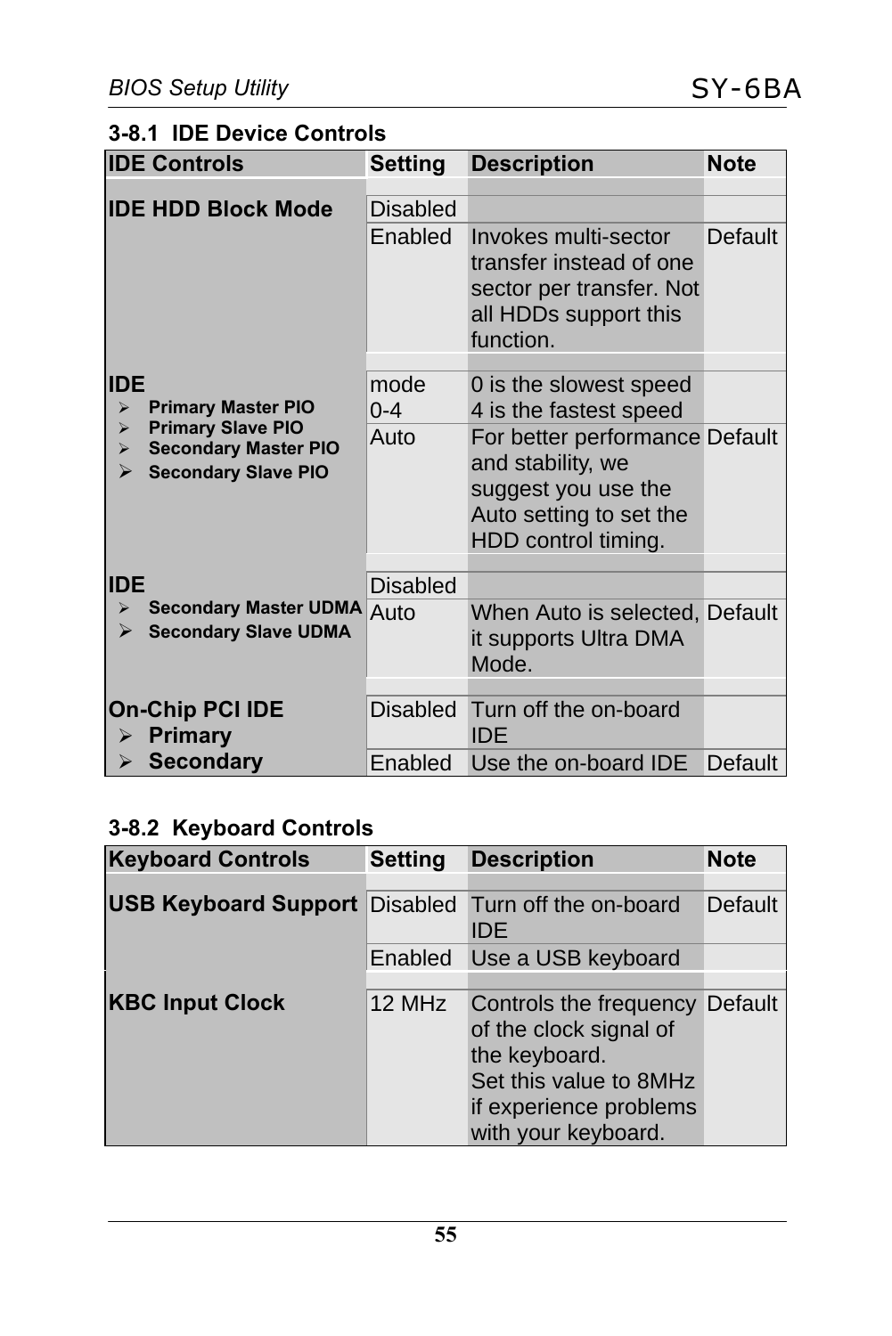### 3-8.1 IDE Device Controls

| IDE Controls | Setting | Description | Note |
|---|---|---|---|
| **IDE HDD Block Mode** | Disabled | | |
| | Enabled | Invokes multi-sector transfer instead of one sector per transfer. Not all HDDs support this function. | Default |
| **IDE**<br>➢ **Primary Master PIO**<br>➢ **Primary Slave PIO**<br>➢ **Secondary Master PIO**<br>➢ **Secondary Slave PIO** | mode 0-4 | 0 is the slowest speed<br>4 is the fastest speed | |
| | Auto | For better performance and stability, we suggest you use the Auto setting to set the HDD control timing. | Default |
| **IDE**<br>➢ **Secondary Master UDMA**<br>➢ **Secondary Slave UDMA** | Disabled | | |
| | Auto | When Auto is selected, it supports Ultra DMA Mode. | Default |
| **On-Chip PCI IDE**<br>➢ **Primary**<br>➢ **Secondary** | Disabled | Turn off the on-board IDE | |
| | Enabled | Use the on-board IDE | Default |

### 3-8.2 Keyboard Controls

| Keyboard Controls | Setting | Description | Note |
|---|---|---|---|
| **USB Keyboard Support** | Disabled | Turn off the on-board IDE | Default |
| | Enabled | Use a USB keyboard | |
| **KBC Input Clock** | 12 MHz | Controls the frequency of the clock signal of the keyboard.<br>Set this value to 8MHz if experience problems with your keyboard. | Default |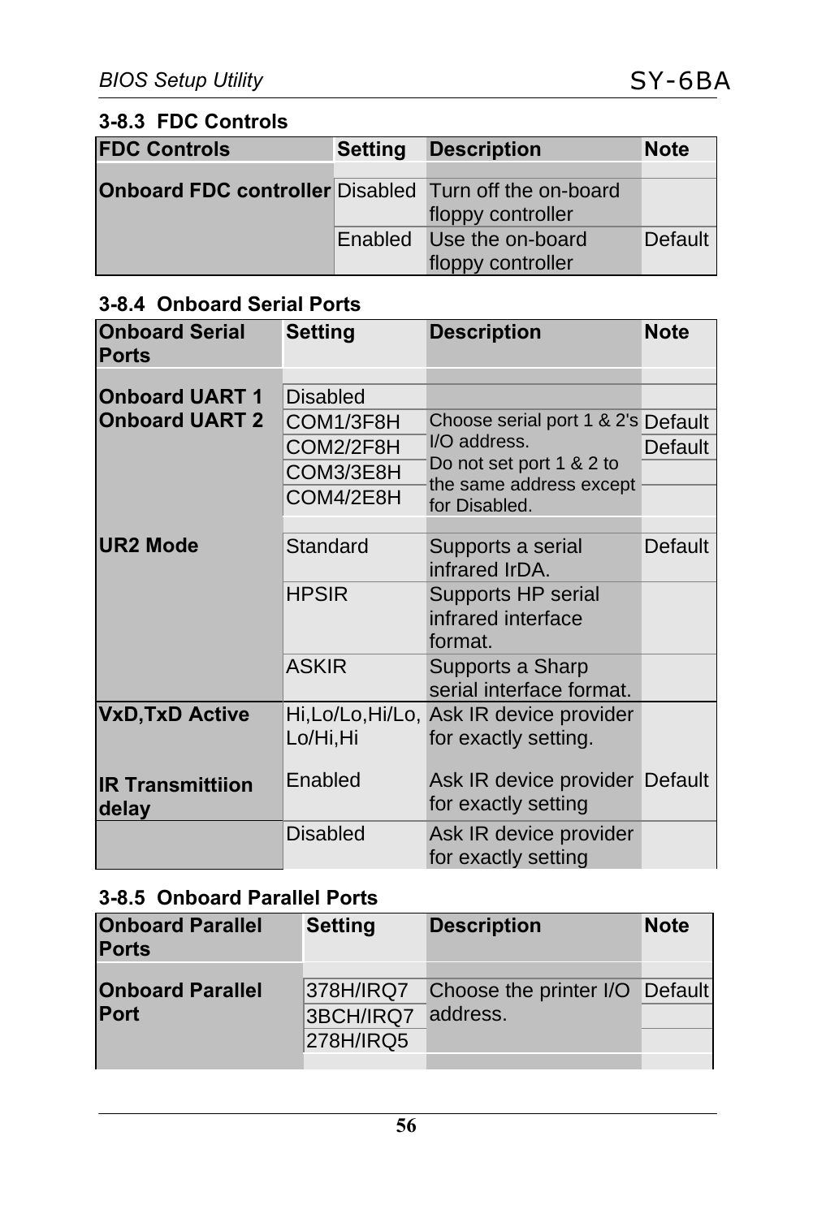### 3-8.3 FDC Controls

| FDC Controls | Setting | Description | Note |
|---|---|---|---|
| **Onboard FDC controller** | Disabled | Turn off the on-board floppy controller | |
| | Enabled | Use the on-board floppy controller | Default |

### 3-8.4 Onboard Serial Ports

| Onboard Serial Ports | Setting | Description | Note |
|---|---|---|---|
| **Onboard UART 1** | Disabled | | |
| **Onboard UART 2** | COM1/3F8H | Choose serial port 1 & 2's I/O address. Do not set port 1 & 2 to the same address except for Disabled. | Default |
| | COM2/2F8H | | Default |
| | COM3/3E8H | | |
| | COM4/2E8H | | |
| **UR2 Mode** | Standard | Supports a serial infrared IrDA. | Default |
| | HPSIR | Supports HP serial infrared interface format. | |
| | ASKIR | Supports a Sharp serial interface format. | |
| **VxD,TxD Active** | Hi,Lo/Lo,Hi/Lo, Lo/Hi,Hi | Ask IR device provider for exactly setting. | |
| **IR Transmittiion delay** | Enabled | Ask IR device provider for exactly setting | Default |
| | Disabled | Ask IR device provider for exactly setting | |

### 3-8.5 Onboard Parallel Ports

| Onboard Parallel Ports | Setting | Description | Note |
|---|---|---|---|
| **Onboard Parallel Port** | 378H/IRQ7 | Choose the printer I/O address. | Default |
| | 3BCH/IRQ7 | | |
| | 278H/IRQ5 | | |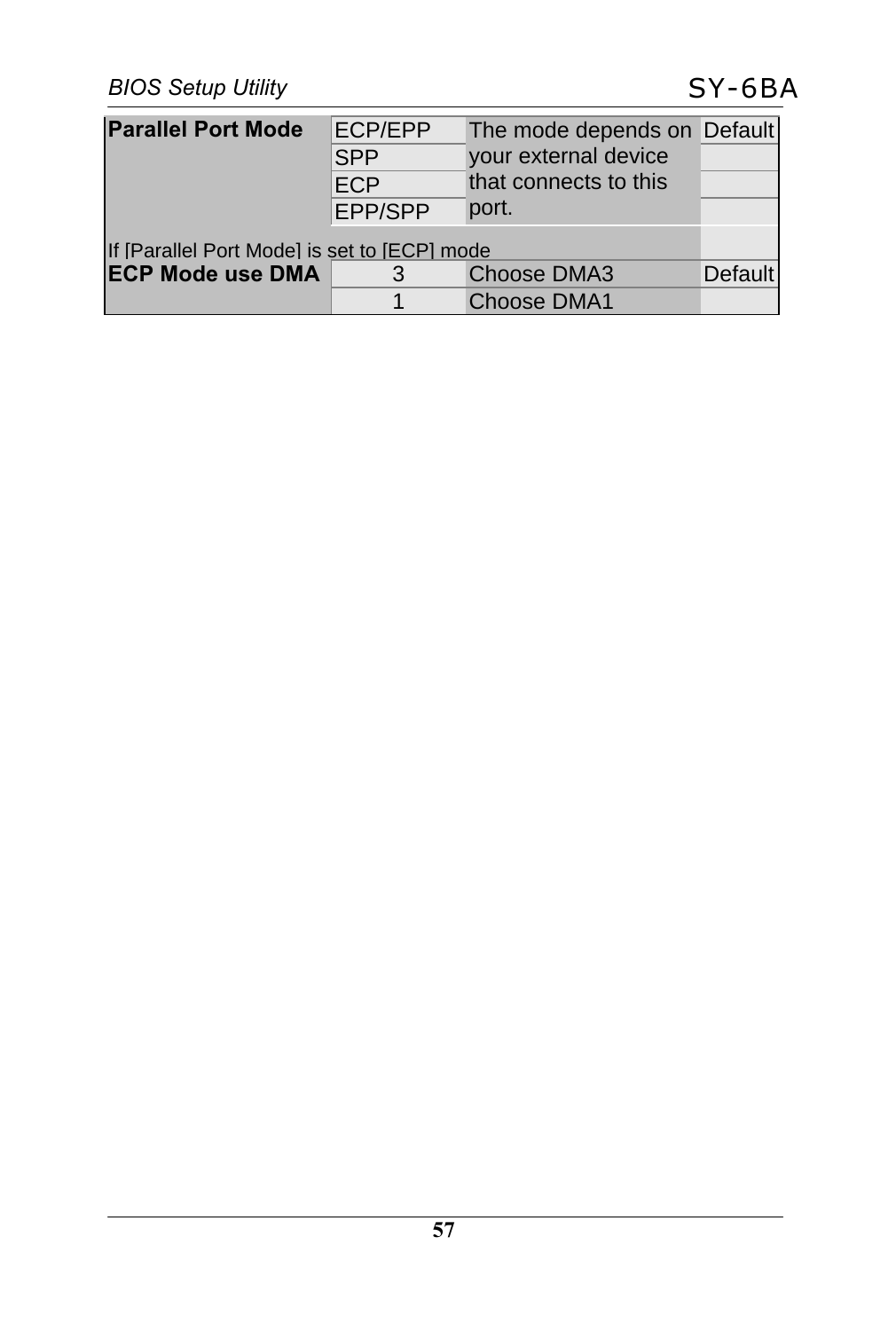| Parallel Port Mode | ECP/EPP | The mode depends on your external device that connects to this port. | Default |
|---|---|---|---|
| | SPP | | |
| | ECP | | |
| | EPP/SPP | | |
| If [Parallel Port Mode] is set to [ECP] mode | | | |
| **ECP Mode use DMA** | 3 | Choose DMA3 | Default |
| | 1 | Choose DMA1 | |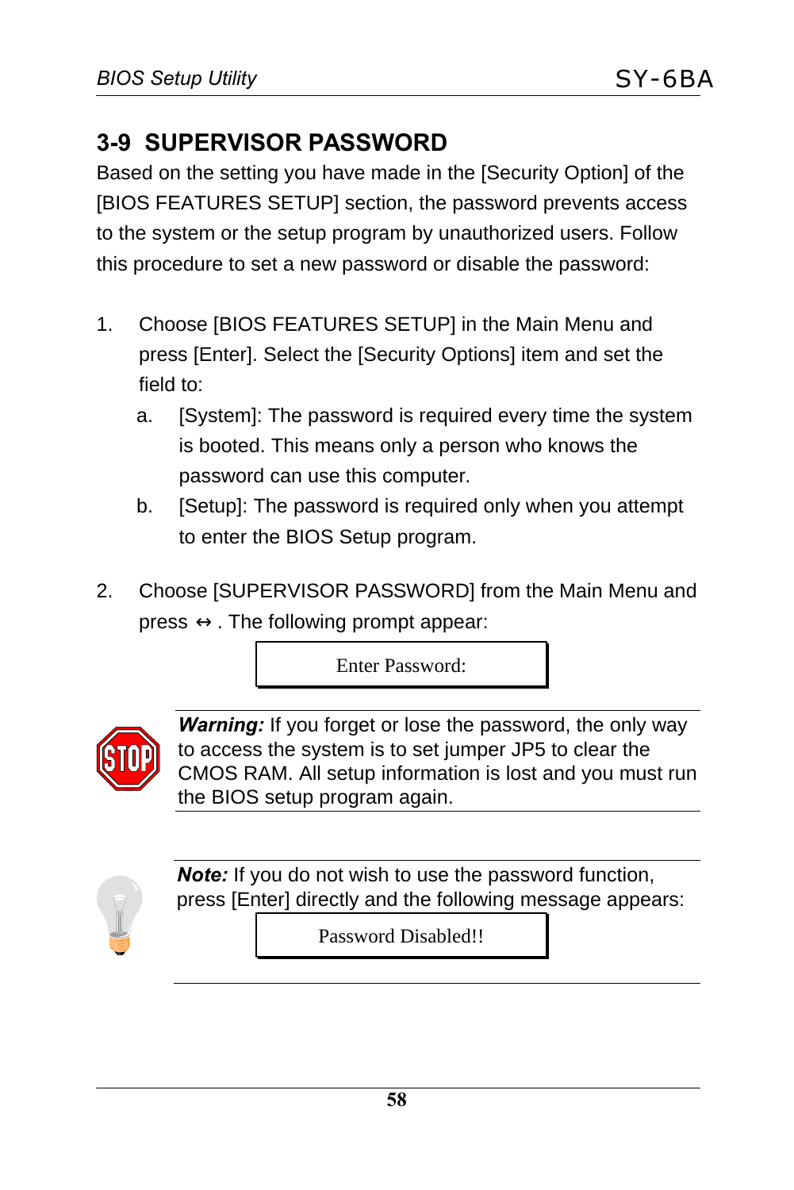## 3-9 SUPERVISOR PASSWORD

Based on the setting you have made in the [Security Option] of the [BIOS FEATURES SETUP] section, the password prevents access to the system or the setup program by unauthorized users. Follow this procedure to set a new password or disable the password:

1. Choose [BIOS FEATURES SETUP] in the Main Menu and press [Enter]. Select the [Security Options] item and set the field to:
   a. [System]: The password is required every time the system is booted. This means only a person who knows the password can use this computer.
   b. [Setup]: The password is required only when you attempt to enter the BIOS Setup program.

2. Choose [SUPERVISOR PASSWORD] from the Main Menu and press ↔ . The following prompt appear:

```
Enter Password:
```

***Warning:*** If you forget or lose the password, the only way to access the system is to set jumper JP5 to clear the CMOS RAM. All setup information is lost and you must run the BIOS setup program again.

***Note:*** If you do not wish to use the password function, press [Enter] directly and the following message appears:

```
Password Disabled!!
```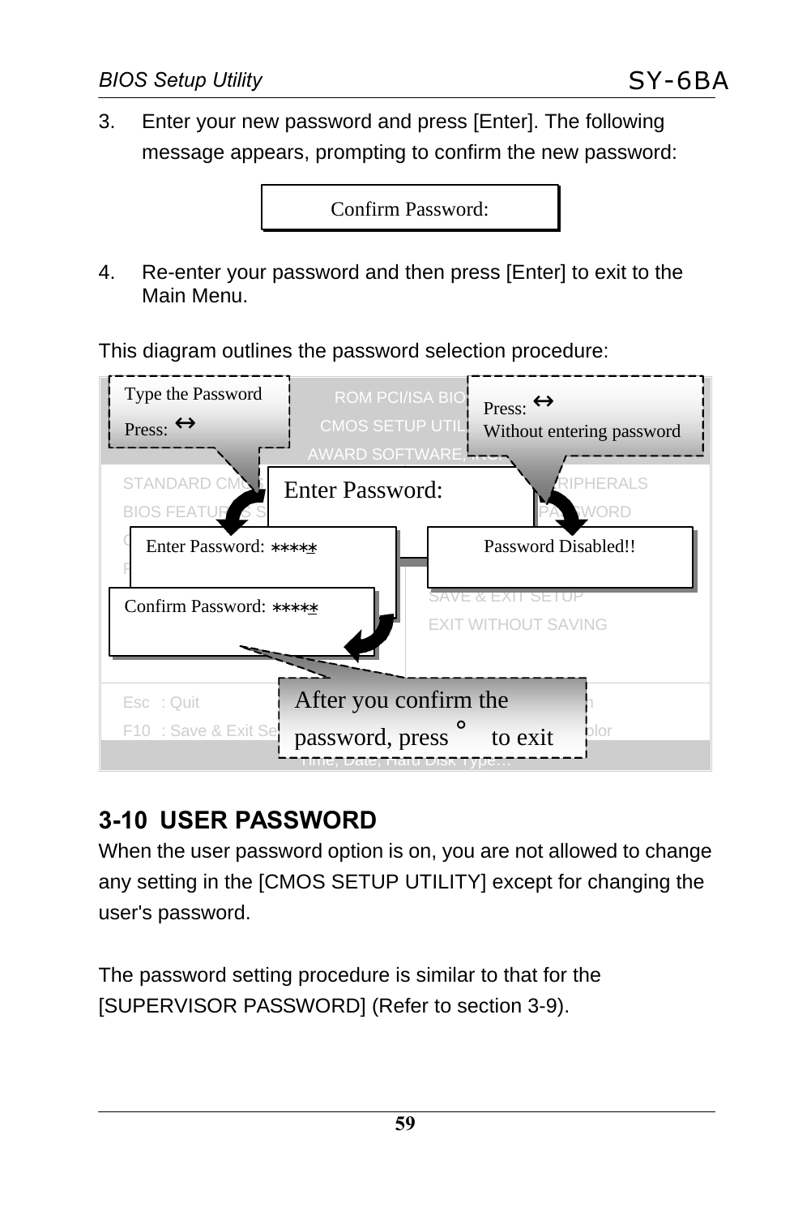3. Enter your new password and press [Enter]. The following message appears, prompting to confirm the new password:

Confirm Password:

4. Re-enter your password and then press [Enter] to exit to the Main Menu.

This diagram outlines the password selection procedure:

Type the Password
Press: ↔

ROM PCI/ISA BIOS
CMOS SETUP UTILITY
AWARD SOFTWARE, INC.

Press: ↔
Without entering password

STANDARD CMOS SETUP | PERIPHERALS
BIOS FEATURES SETUP | PASSWORD

Enter Password:

Enter Password: ∗∗∗∗∗

Password Disabled!!

Confirm Password: ∗∗∗∗∗

SAVE & EXIT SETUP
EXIT WITHOUT SAVING

After you confirm the password, press ° to exit

Esc : Quit
F10 : Save & Exit Setup

Time, Date, Hard Disk Type...

## 3-10 USER PASSWORD

When the user password option is on, you are not allowed to change any setting in the [CMOS SETUP UTILITY] except for changing the user's password.

The password setting procedure is similar to that for the [SUPERVISOR PASSWORD] (Refer to section 3-9).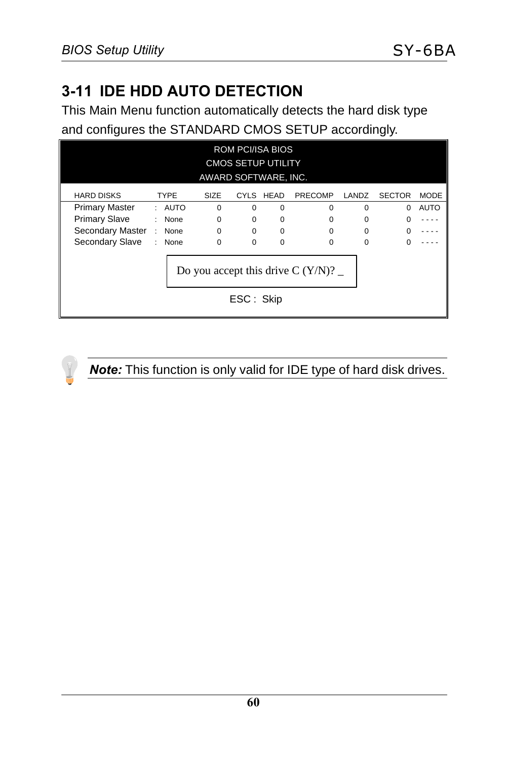## 3-11 IDE HDD AUTO DETECTION

This Main Menu function automatically detects the hard disk type and configures the STANDARD CMOS SETUP accordingly.

ROM PCI/ISA BIOS
CMOS SETUP UTILITY
AWARD SOFTWARE, INC.

| HARD DISKS | TYPE | SIZE | CYLS | HEAD | PRECOMP | LANDZ | SECTOR | MODE |
|---|---|---|---|---|---|---|---|---|
| Primary Master | : AUTO | 0 | 0 | 0 | 0 | 0 | 0 | AUTO |
| Primary Slave | : None | 0 | 0 | 0 | 0 | 0 | 0 | - - - - |
| Secondary Master | : None | 0 | 0 | 0 | 0 | 0 | 0 | - - - - |
| Secondary Slave | : None | 0 | 0 | 0 | 0 | 0 | 0 | - - - - |

Do you accept this drive C (Y/N)? _

ESC : Skip

***Note:*** This function is only valid for IDE type of hard disk drives.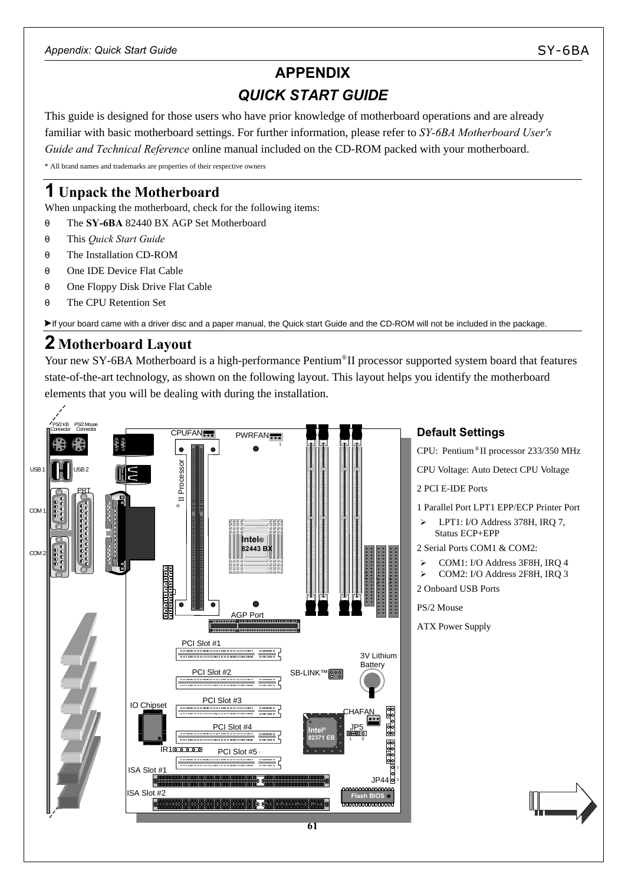# APPENDIX

## *QUICK START GUIDE*

This guide is designed for those users who have prior knowledge of motherboard operations and are already familiar with basic motherboard settings. For further information, please refer to *SY-6BA Motherboard User's Guide and Technical Reference* online manual included on the CD-ROM packed with your motherboard.

\* All brand names and trademarks are properties of their respective owners

## 1 Unpack the Motherboard

When unpacking the motherboard, check for the following items:

- The **SY-6BA** 82440 BX AGP Set Motherboard
- This *Quick Start Guide*
- The Installation CD-ROM
- One IDE Device Flat Cable
- One Floppy Disk Drive Flat Cable
- The CPU Retention Set

➤If your board came with a driver disc and a paper manual, the Quick start Guide and the CD-ROM will not be included in the package.

## 2 Motherboard Layout

Your new SY-6BA Motherboard is a high-performance Pentium®II processor supported system board that features state-of-the-art technology, as shown on the following layout. This layout helps you identify the motherboard elements that you will be dealing with during the installation.

PS/2 KB Connector, PS/2 Mouse Connector, USB 1, USB 2, PRT, COM 1, COM 2, CPUFAN, PWRFAN, ®II Processor, Intel® 82443 BX, AGP Port, PCI Slot #1, PCI Slot #2, PCI Slot #3, PCI Slot #4, PCI Slot #5, 3V Lithium Battery, SB-LINK™, IO Chipset, CHAFAN, JP5, Intel® 82371 EB, IR1, ISA Slot #1, ISA Slot #2, JP44, Flash BIOS

### Default Settings

CPU: Pentium®II processor 233/350 MHz

CPU Voltage: Auto Detect CPU Voltage

2 PCI E-IDE Ports

1 Parallel Port LPT1 EPP/ECP Printer Port

- LPT1: I/O Address 378H, IRQ 7, Status ECP+EPP

2 Serial Ports COM1 & COM2:

- COM1: I/O Address 3F8H, IRQ 4
- COM2: I/O Address 2F8H, IRQ 3

2 Onboard USB Ports

PS/2 Mouse

ATX Power Supply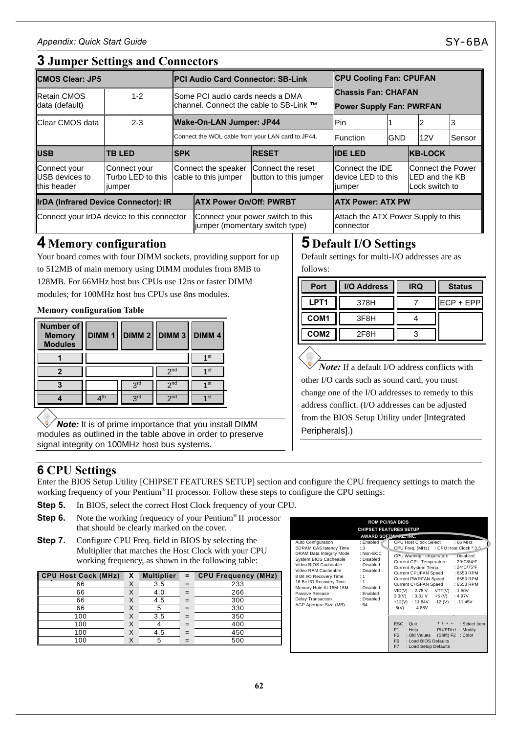## 3 Jumper Settings and Connectors

| **CMOS Clear: JP5** | | **PCI Audio Card Connector: SB-Link** | | **CPU Cooling Fan: CPUFAN** **Chassis Fan: CHAFAN** **Power Supply Fan: PWRFAN** | | | |
|---|---|---|---|---|---|---|---|
| Retain CMOS data (default) | 1-2 | Some PCI audio cards needs a DMA channel. Connect the cable to SB-Link ™. | | | | | |
| Clear CMOS data | 2-3 | **Wake-On-LAN Jumper: JP44** | | Pin | 1 | 2 | 3 |
| | | Connect the WOL cable from your LAN card to JP44. | | Function | GND | 12V | Sensor |
| **USB** | **TB LED** | **SPK** | **RESET** | **IDE LED** | | **KB-LOCK** | |
| Connect your USB devices to this header | Connect your Turbo LED to this jumper | Connect the speaker cable to this jumper | Connect the reset button to this jumper | Connect the IDE device LED to this jumper | | Connect the Power LED and the KB Lock switch to | |
| **IrDA (Infrared Device Connector): IR** | | **ATX Power On/Off: PWRBT** | | **ATX Power: ATX PW** | | | |
| Connect your IrDA device to this connector | | Connect your power switch to this jumper (momentary switch type) | | Attach the ATX Power Supply to this connector | | | |

## 4 Memory configuration

Your board comes with four DIMM sockets, providing support for up to 512MB of main memory using DIMM modules from 8MB to 128MB. For 66MHz host bus CPUs use 12ns or faster DIMM modules; for 100MHz host bus CPUs use 8ns modules.

**Memory configuration Table**

| Number of Memory Modules | DIMM 1 | DIMM 2 | DIMM 3 | DIMM 4 |
|---|---|---|---|---|
| 1 | | | | 1st |
| 2 | | | 2nd | 1st |
| 3 | | 3rd | 2nd | 1st |
| 4 | 4th | 3rd | 2nd | 1st |

***Note:*** It is of prime importance that you install DIMM modules as outlined in the table above in order to preserve signal integrity on 100MHz host bus systems.

## 5 Default I/O Settings

Default settings for multi-I/O addresses are as follows:

| Port | I/O Address | IRQ | Status |
|---|---|---|---|
| LPT1 | 378H | 7 | ECP + EPP |
| COM1 | 3F8H | 4 | |
| COM2 | 2F8H | 3 | |

***Note:*** If a default I/O address conflicts with other I/O cards such as sound card, you must change one of the I/O addresses to remedy to this address conflict. (I/O addresses can be adjusted from the BIOS Setup Utility under [Integrated Peripherals].)

## 6 CPU Settings

Enter the BIOS Setup Utility [CHIPSET FEATURES SETUP] section and configure the CPU frequency settings to match the working frequency of your Pentium® II processor. Follow these steps to configure the CPU settings:

**Step 5.** In BIOS, select the correct Host Clock frequency of your CPU.

**Step 6.** Note the working frequency of your Pentium® II processor that should be clearly marked on the cover.

**Step 7.** Configure CPU Freq. field in BIOS by selecting the Multiplier that matches the Host Clock with your CPU working frequency, as shown in the following table:

| CPU Host Cock (MHz) | X | Multiplier | = | CPU Frequency (MHz) |
|---|---|---|---|---|
| 66 | X | 3.5 | = | 233 |
| 66 | X | 4.0 | = | 266 |
| 66 | X | 4.5 | = | 300 |
| 66 | X | 5 | = | 330 |
| 100 | X | 3.5 | = | 350 |
| 100 | X | 4 | = | 400 |
| 100 | X | 4.5 | = | 450 |
| 100 | X | 5 | = | 500 |

ROM PCI/ISA BIOS
CHIPSET FEATURES SETUP
AWARD SOFTWARE, INC.

| | | | |
|---|---|---|---|
| Auto Configuration | : Enabled | CPU Host Clock Select | : 66 MHz |
| SDRAM CAS latency Time | : 3 | CPU Freq. (MHz) | : CPU Host Clock * 3.5 |
| DRAM Data Integrity Mode | : Non-ECC | CPU Warning Temperature | : Disabled |
| System BIOS Cacheable | : Disabled | Current CPU Temperature | : 29°C/84°F |
| Video BIOS Cacheable | : Disabled | Current System Temp. | : 24°C/75°F |
| Video RAM Cacheable | : Disabled | Current CPUFAN Speed | : 6553 RPM |
| 8 Bit I/O Recovery Time | : 1 | Current PWRFAN Speed | : 6553 RPM |
| 16 Bit I/O Recovery Time | : 1 | Current CHSFAN Speed | : 6553 RPM |
| Memory Hole At 15M-16M | : Disabled | VID(V) : 2.78 V VTT(V) | : 1.50V |
| Passive Release | : Enabled | 3.3(V) : 3.31 V +5 (V) | : 4.97V |
| Delay Transaction | : Disabled | +12(V) : 11.84V -12 (V) | : -11.45V |
| AGP Aperture Size (MB) | : 64 | -5(V) : -4.88V | |

ESC : Quit ↑ ↓ → ← : Select Item
F1 : Help PU/PD/+/- : Modify
F5 : Old Values (Shift) F2 : Color
F6 : Load BIOS Defaults
F7 : Load Setup Defaults